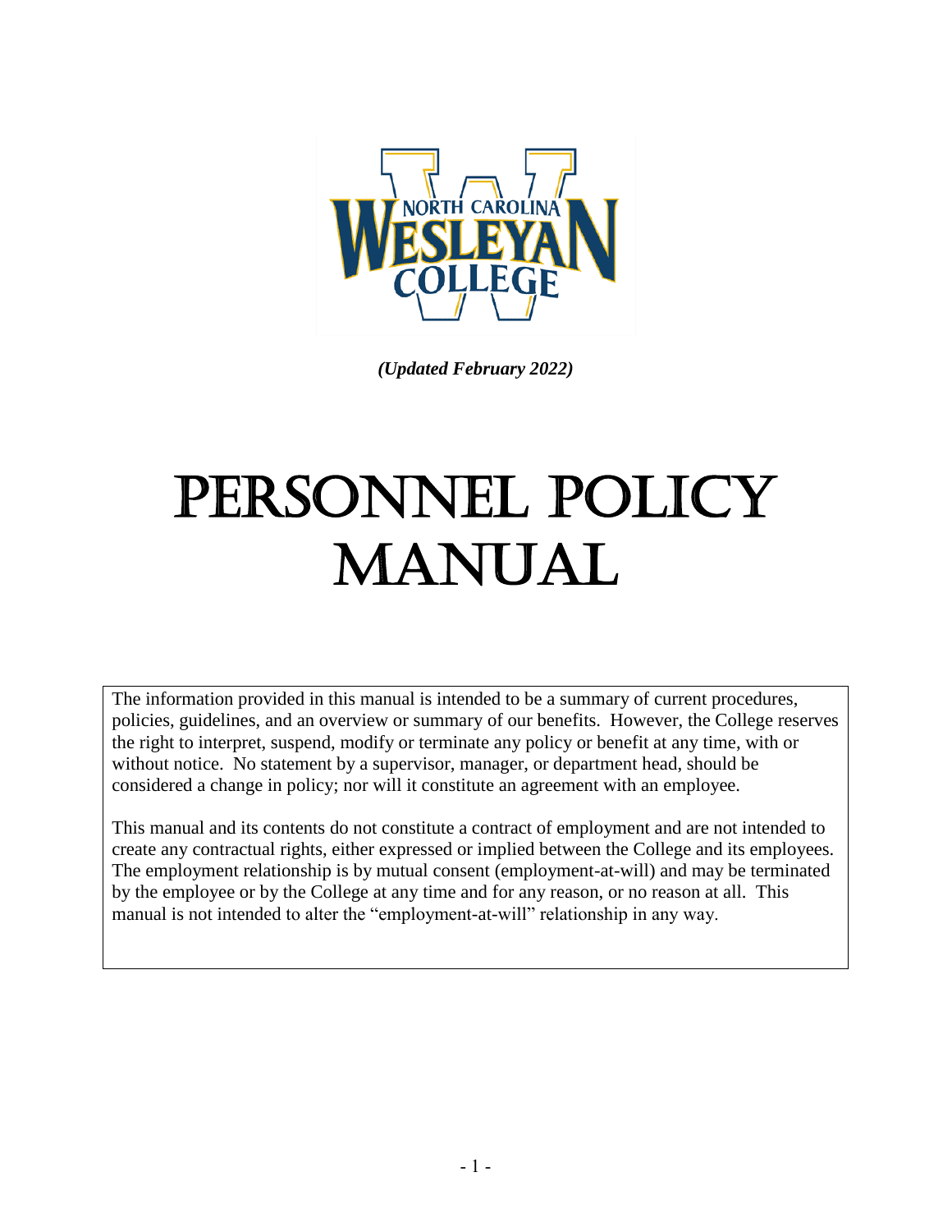NORTH CAROLINA WESLEYAN COLLEGE

*(Updated February 2022)*

# PERSONNEL POLICY MANUAL

The information provided in this manual is intended to be a summary of current procedures, policies, guidelines, and an overview or summary of our benefits. However, the College reserves the right to interpret, suspend, modify or terminate any policy or benefit at any time, with or without notice. No statement by a supervisor, manager, or department head, should be considered a change in policy; nor will it constitute an agreement with an employee.

This manual and its contents do not constitute a contract of employment and are not intended to create any contractual rights, either expressed or implied between the College and its employees. The employment relationship is by mutual consent (employment-at-will) and may be terminated by the employee or by the College at any time and for any reason, or no reason at all. This manual is not intended to alter the "employment-at-will" relationship in any way.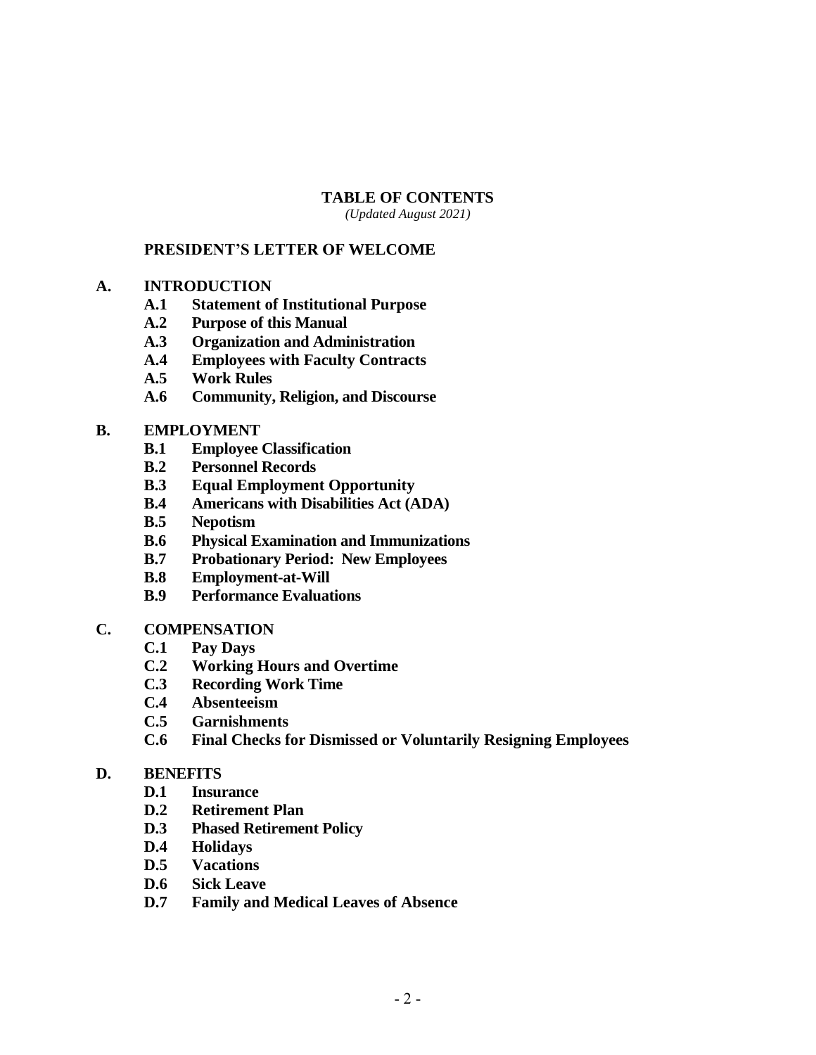# TABLE OF CONTENTS

*(Updated August 2021)*

**PRESIDENT'S LETTER OF WELCOME**

**A. INTRODUCTION**
- **A.1 Statement of Institutional Purpose**
- **A.2 Purpose of this Manual**
- **A.3 Organization and Administration**
- **A.4 Employees with Faculty Contracts**
- **A.5 Work Rules**
- **A.6 Community, Religion, and Discourse**

**B. EMPLOYMENT**
- **B.1 Employee Classification**
- **B.2 Personnel Records**
- **B.3 Equal Employment Opportunity**
- **B.4 Americans with Disabilities Act (ADA)**
- **B.5 Nepotism**
- **B.6 Physical Examination and Immunizations**
- **B.7 Probationary Period: New Employees**
- **B.8 Employment-at-Will**
- **B.9 Performance Evaluations**

**C. COMPENSATION**
- **C.1 Pay Days**
- **C.2 Working Hours and Overtime**
- **C.3 Recording Work Time**
- **C.4 Absenteeism**
- **C.5 Garnishments**
- **C.6 Final Checks for Dismissed or Voluntarily Resigning Employees**

**D. BENEFITS**
- **D.1 Insurance**
- **D.2 Retirement Plan**
- **D.3 Phased Retirement Policy**
- **D.4 Holidays**
- **D.5 Vacations**
- **D.6 Sick Leave**
- **D.7 Family and Medical Leaves of Absence**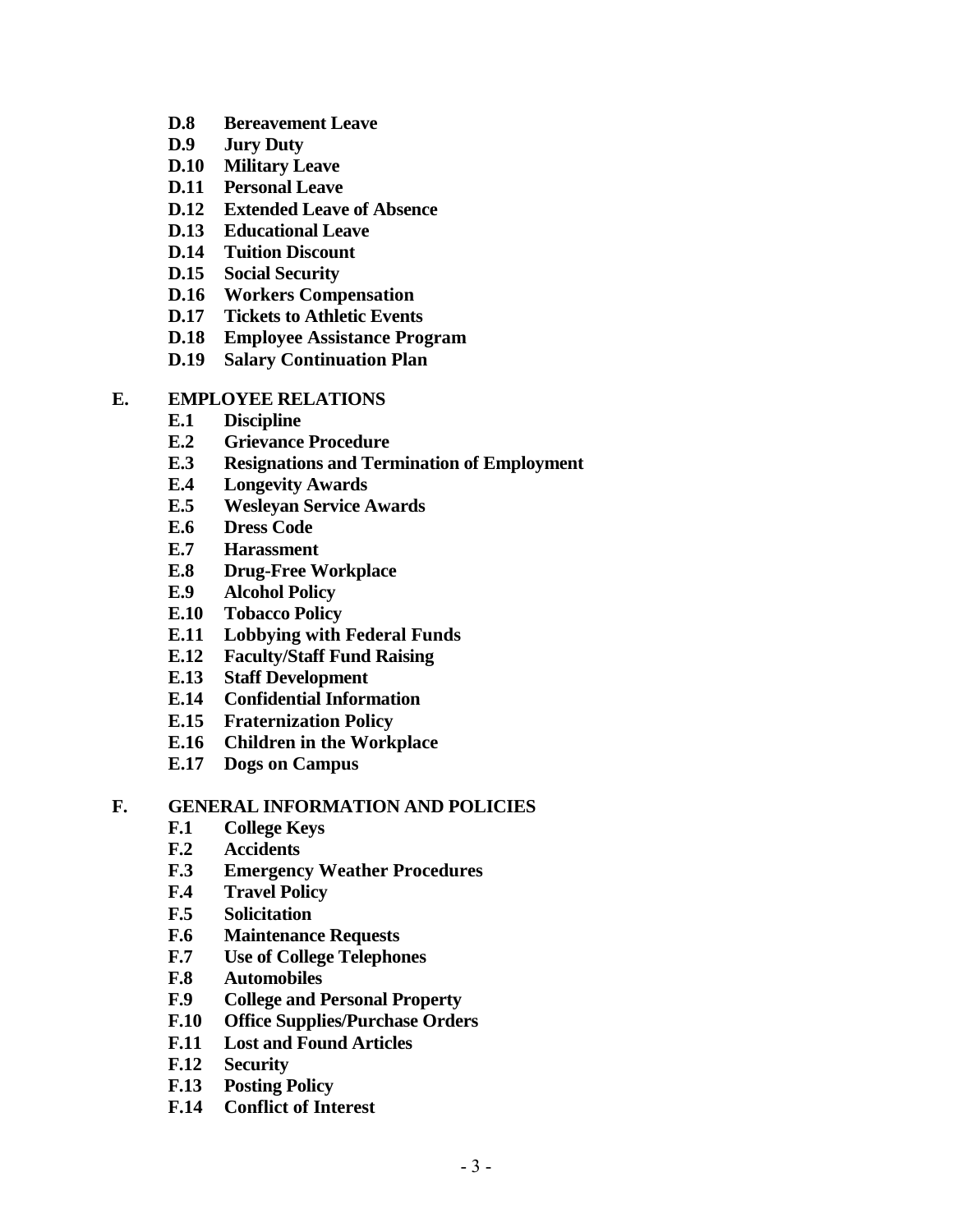**D.8 Bereavement Leave**
**D.9 Jury Duty**
**D.10 Military Leave**
**D.11 Personal Leave**
**D.12 Extended Leave of Absence**
**D.13 Educational Leave**
**D.14 Tuition Discount**
**D.15 Social Security**
**D.16 Workers Compensation**
**D.17 Tickets to Athletic Events**
**D.18 Employee Assistance Program**
**D.19 Salary Continuation Plan**

**E. EMPLOYEE RELATIONS**

**E.1 Discipline**
**E.2 Grievance Procedure**
**E.3 Resignations and Termination of Employment**
**E.4 Longevity Awards**
**E.5 Wesleyan Service Awards**
**E.6 Dress Code**
**E.7 Harassment**
**E.8 Drug-Free Workplace**
**E.9 Alcohol Policy**
**E.10 Tobacco Policy**
**E.11 Lobbying with Federal Funds**
**E.12 Faculty/Staff Fund Raising**
**E.13 Staff Development**
**E.14 Confidential Information**
**E.15 Fraternization Policy**
**E.16 Children in the Workplace**
**E.17 Dogs on Campus**

**F. GENERAL INFORMATION AND POLICIES**

**F.1 College Keys**
**F.2 Accidents**
**F.3 Emergency Weather Procedures**
**F.4 Travel Policy**
**F.5 Solicitation**
**F.6 Maintenance Requests**
**F.7 Use of College Telephones**
**F.8 Automobiles**
**F.9 College and Personal Property**
**F.10 Office Supplies/Purchase Orders**
**F.11 Lost and Found Articles**
**F.12 Security**
**F.13 Posting Policy**
**F.14 Conflict of Interest**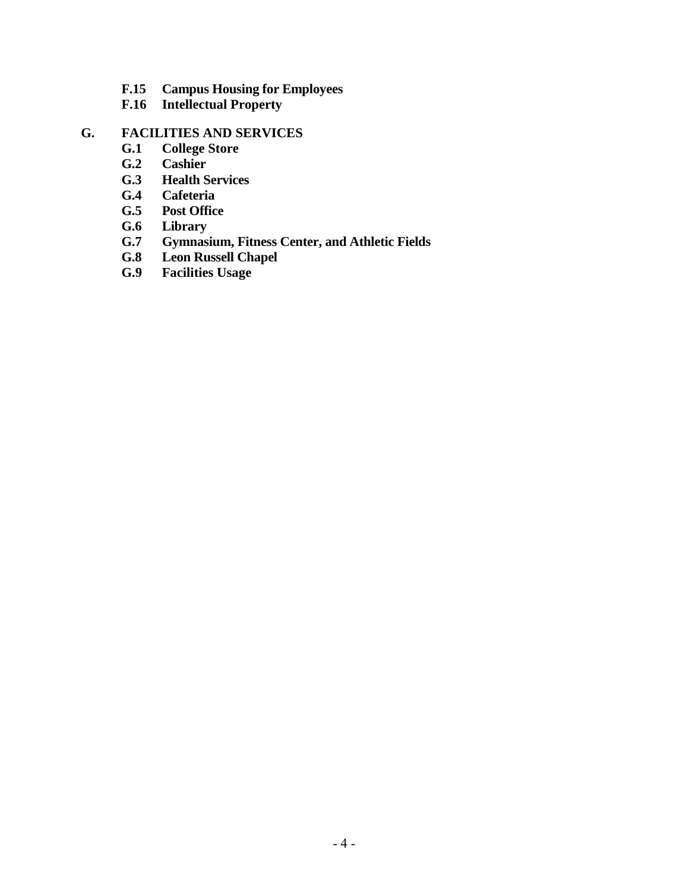- **F.15 Campus Housing for Employees**
- **F.16 Intellectual Property**

**G. FACILITIES AND SERVICES**

- **G.1 College Store**
- **G.2 Cashier**
- **G.3 Health Services**
- **G.4 Cafeteria**
- **G.5 Post Office**
- **G.6 Library**
- **G.7 Gymnasium, Fitness Center, and Athletic Fields**
- **G.8 Leon Russell Chapel**
- **G.9 Facilities Usage**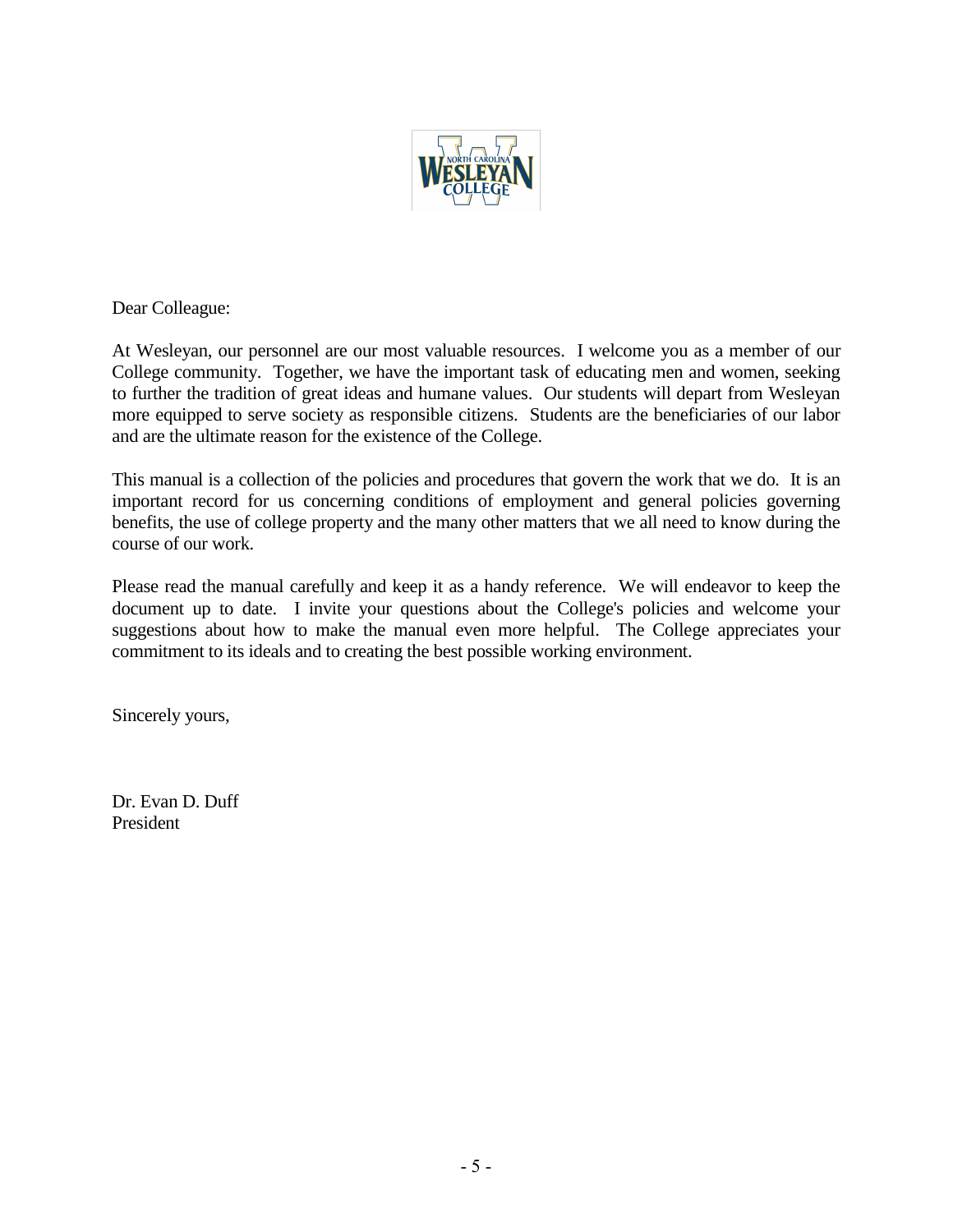Dear Colleague:

At Wesleyan, our personnel are our most valuable resources. I welcome you as a member of our College community. Together, we have the important task of educating men and women, seeking to further the tradition of great ideas and humane values. Our students will depart from Wesleyan more equipped to serve society as responsible citizens. Students are the beneficiaries of our labor and are the ultimate reason for the existence of the College.

This manual is a collection of the policies and procedures that govern the work that we do. It is an important record for us concerning conditions of employment and general policies governing benefits, the use of college property and the many other matters that we all need to know during the course of our work.

Please read the manual carefully and keep it as a handy reference. We will endeavor to keep the document up to date. I invite your questions about the College's policies and welcome your suggestions about how to make the manual even more helpful. The College appreciates your commitment to its ideals and to creating the best possible working environment.

Sincerely yours,

Dr. Evan D. Duff
President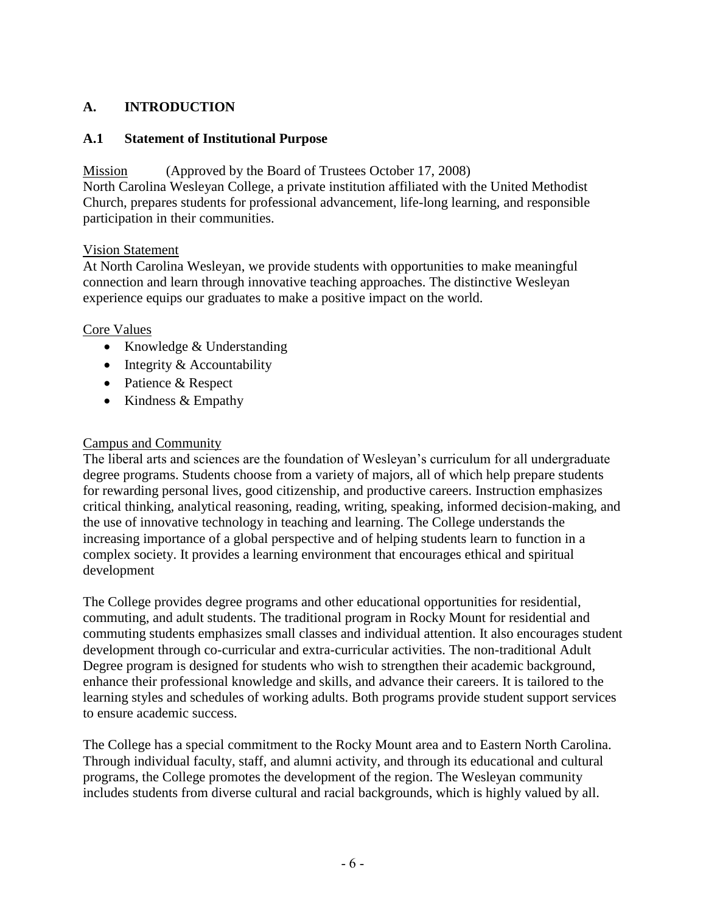## A. INTRODUCTION

### A.1 Statement of Institutional Purpose

Mission (Approved by the Board of Trustees October 17, 2008)
North Carolina Wesleyan College, a private institution affiliated with the United Methodist Church, prepares students for professional advancement, life-long learning, and responsible participation in their communities.

Vision Statement
At North Carolina Wesleyan, we provide students with opportunities to make meaningful connection and learn through innovative teaching approaches. The distinctive Wesleyan experience equips our graduates to make a positive impact on the world.

Core Values

- Knowledge & Understanding
- Integrity & Accountability
- Patience & Respect
- Kindness & Empathy

Campus and Community
The liberal arts and sciences are the foundation of Wesleyan's curriculum for all undergraduate degree programs. Students choose from a variety of majors, all of which help prepare students for rewarding personal lives, good citizenship, and productive careers. Instruction emphasizes critical thinking, analytical reasoning, reading, writing, speaking, informed decision-making, and the use of innovative technology in teaching and learning. The College understands the increasing importance of a global perspective and of helping students learn to function in a complex society. It provides a learning environment that encourages ethical and spiritual development

The College provides degree programs and other educational opportunities for residential, commuting, and adult students. The traditional program in Rocky Mount for residential and commuting students emphasizes small classes and individual attention. It also encourages student development through co-curricular and extra-curricular activities. The non-traditional Adult Degree program is designed for students who wish to strengthen their academic background, enhance their professional knowledge and skills, and advance their careers. It is tailored to the learning styles and schedules of working adults. Both programs provide student support services to ensure academic success.

The College has a special commitment to the Rocky Mount area and to Eastern North Carolina. Through individual faculty, staff, and alumni activity, and through its educational and cultural programs, the College promotes the development of the region. The Wesleyan community includes students from diverse cultural and racial backgrounds, which is highly valued by all.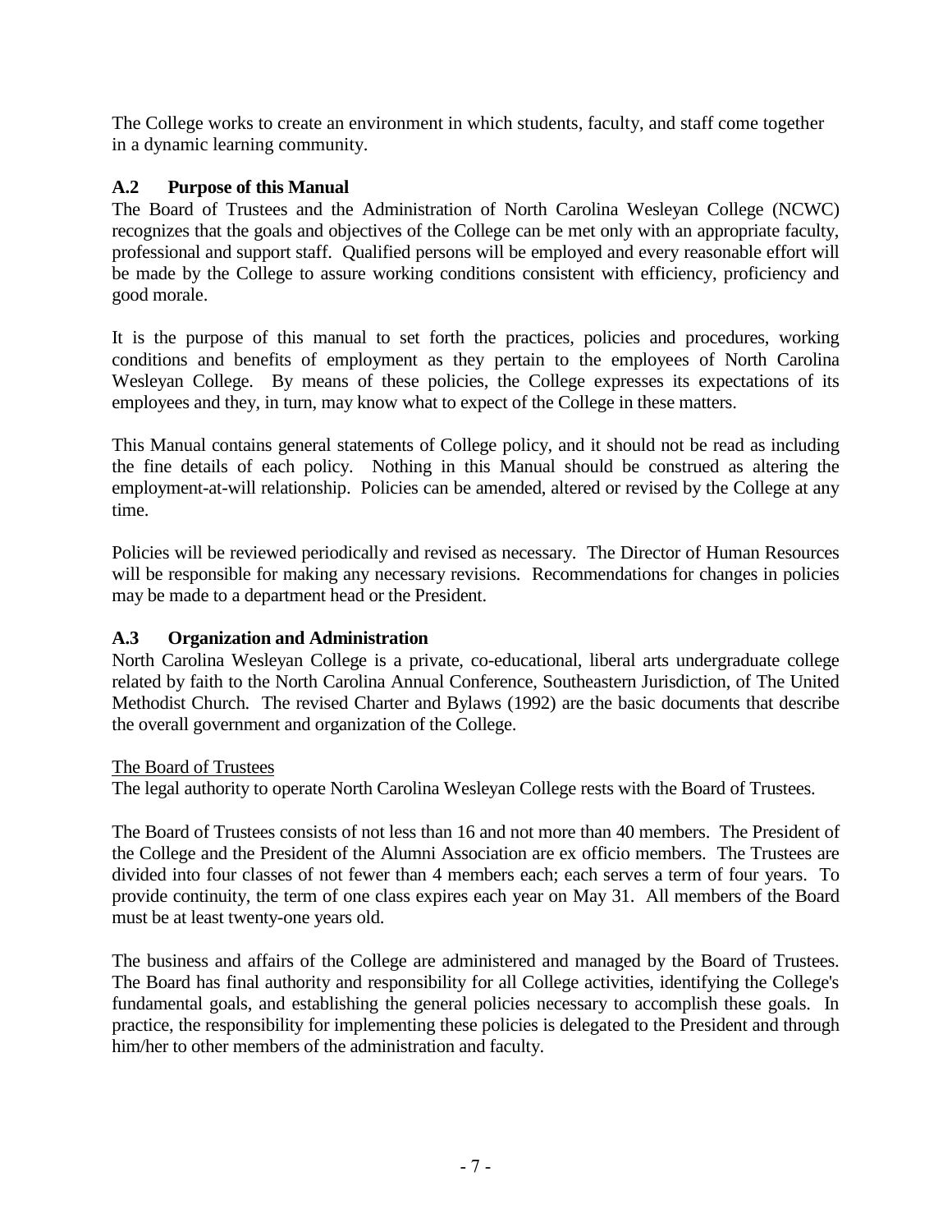The College works to create an environment in which students, faculty, and staff come together in a dynamic learning community.

## A.2 Purpose of this Manual

The Board of Trustees and the Administration of North Carolina Wesleyan College (NCWC) recognizes that the goals and objectives of the College can be met only with an appropriate faculty, professional and support staff. Qualified persons will be employed and every reasonable effort will be made by the College to assure working conditions consistent with efficiency, proficiency and good morale.

It is the purpose of this manual to set forth the practices, policies and procedures, working conditions and benefits of employment as they pertain to the employees of North Carolina Wesleyan College. By means of these policies, the College expresses its expectations of its employees and they, in turn, may know what to expect of the College in these matters.

This Manual contains general statements of College policy, and it should not be read as including the fine details of each policy. Nothing in this Manual should be construed as altering the employment-at-will relationship. Policies can be amended, altered or revised by the College at any time.

Policies will be reviewed periodically and revised as necessary. The Director of Human Resources will be responsible for making any necessary revisions. Recommendations for changes in policies may be made to a department head or the President.

## A.3 Organization and Administration

North Carolina Wesleyan College is a private, co-educational, liberal arts undergraduate college related by faith to the North Carolina Annual Conference, Southeastern Jurisdiction, of The United Methodist Church. The revised Charter and Bylaws (1992) are the basic documents that describe the overall government and organization of the College.

<u>The Board of Trustees</u>

The legal authority to operate North Carolina Wesleyan College rests with the Board of Trustees.

The Board of Trustees consists of not less than 16 and not more than 40 members. The President of the College and the President of the Alumni Association are ex officio members. The Trustees are divided into four classes of not fewer than 4 members each; each serves a term of four years. To provide continuity, the term of one class expires each year on May 31. All members of the Board must be at least twenty-one years old.

The business and affairs of the College are administered and managed by the Board of Trustees. The Board has final authority and responsibility for all College activities, identifying the College's fundamental goals, and establishing the general policies necessary to accomplish these goals. In practice, the responsibility for implementing these policies is delegated to the President and through him/her to other members of the administration and faculty.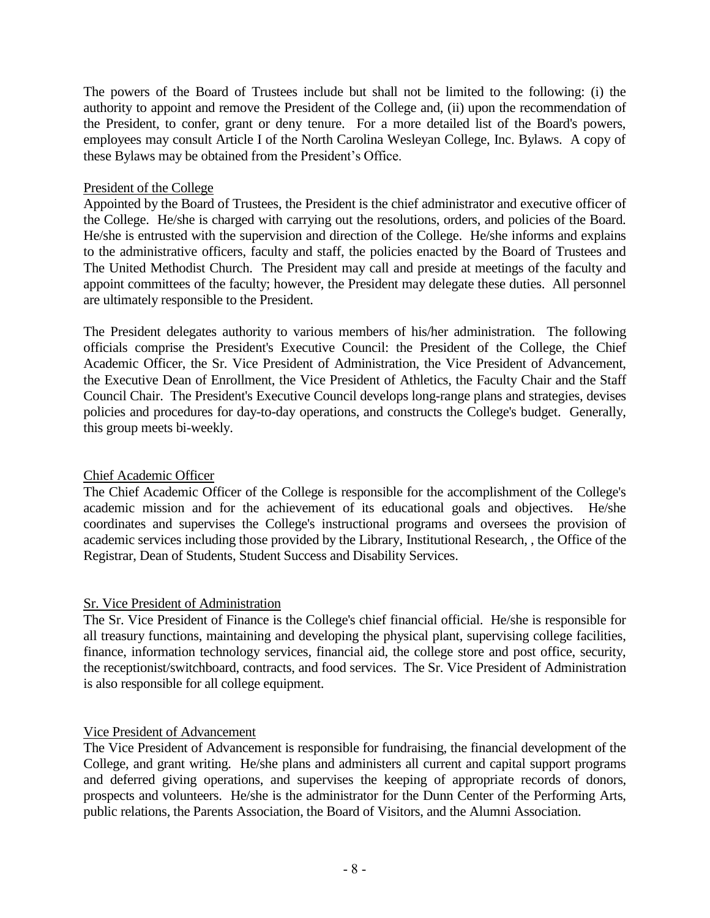The powers of the Board of Trustees include but shall not be limited to the following: (i) the authority to appoint and remove the President of the College and, (ii) upon the recommendation of the President, to confer, grant or deny tenure. For a more detailed list of the Board's powers, employees may consult Article I of the North Carolina Wesleyan College, Inc. Bylaws. A copy of these Bylaws may be obtained from the President's Office.

## President of the College

Appointed by the Board of Trustees, the President is the chief administrator and executive officer of the College. He/she is charged with carrying out the resolutions, orders, and policies of the Board. He/she is entrusted with the supervision and direction of the College. He/she informs and explains to the administrative officers, faculty and staff, the policies enacted by the Board of Trustees and The United Methodist Church. The President may call and preside at meetings of the faculty and appoint committees of the faculty; however, the President may delegate these duties. All personnel are ultimately responsible to the President.

The President delegates authority to various members of his/her administration. The following officials comprise the President's Executive Council: the President of the College, the Chief Academic Officer, the Sr. Vice President of Administration, the Vice President of Advancement, the Executive Dean of Enrollment, the Vice President of Athletics, the Faculty Chair and the Staff Council Chair. The President's Executive Council develops long-range plans and strategies, devises policies and procedures for day-to-day operations, and constructs the College's budget. Generally, this group meets bi-weekly.

## Chief Academic Officer

The Chief Academic Officer of the College is responsible for the accomplishment of the College's academic mission and for the achievement of its educational goals and objectives. He/she coordinates and supervises the College's instructional programs and oversees the provision of academic services including those provided by the Library, Institutional Research, , the Office of the Registrar, Dean of Students, Student Success and Disability Services.

## Sr. Vice President of Administration

The Sr. Vice President of Finance is the College's chief financial official. He/she is responsible for all treasury functions, maintaining and developing the physical plant, supervising college facilities, finance, information technology services, financial aid, the college store and post office, security, the receptionist/switchboard, contracts, and food services. The Sr. Vice President of Administration is also responsible for all college equipment.

## Vice President of Advancement

The Vice President of Advancement is responsible for fundraising, the financial development of the College, and grant writing. He/she plans and administers all current and capital support programs and deferred giving operations, and supervises the keeping of appropriate records of donors, prospects and volunteers. He/she is the administrator for the Dunn Center of the Performing Arts, public relations, the Parents Association, the Board of Visitors, and the Alumni Association.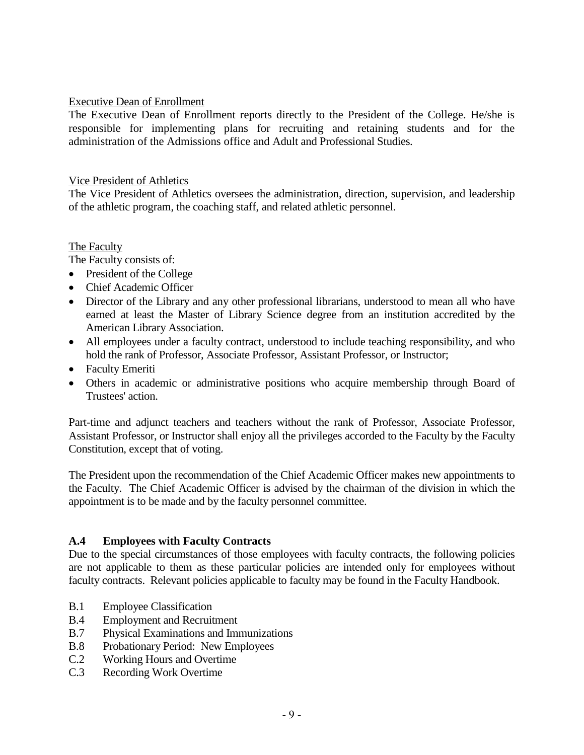Executive Dean of Enrollment

The Executive Dean of Enrollment reports directly to the President of the College. He/she is responsible for implementing plans for recruiting and retaining students and for the administration of the Admissions office and Adult and Professional Studies.

Vice President of Athletics

The Vice President of Athletics oversees the administration, direction, supervision, and leadership of the athletic program, the coaching staff, and related athletic personnel.

The Faculty

The Faculty consists of:

- President of the College
- Chief Academic Officer
- Director of the Library and any other professional librarians, understood to mean all who have earned at least the Master of Library Science degree from an institution accredited by the American Library Association.
- All employees under a faculty contract, understood to include teaching responsibility, and who hold the rank of Professor, Associate Professor, Assistant Professor, or Instructor;
- Faculty Emeriti
- Others in academic or administrative positions who acquire membership through Board of Trustees' action.

Part-time and adjunct teachers and teachers without the rank of Professor, Associate Professor, Assistant Professor, or Instructor shall enjoy all the privileges accorded to the Faculty by the Faculty Constitution, except that of voting.

The President upon the recommendation of the Chief Academic Officer makes new appointments to the Faculty. The Chief Academic Officer is advised by the chairman of the division in which the appointment is to be made and by the faculty personnel committee.

### A.4 Employees with Faculty Contracts

Due to the special circumstances of those employees with faculty contracts, the following policies are not applicable to them as these particular policies are intended only for employees without faculty contracts. Relevant policies applicable to faculty may be found in the Faculty Handbook.

- B.1 Employee Classification
- B.4 Employment and Recruitment
- B.7 Physical Examinations and Immunizations
- B.8 Probationary Period: New Employees
- C.2 Working Hours and Overtime
- C.3 Recording Work Overtime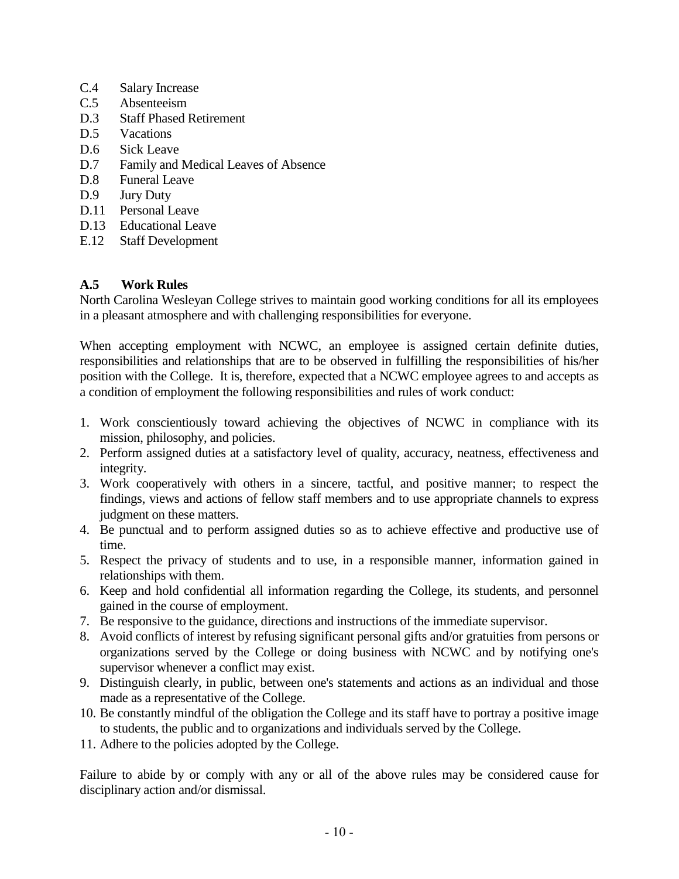- C.4 Salary Increase
- C.5 Absenteeism
- D.3 Staff Phased Retirement
- D.5 Vacations
- D.6 Sick Leave
- D.7 Family and Medical Leaves of Absence
- D.8 Funeral Leave
- D.9 Jury Duty
- D.11 Personal Leave
- D.13 Educational Leave
- E.12 Staff Development

### A.5 Work Rules

North Carolina Wesleyan College strives to maintain good working conditions for all its employees in a pleasant atmosphere and with challenging responsibilities for everyone.

When accepting employment with NCWC, an employee is assigned certain definite duties, responsibilities and relationships that are to be observed in fulfilling the responsibilities of his/her position with the College. It is, therefore, expected that a NCWC employee agrees to and accepts as a condition of employment the following responsibilities and rules of work conduct:

1. Work conscientiously toward achieving the objectives of NCWC in compliance with its mission, philosophy, and policies.
2. Perform assigned duties at a satisfactory level of quality, accuracy, neatness, effectiveness and integrity.
3. Work cooperatively with others in a sincere, tactful, and positive manner; to respect the findings, views and actions of fellow staff members and to use appropriate channels to express judgment on these matters.
4. Be punctual and to perform assigned duties so as to achieve effective and productive use of time.
5. Respect the privacy of students and to use, in a responsible manner, information gained in relationships with them.
6. Keep and hold confidential all information regarding the College, its students, and personnel gained in the course of employment.
7. Be responsive to the guidance, directions and instructions of the immediate supervisor.
8. Avoid conflicts of interest by refusing significant personal gifts and/or gratuities from persons or organizations served by the College or doing business with NCWC and by notifying one's supervisor whenever a conflict may exist.
9. Distinguish clearly, in public, between one's statements and actions as an individual and those made as a representative of the College.
10. Be constantly mindful of the obligation the College and its staff have to portray a positive image to students, the public and to organizations and individuals served by the College.
11. Adhere to the policies adopted by the College.

Failure to abide by or comply with any or all of the above rules may be considered cause for disciplinary action and/or dismissal.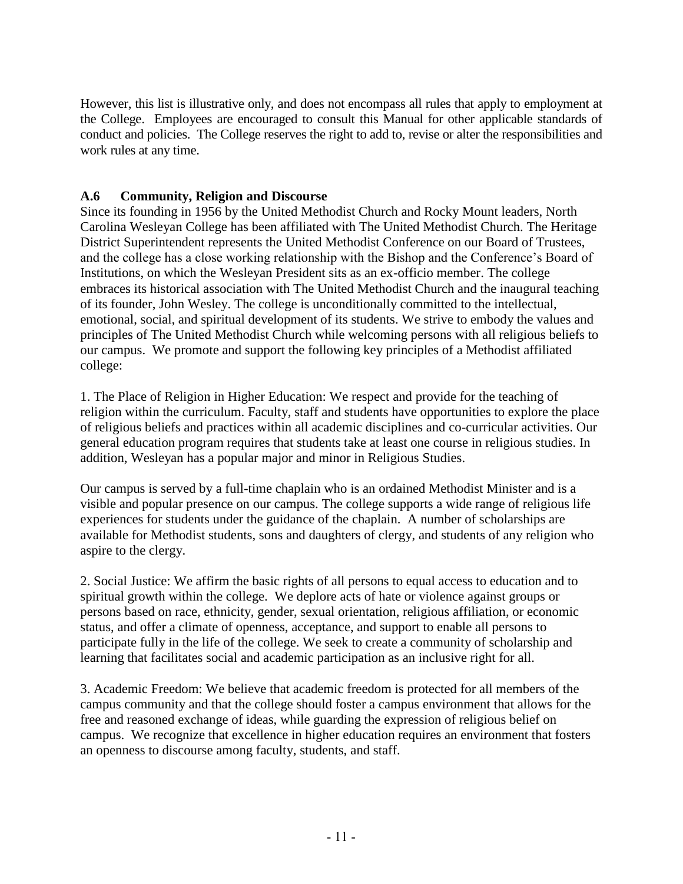However, this list is illustrative only, and does not encompass all rules that apply to employment at the College. Employees are encouraged to consult this Manual for other applicable standards of conduct and policies. The College reserves the right to add to, revise or alter the responsibilities and work rules at any time.

### A.6 Community, Religion and Discourse

Since its founding in 1956 by the United Methodist Church and Rocky Mount leaders, North Carolina Wesleyan College has been affiliated with The United Methodist Church. The Heritage District Superintendent represents the United Methodist Conference on our Board of Trustees, and the college has a close working relationship with the Bishop and the Conference's Board of Institutions, on which the Wesleyan President sits as an ex-officio member. The college embraces its historical association with The United Methodist Church and the inaugural teaching of its founder, John Wesley. The college is unconditionally committed to the intellectual, emotional, social, and spiritual development of its students. We strive to embody the values and principles of The United Methodist Church while welcoming persons with all religious beliefs to our campus. We promote and support the following key principles of a Methodist affiliated college:

1. The Place of Religion in Higher Education: We respect and provide for the teaching of religion within the curriculum. Faculty, staff and students have opportunities to explore the place of religious beliefs and practices within all academic disciplines and co-curricular activities. Our general education program requires that students take at least one course in religious studies. In addition, Wesleyan has a popular major and minor in Religious Studies.

Our campus is served by a full-time chaplain who is an ordained Methodist Minister and is a visible and popular presence on our campus. The college supports a wide range of religious life experiences for students under the guidance of the chaplain. A number of scholarships are available for Methodist students, sons and daughters of clergy, and students of any religion who aspire to the clergy.

2. Social Justice: We affirm the basic rights of all persons to equal access to education and to spiritual growth within the college. We deplore acts of hate or violence against groups or persons based on race, ethnicity, gender, sexual orientation, religious affiliation, or economic status, and offer a climate of openness, acceptance, and support to enable all persons to participate fully in the life of the college. We seek to create a community of scholarship and learning that facilitates social and academic participation as an inclusive right for all.

3. Academic Freedom: We believe that academic freedom is protected for all members of the campus community and that the college should foster a campus environment that allows for the free and reasoned exchange of ideas, while guarding the expression of religious belief on campus. We recognize that excellence in higher education requires an environment that fosters an openness to discourse among faculty, students, and staff.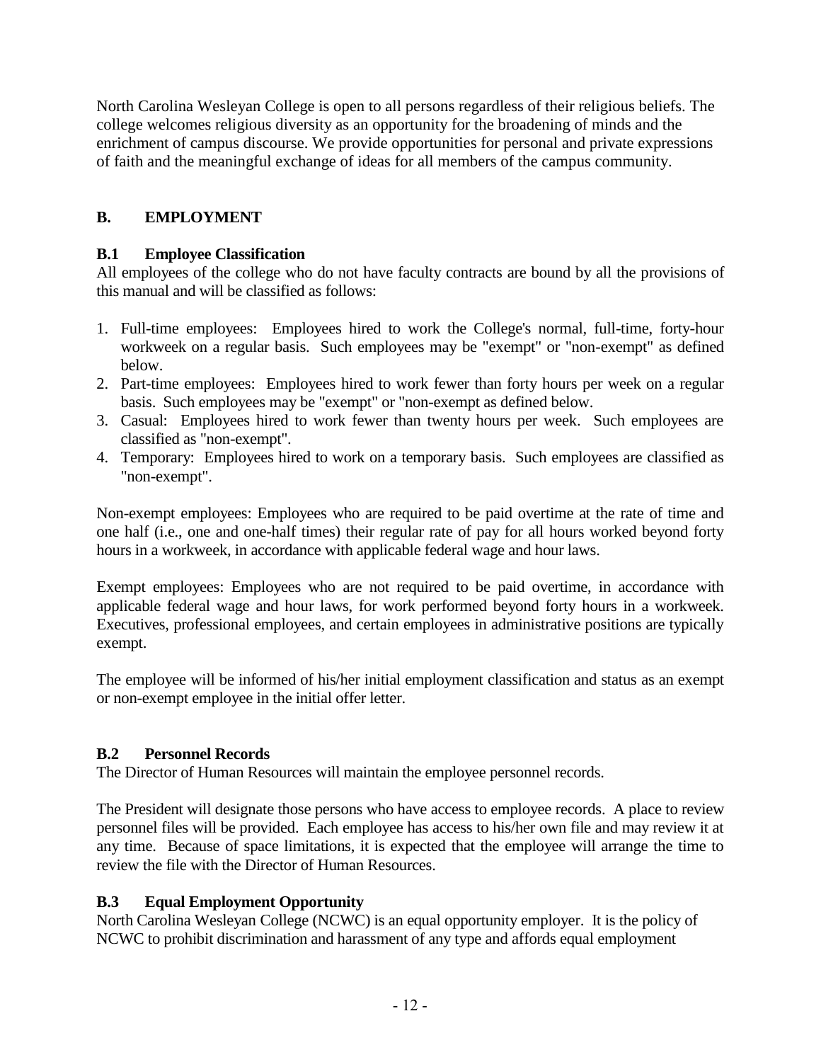North Carolina Wesleyan College is open to all persons regardless of their religious beliefs. The college welcomes religious diversity as an opportunity for the broadening of minds and the enrichment of campus discourse. We provide opportunities for personal and private expressions of faith and the meaningful exchange of ideas for all members of the campus community.

## B. EMPLOYMENT

### B.1 Employee Classification

All employees of the college who do not have faculty contracts are bound by all the provisions of this manual and will be classified as follows:

1. Full-time employees: Employees hired to work the College's normal, full-time, forty-hour workweek on a regular basis. Such employees may be "exempt" or "non-exempt" as defined below.
2. Part-time employees: Employees hired to work fewer than forty hours per week on a regular basis. Such employees may be "exempt" or "non-exempt as defined below.
3. Casual: Employees hired to work fewer than twenty hours per week. Such employees are classified as "non-exempt".
4. Temporary: Employees hired to work on a temporary basis. Such employees are classified as "non-exempt".

Non-exempt employees: Employees who are required to be paid overtime at the rate of time and one half (i.e., one and one-half times) their regular rate of pay for all hours worked beyond forty hours in a workweek, in accordance with applicable federal wage and hour laws.

Exempt employees: Employees who are not required to be paid overtime, in accordance with applicable federal wage and hour laws, for work performed beyond forty hours in a workweek. Executives, professional employees, and certain employees in administrative positions are typically exempt.

The employee will be informed of his/her initial employment classification and status as an exempt or non-exempt employee in the initial offer letter.

### B.2 Personnel Records

The Director of Human Resources will maintain the employee personnel records.

The President will designate those persons who have access to employee records. A place to review personnel files will be provided. Each employee has access to his/her own file and may review it at any time. Because of space limitations, it is expected that the employee will arrange the time to review the file with the Director of Human Resources.

### B.3 Equal Employment Opportunity

North Carolina Wesleyan College (NCWC) is an equal opportunity employer. It is the policy of NCWC to prohibit discrimination and harassment of any type and affords equal employment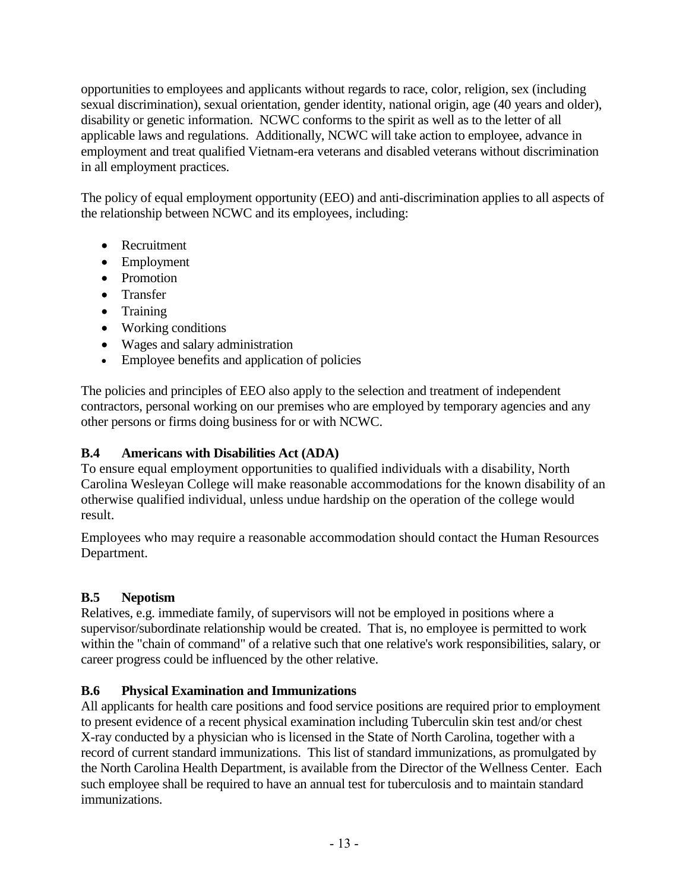opportunities to employees and applicants without regards to race, color, religion, sex (including sexual discrimination), sexual orientation, gender identity, national origin, age (40 years and older), disability or genetic information. NCWC conforms to the spirit as well as to the letter of all applicable laws and regulations. Additionally, NCWC will take action to employee, advance in employment and treat qualified Vietnam-era veterans and disabled veterans without discrimination in all employment practices.

The policy of equal employment opportunity (EEO) and anti-discrimination applies to all aspects of the relationship between NCWC and its employees, including:

- Recruitment
- Employment
- Promotion
- Transfer
- Training
- Working conditions
- Wages and salary administration
- Employee benefits and application of policies

The policies and principles of EEO also apply to the selection and treatment of independent contractors, personal working on our premises who are employed by temporary agencies and any other persons or firms doing business for or with NCWC.

### B.4 Americans with Disabilities Act (ADA)

To ensure equal employment opportunities to qualified individuals with a disability, North Carolina Wesleyan College will make reasonable accommodations for the known disability of an otherwise qualified individual, unless undue hardship on the operation of the college would result.

Employees who may require a reasonable accommodation should contact the Human Resources Department.

### B.5 Nepotism

Relatives, e.g. immediate family, of supervisors will not be employed in positions where a supervisor/subordinate relationship would be created. That is, no employee is permitted to work within the "chain of command" of a relative such that one relative's work responsibilities, salary, or career progress could be influenced by the other relative.

### B.6 Physical Examination and Immunizations

All applicants for health care positions and food service positions are required prior to employment to present evidence of a recent physical examination including Tuberculin skin test and/or chest X-ray conducted by a physician who is licensed in the State of North Carolina, together with a record of current standard immunizations. This list of standard immunizations, as promulgated by the North Carolina Health Department, is available from the Director of the Wellness Center. Each such employee shall be required to have an annual test for tuberculosis and to maintain standard immunizations.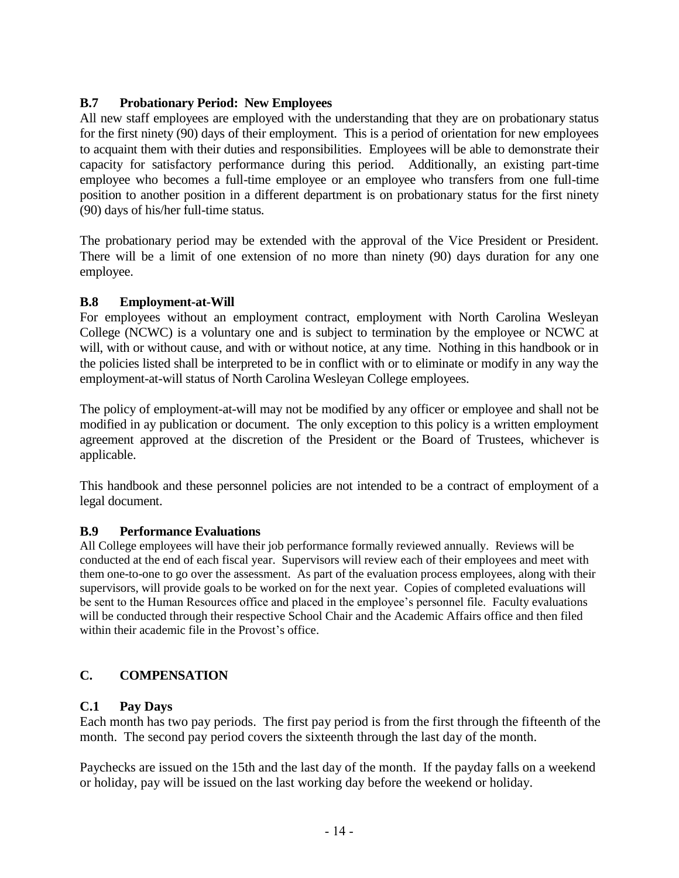### B.7 Probationary Period: New Employees

All new staff employees are employed with the understanding that they are on probationary status for the first ninety (90) days of their employment. This is a period of orientation for new employees to acquaint them with their duties and responsibilities. Employees will be able to demonstrate their capacity for satisfactory performance during this period. Additionally, an existing part-time employee who becomes a full-time employee or an employee who transfers from one full-time position to another position in a different department is on probationary status for the first ninety (90) days of his/her full-time status.

The probationary period may be extended with the approval of the Vice President or President. There will be a limit of one extension of no more than ninety (90) days duration for any one employee.

### B.8 Employment-at-Will

For employees without an employment contract, employment with North Carolina Wesleyan College (NCWC) is a voluntary one and is subject to termination by the employee or NCWC at will, with or without cause, and with or without notice, at any time. Nothing in this handbook or in the policies listed shall be interpreted to be in conflict with or to eliminate or modify in any way the employment-at-will status of North Carolina Wesleyan College employees.

The policy of employment-at-will may not be modified by any officer or employee and shall not be modified in ay publication or document. The only exception to this policy is a written employment agreement approved at the discretion of the President or the Board of Trustees, whichever is applicable.

This handbook and these personnel policies are not intended to be a contract of employment of a legal document.

### B.9 Performance Evaluations

All College employees will have their job performance formally reviewed annually. Reviews will be conducted at the end of each fiscal year. Supervisors will review each of their employees and meet with them one-to-one to go over the assessment. As part of the evaluation process employees, along with their supervisors, will provide goals to be worked on for the next year. Copies of completed evaluations will be sent to the Human Resources office and placed in the employee's personnel file. Faculty evaluations will be conducted through their respective School Chair and the Academic Affairs office and then filed within their academic file in the Provost's office.

## C. COMPENSATION

### C.1 Pay Days

Each month has two pay periods. The first pay period is from the first through the fifteenth of the month. The second pay period covers the sixteenth through the last day of the month.

Paychecks are issued on the 15th and the last day of the month. If the payday falls on a weekend or holiday, pay will be issued on the last working day before the weekend or holiday.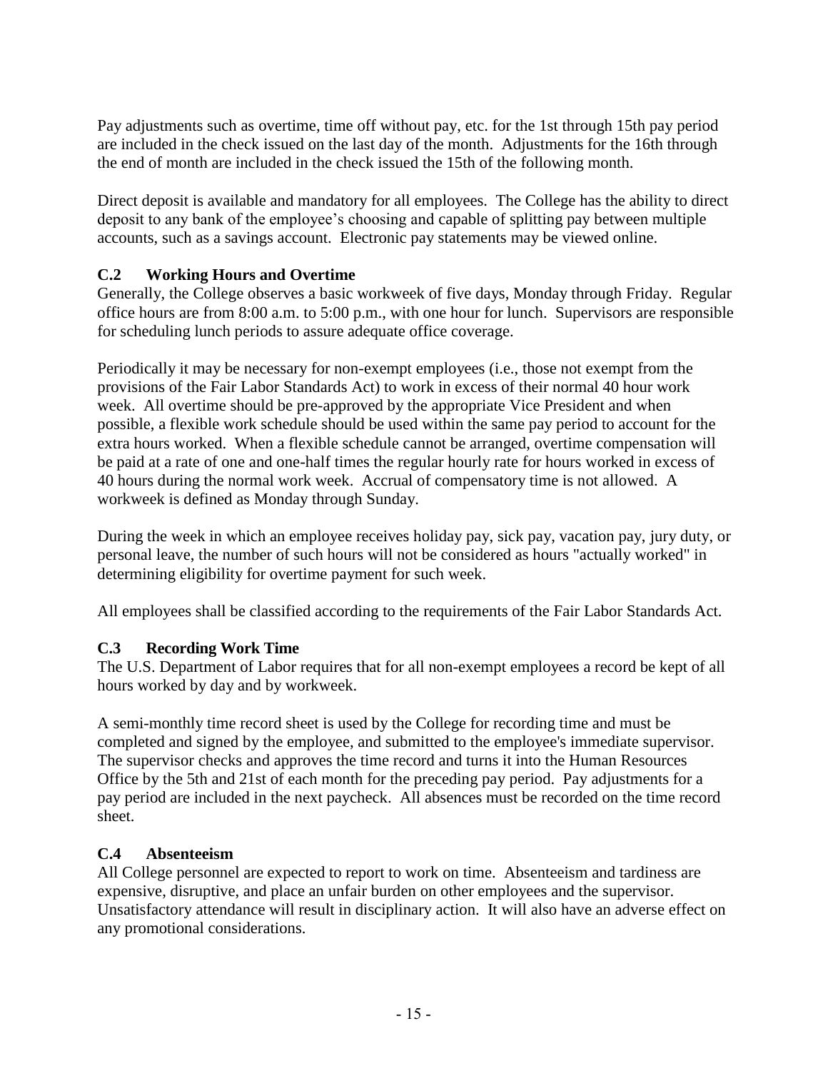Pay adjustments such as overtime, time off without pay, etc. for the 1st through 15th pay period are included in the check issued on the last day of the month. Adjustments for the 16th through the end of month are included in the check issued the 15th of the following month.

Direct deposit is available and mandatory for all employees. The College has the ability to direct deposit to any bank of the employee's choosing and capable of splitting pay between multiple accounts, such as a savings account. Electronic pay statements may be viewed online.

### C.2 Working Hours and Overtime

Generally, the College observes a basic workweek of five days, Monday through Friday. Regular office hours are from 8:00 a.m. to 5:00 p.m., with one hour for lunch. Supervisors are responsible for scheduling lunch periods to assure adequate office coverage.

Periodically it may be necessary for non-exempt employees (i.e., those not exempt from the provisions of the Fair Labor Standards Act) to work in excess of their normal 40 hour work week. All overtime should be pre-approved by the appropriate Vice President and when possible, a flexible work schedule should be used within the same pay period to account for the extra hours worked. When a flexible schedule cannot be arranged, overtime compensation will be paid at a rate of one and one-half times the regular hourly rate for hours worked in excess of 40 hours during the normal work week. Accrual of compensatory time is not allowed. A workweek is defined as Monday through Sunday.

During the week in which an employee receives holiday pay, sick pay, vacation pay, jury duty, or personal leave, the number of such hours will not be considered as hours "actually worked" in determining eligibility for overtime payment for such week.

All employees shall be classified according to the requirements of the Fair Labor Standards Act.

### C.3 Recording Work Time

The U.S. Department of Labor requires that for all non-exempt employees a record be kept of all hours worked by day and by workweek.

A semi-monthly time record sheet is used by the College for recording time and must be completed and signed by the employee, and submitted to the employee's immediate supervisor. The supervisor checks and approves the time record and turns it into the Human Resources Office by the 5th and 21st of each month for the preceding pay period. Pay adjustments for a pay period are included in the next paycheck. All absences must be recorded on the time record sheet.

### C.4 Absenteeism

All College personnel are expected to report to work on time. Absenteeism and tardiness are expensive, disruptive, and place an unfair burden on other employees and the supervisor. Unsatisfactory attendance will result in disciplinary action. It will also have an adverse effect on any promotional considerations.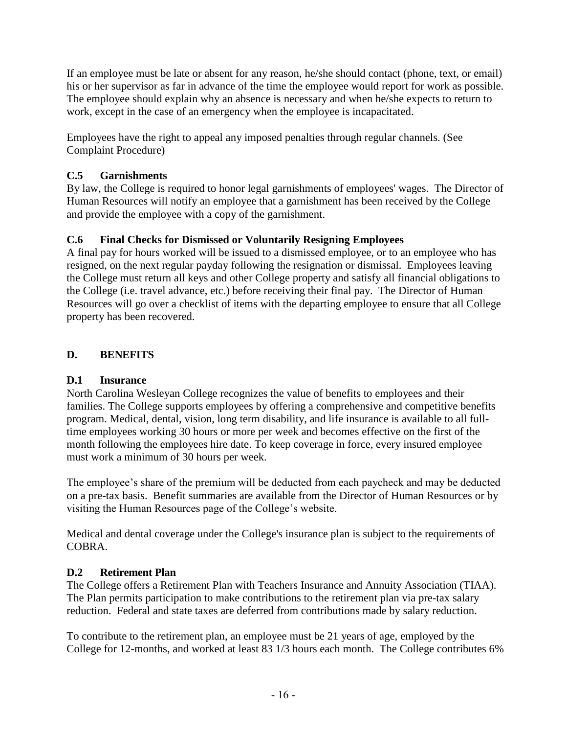If an employee must be late or absent for any reason, he/she should contact (phone, text, or email) his or her supervisor as far in advance of the time the employee would report for work as possible. The employee should explain why an absence is necessary and when he/she expects to return to work, except in the case of an emergency when the employee is incapacitated.

Employees have the right to appeal any imposed penalties through regular channels. (See Complaint Procedure)

### C.5 Garnishments

By law, the College is required to honor legal garnishments of employees' wages. The Director of Human Resources will notify an employee that a garnishment has been received by the College and provide the employee with a copy of the garnishment.

### C.6 Final Checks for Dismissed or Voluntarily Resigning Employees

A final pay for hours worked will be issued to a dismissed employee, or to an employee who has resigned, on the next regular payday following the resignation or dismissal. Employees leaving the College must return all keys and other College property and satisfy all financial obligations to the College (i.e. travel advance, etc.) before receiving their final pay. The Director of Human Resources will go over a checklist of items with the departing employee to ensure that all College property has been recovered.

## D. BENEFITS

### D.1 Insurance

North Carolina Wesleyan College recognizes the value of benefits to employees and their families. The College supports employees by offering a comprehensive and competitive benefits program. Medical, dental, vision, long term disability, and life insurance is available to all full-time employees working 30 hours or more per week and becomes effective on the first of the month following the employees hire date. To keep coverage in force, every insured employee must work a minimum of 30 hours per week.

The employee's share of the premium will be deducted from each paycheck and may be deducted on a pre-tax basis. Benefit summaries are available from the Director of Human Resources or by visiting the Human Resources page of the College's website.

Medical and dental coverage under the College's insurance plan is subject to the requirements of COBRA.

### D.2 Retirement Plan

The College offers a Retirement Plan with Teachers Insurance and Annuity Association (TIAA). The Plan permits participation to make contributions to the retirement plan via pre-tax salary reduction. Federal and state taxes are deferred from contributions made by salary reduction.

To contribute to the retirement plan, an employee must be 21 years of age, employed by the College for 12-months, and worked at least 83 1/3 hours each month. The College contributes 6%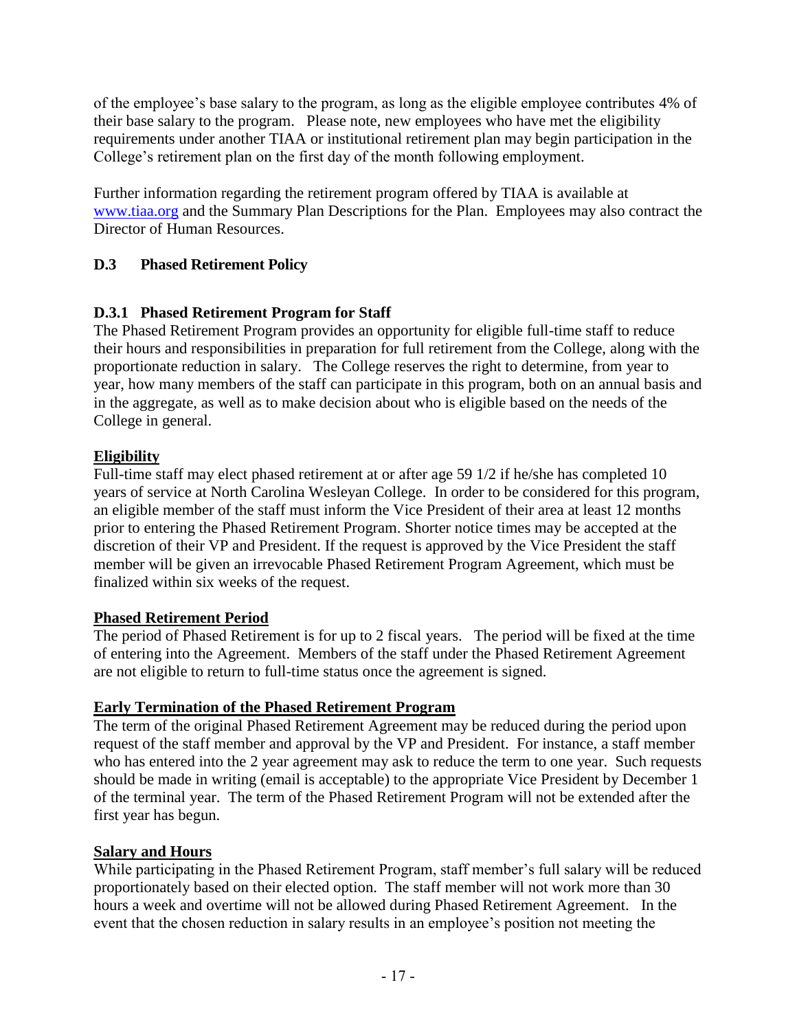of the employee's base salary to the program, as long as the eligible employee contributes 4% of their base salary to the program. Please note, new employees who have met the eligibility requirements under another TIAA or institutional retirement plan may begin participation in the College's retirement plan on the first day of the month following employment.

Further information regarding the retirement program offered by TIAA is available at [www.tiaa.org](http://www.tiaa.org) and the Summary Plan Descriptions for the Plan. Employees may also contract the Director of Human Resources.

## D.3 Phased Retirement Policy

### D.3.1 Phased Retirement Program for Staff

The Phased Retirement Program provides an opportunity for eligible full-time staff to reduce their hours and responsibilities in preparation for full retirement from the College, along with the proportionate reduction in salary. The College reserves the right to determine, from year to year, how many members of the staff can participate in this program, both on an annual basis and in the aggregate, as well as to make decision about who is eligible based on the needs of the College in general.

**Eligibility**

Full-time staff may elect phased retirement at or after age 59 1/2 if he/she has completed 10 years of service at North Carolina Wesleyan College. In order to be considered for this program, an eligible member of the staff must inform the Vice President of their area at least 12 months prior to entering the Phased Retirement Program. Shorter notice times may be accepted at the discretion of their VP and President. If the request is approved by the Vice President the staff member will be given an irrevocable Phased Retirement Program Agreement, which must be finalized within six weeks of the request.

**Phased Retirement Period**

The period of Phased Retirement is for up to 2 fiscal years. The period will be fixed at the time of entering into the Agreement. Members of the staff under the Phased Retirement Agreement are not eligible to return to full-time status once the agreement is signed.

**Early Termination of the Phased Retirement Program**

The term of the original Phased Retirement Agreement may be reduced during the period upon request of the staff member and approval by the VP and President. For instance, a staff member who has entered into the 2 year agreement may ask to reduce the term to one year. Such requests should be made in writing (email is acceptable) to the appropriate Vice President by December 1 of the terminal year. The term of the Phased Retirement Program will not be extended after the first year has begun.

**Salary and Hours**

While participating in the Phased Retirement Program, staff member's full salary will be reduced proportionately based on their elected option. The staff member will not work more than 30 hours a week and overtime will not be allowed during Phased Retirement Agreement. In the event that the chosen reduction in salary results in an employee's position not meeting the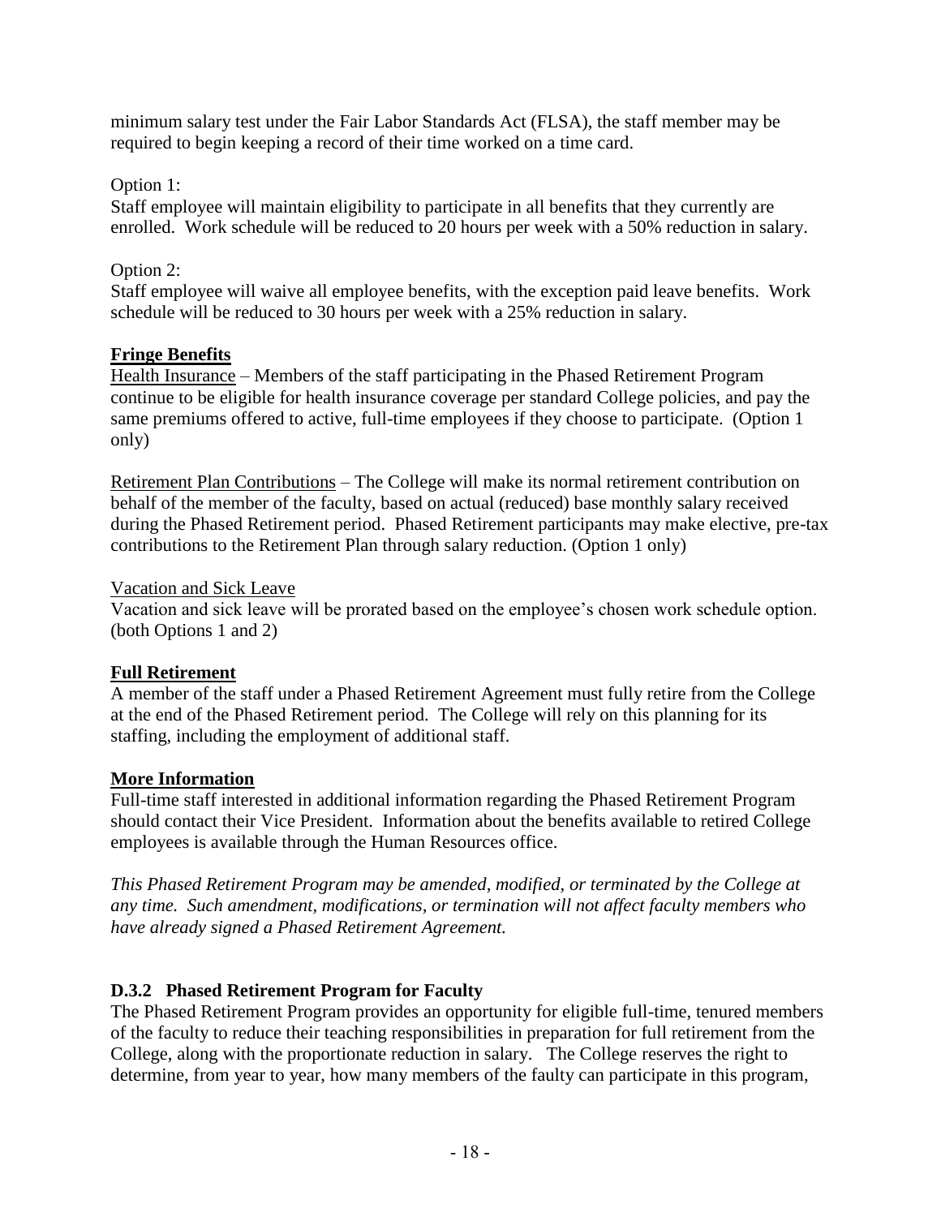minimum salary test under the Fair Labor Standards Act (FLSA), the staff member may be required to begin keeping a record of their time worked on a time card.

Option 1:
Staff employee will maintain eligibility to participate in all benefits that they currently are enrolled. Work schedule will be reduced to 20 hours per week with a 50% reduction in salary.

Option 2:
Staff employee will waive all employee benefits, with the exception paid leave benefits. Work schedule will be reduced to 30 hours per week with a 25% reduction in salary.

**Fringe Benefits**

Health Insurance – Members of the staff participating in the Phased Retirement Program continue to be eligible for health insurance coverage per standard College policies, and pay the same premiums offered to active, full-time employees if they choose to participate. (Option 1 only)

Retirement Plan Contributions – The College will make its normal retirement contribution on behalf of the member of the faculty, based on actual (reduced) base monthly salary received during the Phased Retirement period. Phased Retirement participants may make elective, pre-tax contributions to the Retirement Plan through salary reduction. (Option 1 only)

Vacation and Sick Leave
Vacation and sick leave will be prorated based on the employee's chosen work schedule option. (both Options 1 and 2)

**Full Retirement**

A member of the staff under a Phased Retirement Agreement must fully retire from the College at the end of the Phased Retirement period. The College will rely on this planning for its staffing, including the employment of additional staff.

**More Information**

Full-time staff interested in additional information regarding the Phased Retirement Program should contact their Vice President. Information about the benefits available to retired College employees is available through the Human Resources office.

*This Phased Retirement Program may be amended, modified, or terminated by the College at any time. Such amendment, modifications, or termination will not affect faculty members who have already signed a Phased Retirement Agreement.*

### D.3.2 Phased Retirement Program for Faculty

The Phased Retirement Program provides an opportunity for eligible full-time, tenured members of the faculty to reduce their teaching responsibilities in preparation for full retirement from the College, along with the proportionate reduction in salary. The College reserves the right to determine, from year to year, how many members of the faulty can participate in this program,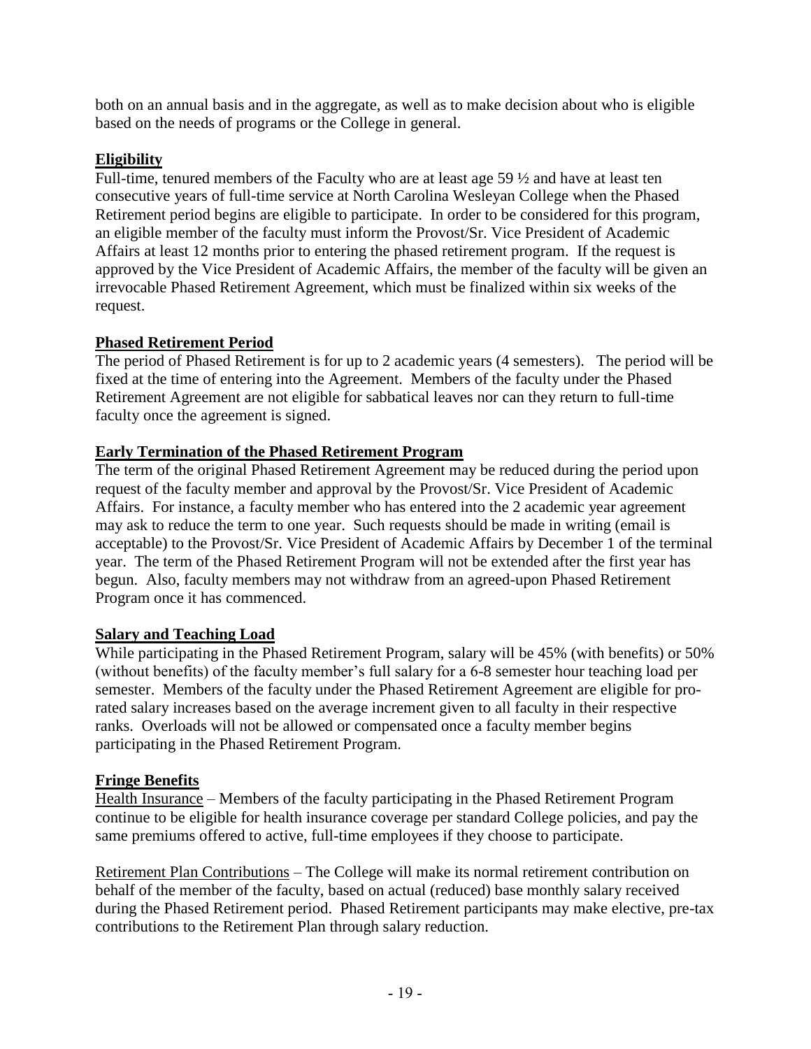both on an annual basis and in the aggregate, as well as to make decision about who is eligible based on the needs of programs or the College in general.

**Eligibility**

Full-time, tenured members of the Faculty who are at least age 59 ½ and have at least ten consecutive years of full-time service at North Carolina Wesleyan College when the Phased Retirement period begins are eligible to participate. In order to be considered for this program, an eligible member of the faculty must inform the Provost/Sr. Vice President of Academic Affairs at least 12 months prior to entering the phased retirement program. If the request is approved by the Vice President of Academic Affairs, the member of the faculty will be given an irrevocable Phased Retirement Agreement, which must be finalized within six weeks of the request.

**Phased Retirement Period**

The period of Phased Retirement is for up to 2 academic years (4 semesters). The period will be fixed at the time of entering into the Agreement. Members of the faculty under the Phased Retirement Agreement are not eligible for sabbatical leaves nor can they return to full-time faculty once the agreement is signed.

**Early Termination of the Phased Retirement Program**

The term of the original Phased Retirement Agreement may be reduced during the period upon request of the faculty member and approval by the Provost/Sr. Vice President of Academic Affairs. For instance, a faculty member who has entered into the 2 academic year agreement may ask to reduce the term to one year. Such requests should be made in writing (email is acceptable) to the Provost/Sr. Vice President of Academic Affairs by December 1 of the terminal year. The term of the Phased Retirement Program will not be extended after the first year has begun. Also, faculty members may not withdraw from an agreed-upon Phased Retirement Program once it has commenced.

**Salary and Teaching Load**

While participating in the Phased Retirement Program, salary will be 45% (with benefits) or 50% (without benefits) of the faculty member's full salary for a 6-8 semester hour teaching load per semester. Members of the faculty under the Phased Retirement Agreement are eligible for pro-rated salary increases based on the average increment given to all faculty in their respective ranks. Overloads will not be allowed or compensated once a faculty member begins participating in the Phased Retirement Program.

**Fringe Benefits**

Health Insurance – Members of the faculty participating in the Phased Retirement Program continue to be eligible for health insurance coverage per standard College policies, and pay the same premiums offered to active, full-time employees if they choose to participate.

Retirement Plan Contributions – The College will make its normal retirement contribution on behalf of the member of the faculty, based on actual (reduced) base monthly salary received during the Phased Retirement period. Phased Retirement participants may make elective, pre-tax contributions to the Retirement Plan through salary reduction.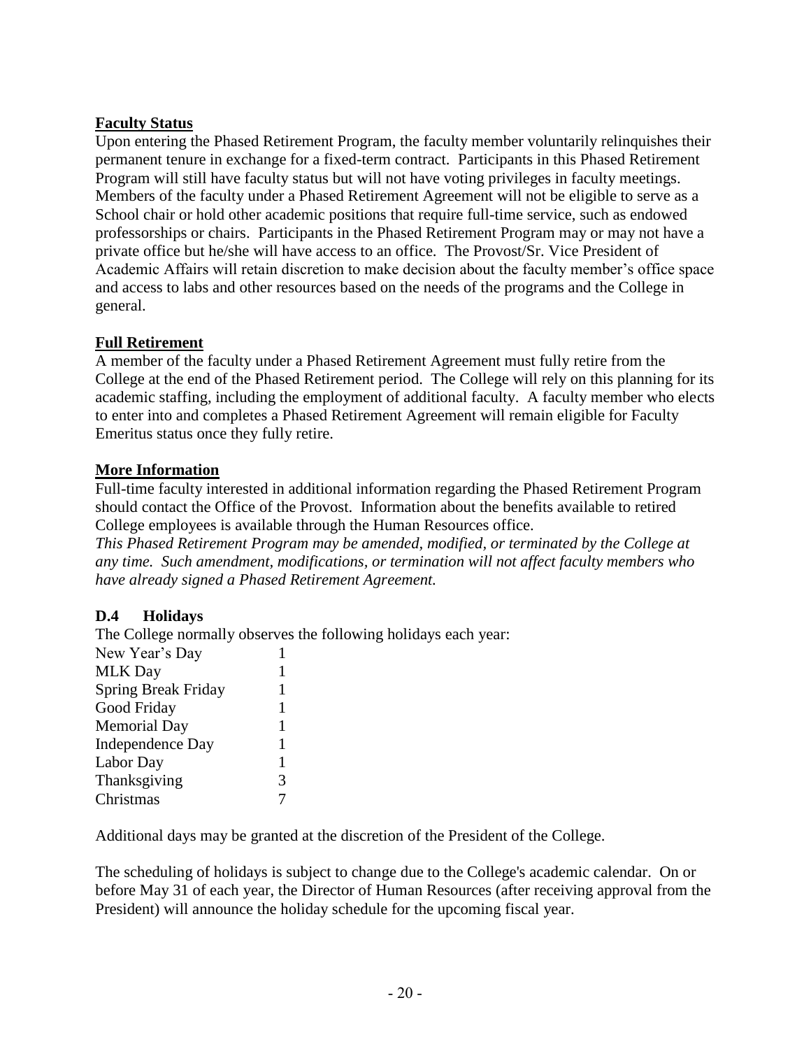**Faculty Status**

Upon entering the Phased Retirement Program, the faculty member voluntarily relinquishes their permanent tenure in exchange for a fixed-term contract. Participants in this Phased Retirement Program will still have faculty status but will not have voting privileges in faculty meetings. Members of the faculty under a Phased Retirement Agreement will not be eligible to serve as a School chair or hold other academic positions that require full-time service, such as endowed professorships or chairs. Participants in the Phased Retirement Program may or may not have a private office but he/she will have access to an office. The Provost/Sr. Vice President of Academic Affairs will retain discretion to make decision about the faculty member's office space and access to labs and other resources based on the needs of the programs and the College in general.

**Full Retirement**

A member of the faculty under a Phased Retirement Agreement must fully retire from the College at the end of the Phased Retirement period. The College will rely on this planning for its academic staffing, including the employment of additional faculty. A faculty member who elects to enter into and completes a Phased Retirement Agreement will remain eligible for Faculty Emeritus status once they fully retire.

**More Information**

Full-time faculty interested in additional information regarding the Phased Retirement Program should contact the Office of the Provost. Information about the benefits available to retired College employees is available through the Human Resources office.

*This Phased Retirement Program may be amended, modified, or terminated by the College at any time. Such amendment, modifications, or termination will not affect faculty members who have already signed a Phased Retirement Agreement.*

### D.4 Holidays

The College normally observes the following holidays each year:

| | |
|---|---|
| New Year's Day | 1 |
| MLK Day | 1 |
| Spring Break Friday | 1 |
| Good Friday | 1 |
| Memorial Day | 1 |
| Independence Day | 1 |
| Labor Day | 1 |
| Thanksgiving | 3 |
| Christmas | 7 |

Additional days may be granted at the discretion of the President of the College.

The scheduling of holidays is subject to change due to the College's academic calendar. On or before May 31 of each year, the Director of Human Resources (after receiving approval from the President) will announce the holiday schedule for the upcoming fiscal year.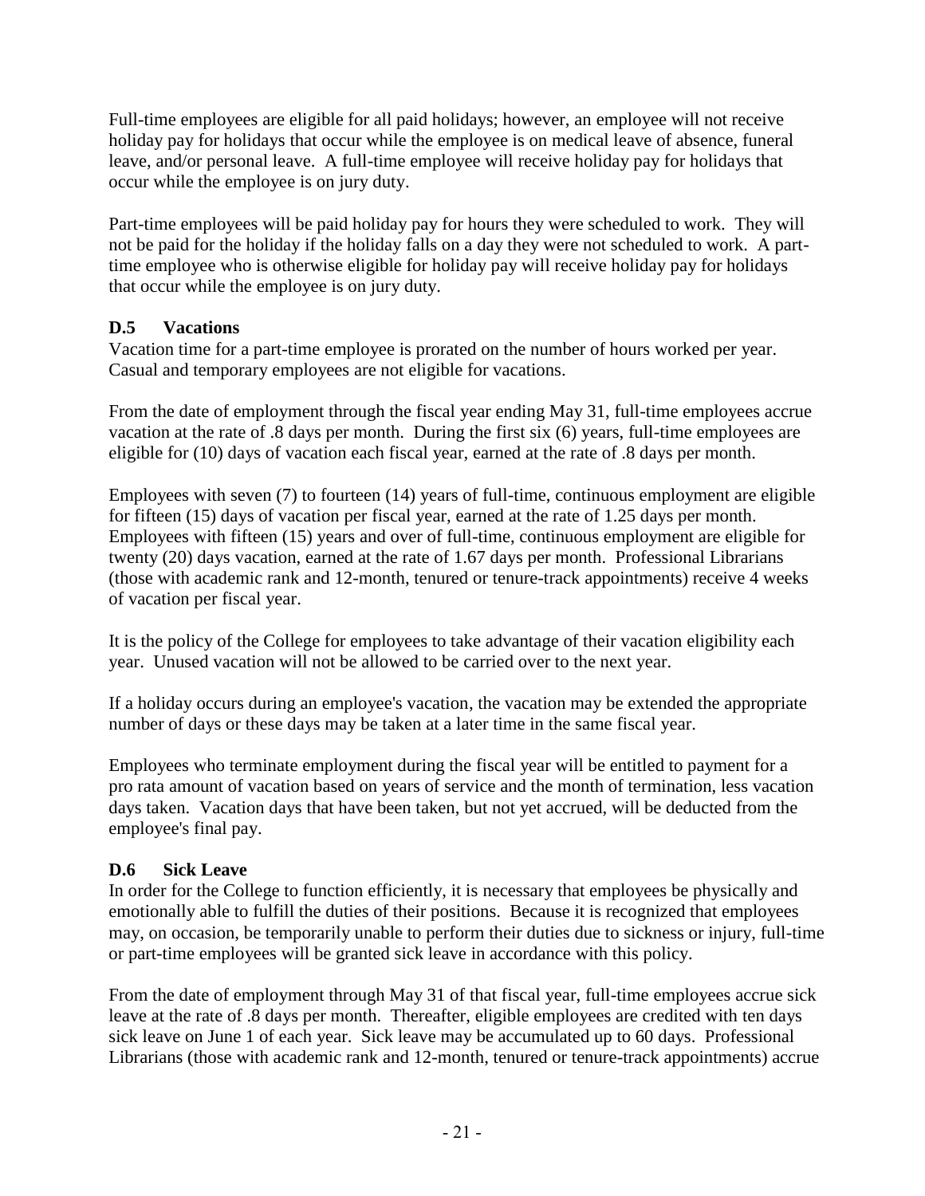Full-time employees are eligible for all paid holidays; however, an employee will not receive holiday pay for holidays that occur while the employee is on medical leave of absence, funeral leave, and/or personal leave. A full-time employee will receive holiday pay for holidays that occur while the employee is on jury duty.

Part-time employees will be paid holiday pay for hours they were scheduled to work. They will not be paid for the holiday if the holiday falls on a day they were not scheduled to work. A part-time employee who is otherwise eligible for holiday pay will receive holiday pay for holidays that occur while the employee is on jury duty.

### D.5 Vacations

Vacation time for a part-time employee is prorated on the number of hours worked per year. Casual and temporary employees are not eligible for vacations.

From the date of employment through the fiscal year ending May 31, full-time employees accrue vacation at the rate of .8 days per month. During the first six (6) years, full-time employees are eligible for (10) days of vacation each fiscal year, earned at the rate of .8 days per month.

Employees with seven (7) to fourteen (14) years of full-time, continuous employment are eligible for fifteen (15) days of vacation per fiscal year, earned at the rate of 1.25 days per month. Employees with fifteen (15) years and over of full-time, continuous employment are eligible for twenty (20) days vacation, earned at the rate of 1.67 days per month. Professional Librarians (those with academic rank and 12-month, tenured or tenure-track appointments) receive 4 weeks of vacation per fiscal year.

It is the policy of the College for employees to take advantage of their vacation eligibility each year. Unused vacation will not be allowed to be carried over to the next year.

If a holiday occurs during an employee's vacation, the vacation may be extended the appropriate number of days or these days may be taken at a later time in the same fiscal year.

Employees who terminate employment during the fiscal year will be entitled to payment for a pro rata amount of vacation based on years of service and the month of termination, less vacation days taken. Vacation days that have been taken, but not yet accrued, will be deducted from the employee's final pay.

### D.6 Sick Leave

In order for the College to function efficiently, it is necessary that employees be physically and emotionally able to fulfill the duties of their positions. Because it is recognized that employees may, on occasion, be temporarily unable to perform their duties due to sickness or injury, full-time or part-time employees will be granted sick leave in accordance with this policy.

From the date of employment through May 31 of that fiscal year, full-time employees accrue sick leave at the rate of .8 days per month. Thereafter, eligible employees are credited with ten days sick leave on June 1 of each year. Sick leave may be accumulated up to 60 days. Professional Librarians (those with academic rank and 12-month, tenured or tenure-track appointments) accrue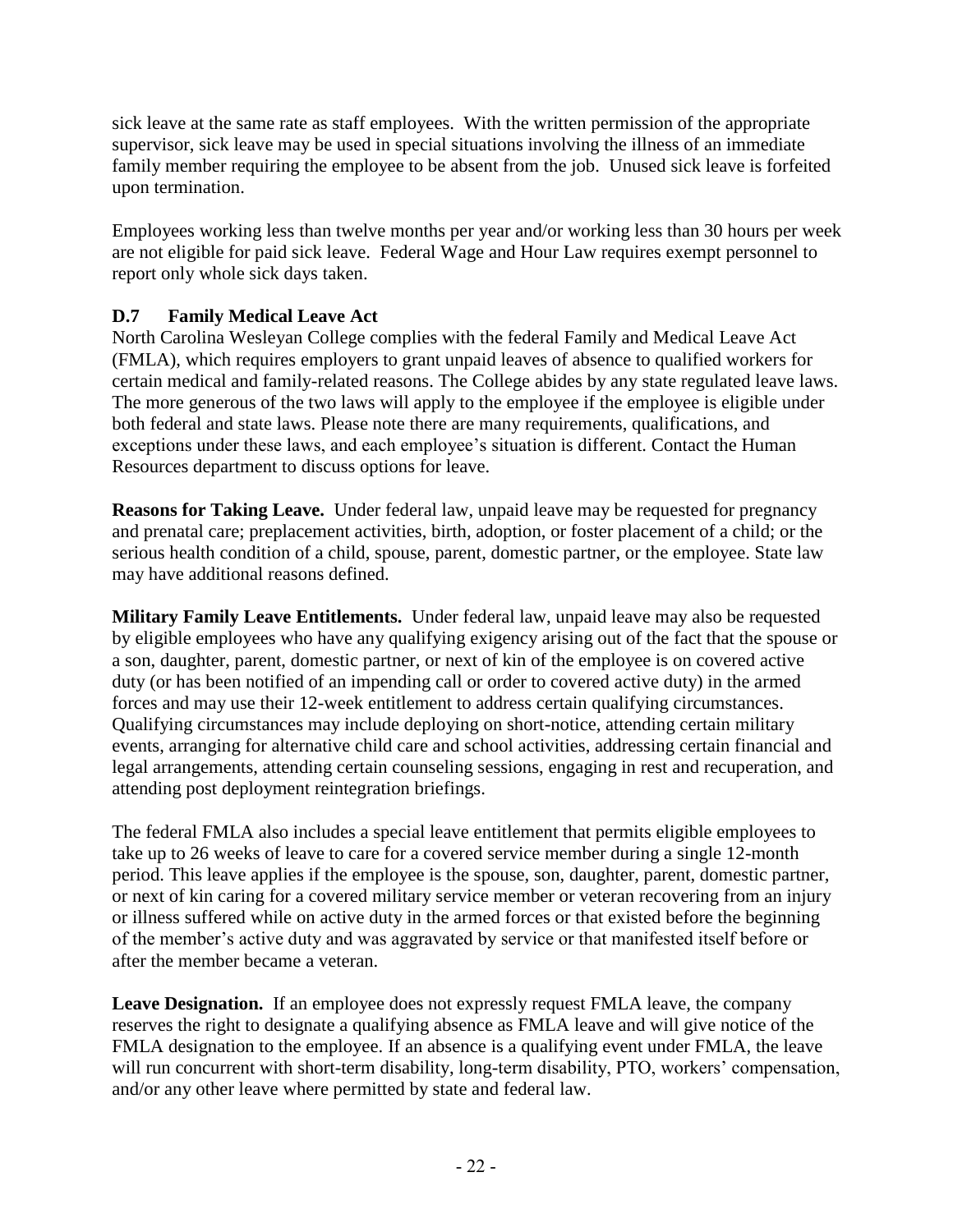sick leave at the same rate as staff employees. With the written permission of the appropriate supervisor, sick leave may be used in special situations involving the illness of an immediate family member requiring the employee to be absent from the job. Unused sick leave is forfeited upon termination.

Employees working less than twelve months per year and/or working less than 30 hours per week are not eligible for paid sick leave. Federal Wage and Hour Law requires exempt personnel to report only whole sick days taken.

### D.7 Family Medical Leave Act

North Carolina Wesleyan College complies with the federal Family and Medical Leave Act (FMLA), which requires employers to grant unpaid leaves of absence to qualified workers for certain medical and family-related reasons. The College abides by any state regulated leave laws. The more generous of the two laws will apply to the employee if the employee is eligible under both federal and state laws. Please note there are many requirements, qualifications, and exceptions under these laws, and each employee's situation is different. Contact the Human Resources department to discuss options for leave.

**Reasons for Taking Leave.** Under federal law, unpaid leave may be requested for pregnancy and prenatal care; preplacement activities, birth, adoption, or foster placement of a child; or the serious health condition of a child, spouse, parent, domestic partner, or the employee. State law may have additional reasons defined.

**Military Family Leave Entitlements.** Under federal law, unpaid leave may also be requested by eligible employees who have any qualifying exigency arising out of the fact that the spouse or a son, daughter, parent, domestic partner, or next of kin of the employee is on covered active duty (or has been notified of an impending call or order to covered active duty) in the armed forces and may use their 12-week entitlement to address certain qualifying circumstances. Qualifying circumstances may include deploying on short-notice, attending certain military events, arranging for alternative child care and school activities, addressing certain financial and legal arrangements, attending certain counseling sessions, engaging in rest and recuperation, and attending post deployment reintegration briefings.

The federal FMLA also includes a special leave entitlement that permits eligible employees to take up to 26 weeks of leave to care for a covered service member during a single 12-month period. This leave applies if the employee is the spouse, son, daughter, parent, domestic partner, or next of kin caring for a covered military service member or veteran recovering from an injury or illness suffered while on active duty in the armed forces or that existed before the beginning of the member's active duty and was aggravated by service or that manifested itself before or after the member became a veteran.

**Leave Designation.** If an employee does not expressly request FMLA leave, the company reserves the right to designate a qualifying absence as FMLA leave and will give notice of the FMLA designation to the employee. If an absence is a qualifying event under FMLA, the leave will run concurrent with short-term disability, long-term disability, PTO, workers' compensation, and/or any other leave where permitted by state and federal law.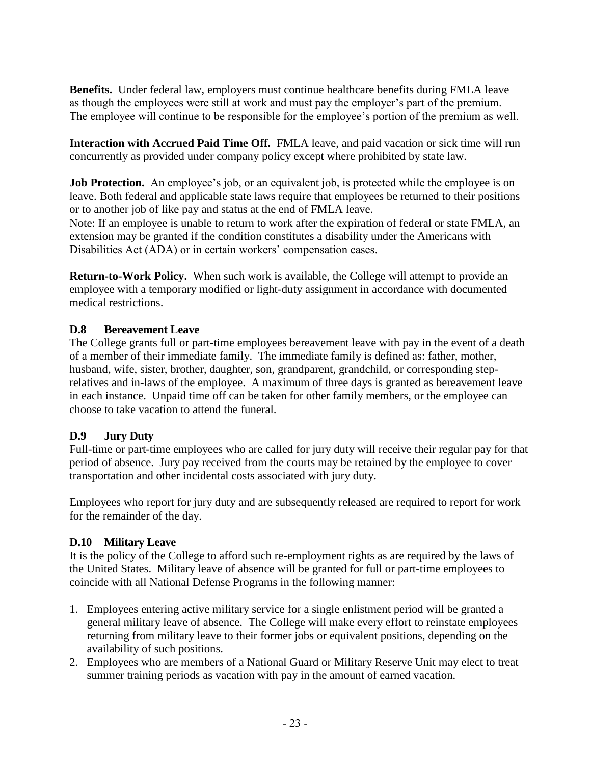**Benefits.** Under federal law, employers must continue healthcare benefits during FMLA leave as though the employees were still at work and must pay the employer's part of the premium. The employee will continue to be responsible for the employee's portion of the premium as well.

**Interaction with Accrued Paid Time Off.** FMLA leave, and paid vacation or sick time will run concurrently as provided under company policy except where prohibited by state law.

**Job Protection.** An employee's job, or an equivalent job, is protected while the employee is on leave. Both federal and applicable state laws require that employees be returned to their positions or to another job of like pay and status at the end of FMLA leave.
Note: If an employee is unable to return to work after the expiration of federal or state FMLA, an extension may be granted if the condition constitutes a disability under the Americans with Disabilities Act (ADA) or in certain workers' compensation cases.

**Return-to-Work Policy.** When such work is available, the College will attempt to provide an employee with a temporary modified or light-duty assignment in accordance with documented medical restrictions.

### D.8 Bereavement Leave

The College grants full or part-time employees bereavement leave with pay in the event of a death of a member of their immediate family. The immediate family is defined as: father, mother, husband, wife, sister, brother, daughter, son, grandparent, grandchild, or corresponding step-relatives and in-laws of the employee. A maximum of three days is granted as bereavement leave in each instance. Unpaid time off can be taken for other family members, or the employee can choose to take vacation to attend the funeral.

### D.9 Jury Duty

Full-time or part-time employees who are called for jury duty will receive their regular pay for that period of absence. Jury pay received from the courts may be retained by the employee to cover transportation and other incidental costs associated with jury duty.

Employees who report for jury duty and are subsequently released are required to report for work for the remainder of the day.

### D.10 Military Leave

It is the policy of the College to afford such re-employment rights as are required by the laws of the United States. Military leave of absence will be granted for full or part-time employees to coincide with all National Defense Programs in the following manner:

1. Employees entering active military service for a single enlistment period will be granted a general military leave of absence. The College will make every effort to reinstate employees returning from military leave to their former jobs or equivalent positions, depending on the availability of such positions.
2. Employees who are members of a National Guard or Military Reserve Unit may elect to treat summer training periods as vacation with pay in the amount of earned vacation.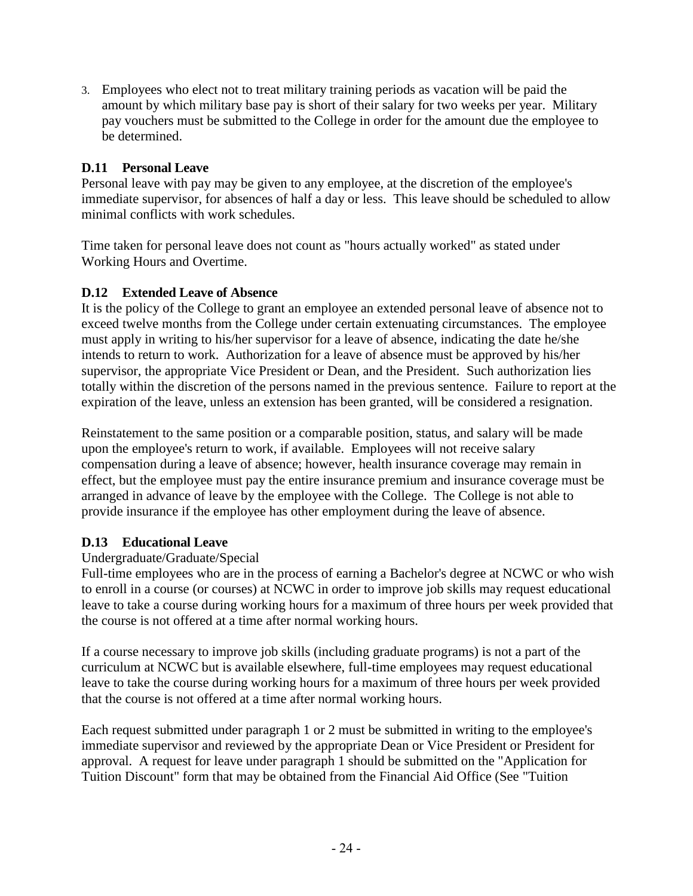3. Employees who elect not to treat military training periods as vacation will be paid the amount by which military base pay is short of their salary for two weeks per year. Military pay vouchers must be submitted to the College in order for the amount due the employee to be determined.

### D.11 Personal Leave

Personal leave with pay may be given to any employee, at the discretion of the employee's immediate supervisor, for absences of half a day or less. This leave should be scheduled to allow minimal conflicts with work schedules.

Time taken for personal leave does not count as "hours actually worked" as stated under Working Hours and Overtime.

### D.12 Extended Leave of Absence

It is the policy of the College to grant an employee an extended personal leave of absence not to exceed twelve months from the College under certain extenuating circumstances. The employee must apply in writing to his/her supervisor for a leave of absence, indicating the date he/she intends to return to work. Authorization for a leave of absence must be approved by his/her supervisor, the appropriate Vice President or Dean, and the President. Such authorization lies totally within the discretion of the persons named in the previous sentence. Failure to report at the expiration of the leave, unless an extension has been granted, will be considered a resignation.

Reinstatement to the same position or a comparable position, status, and salary will be made upon the employee's return to work, if available. Employees will not receive salary compensation during a leave of absence; however, health insurance coverage may remain in effect, but the employee must pay the entire insurance premium and insurance coverage must be arranged in advance of leave by the employee with the College. The College is not able to provide insurance if the employee has other employment during the leave of absence.

### D.13 Educational Leave

Undergraduate/Graduate/Special

Full-time employees who are in the process of earning a Bachelor's degree at NCWC or who wish to enroll in a course (or courses) at NCWC in order to improve job skills may request educational leave to take a course during working hours for a maximum of three hours per week provided that the course is not offered at a time after normal working hours.

If a course necessary to improve job skills (including graduate programs) is not a part of the curriculum at NCWC but is available elsewhere, full-time employees may request educational leave to take the course during working hours for a maximum of three hours per week provided that the course is not offered at a time after normal working hours.

Each request submitted under paragraph 1 or 2 must be submitted in writing to the employee's immediate supervisor and reviewed by the appropriate Dean or Vice President or President for approval. A request for leave under paragraph 1 should be submitted on the "Application for Tuition Discount" form that may be obtained from the Financial Aid Office (See "Tuition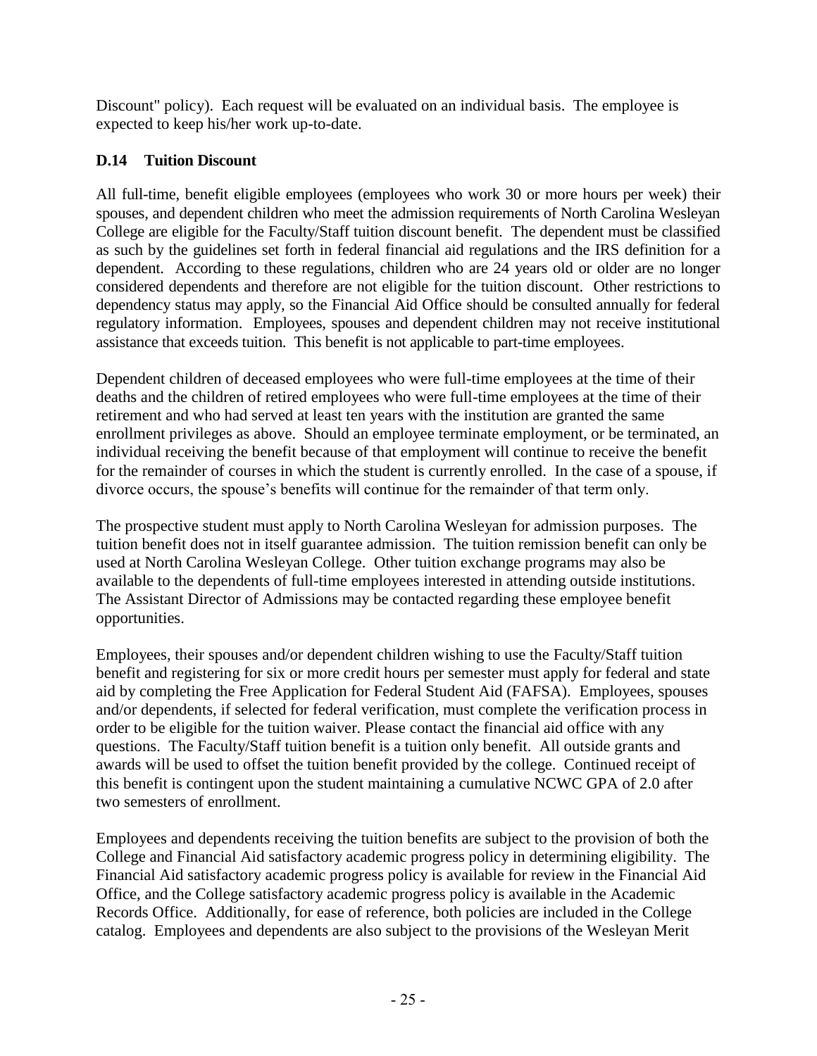Discount" policy). Each request will be evaluated on an individual basis. The employee is expected to keep his/her work up-to-date.

### D.14 Tuition Discount

All full-time, benefit eligible employees (employees who work 30 or more hours per week) their spouses, and dependent children who meet the admission requirements of North Carolina Wesleyan College are eligible for the Faculty/Staff tuition discount benefit. The dependent must be classified as such by the guidelines set forth in federal financial aid regulations and the IRS definition for a dependent. According to these regulations, children who are 24 years old or older are no longer considered dependents and therefore are not eligible for the tuition discount. Other restrictions to dependency status may apply, so the Financial Aid Office should be consulted annually for federal regulatory information. Employees, spouses and dependent children may not receive institutional assistance that exceeds tuition. This benefit is not applicable to part-time employees.

Dependent children of deceased employees who were full-time employees at the time of their deaths and the children of retired employees who were full-time employees at the time of their retirement and who had served at least ten years with the institution are granted the same enrollment privileges as above. Should an employee terminate employment, or be terminated, an individual receiving the benefit because of that employment will continue to receive the benefit for the remainder of courses in which the student is currently enrolled. In the case of a spouse, if divorce occurs, the spouse's benefits will continue for the remainder of that term only.

The prospective student must apply to North Carolina Wesleyan for admission purposes. The tuition benefit does not in itself guarantee admission. The tuition remission benefit can only be used at North Carolina Wesleyan College. Other tuition exchange programs may also be available to the dependents of full-time employees interested in attending outside institutions. The Assistant Director of Admissions may be contacted regarding these employee benefit opportunities.

Employees, their spouses and/or dependent children wishing to use the Faculty/Staff tuition benefit and registering for six or more credit hours per semester must apply for federal and state aid by completing the Free Application for Federal Student Aid (FAFSA). Employees, spouses and/or dependents, if selected for federal verification, must complete the verification process in order to be eligible for the tuition waiver. Please contact the financial aid office with any questions. The Faculty/Staff tuition benefit is a tuition only benefit. All outside grants and awards will be used to offset the tuition benefit provided by the college. Continued receipt of this benefit is contingent upon the student maintaining a cumulative NCWC GPA of 2.0 after two semesters of enrollment.

Employees and dependents receiving the tuition benefits are subject to the provision of both the College and Financial Aid satisfactory academic progress policy in determining eligibility. The Financial Aid satisfactory academic progress policy is available for review in the Financial Aid Office, and the College satisfactory academic progress policy is available in the Academic Records Office. Additionally, for ease of reference, both policies are included in the College catalog. Employees and dependents are also subject to the provisions of the Wesleyan Merit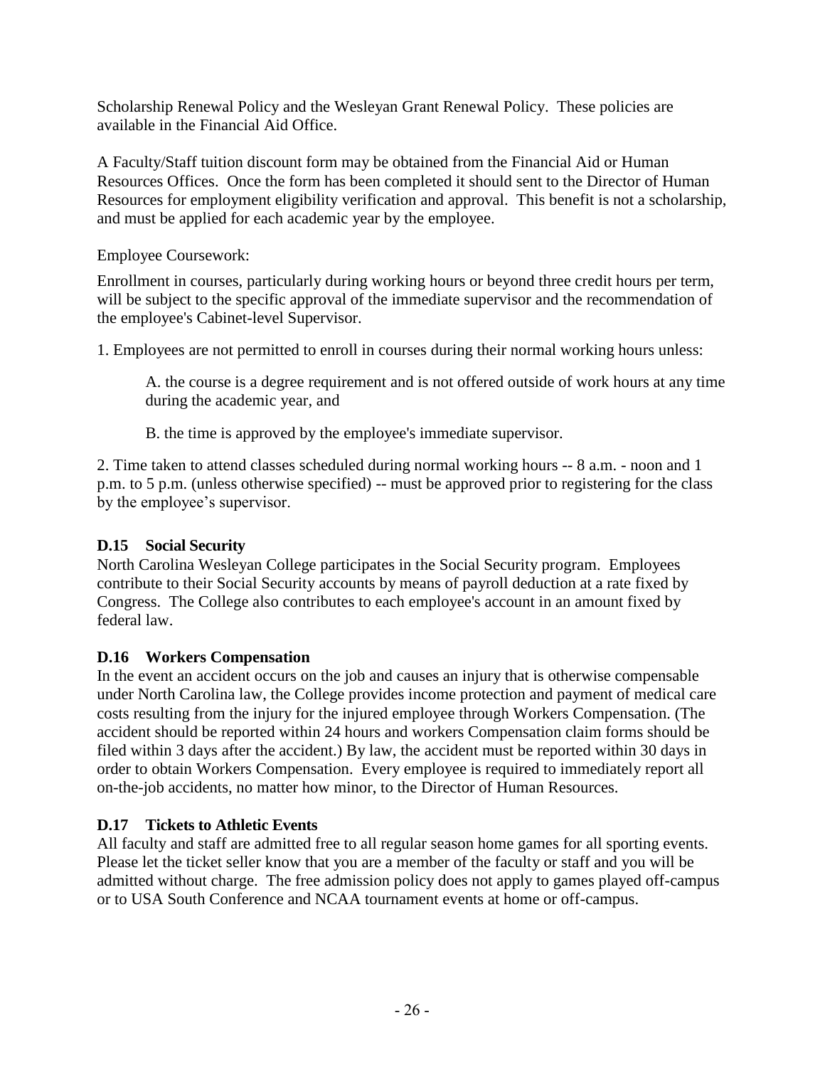Scholarship Renewal Policy and the Wesleyan Grant Renewal Policy. These policies are available in the Financial Aid Office.

A Faculty/Staff tuition discount form may be obtained from the Financial Aid or Human Resources Offices. Once the form has been completed it should sent to the Director of Human Resources for employment eligibility verification and approval. This benefit is not a scholarship, and must be applied for each academic year by the employee.

Employee Coursework:

Enrollment in courses, particularly during working hours or beyond three credit hours per term, will be subject to the specific approval of the immediate supervisor and the recommendation of the employee's Cabinet-level Supervisor.

1. Employees are not permitted to enroll in courses during their normal working hours unless:

   A. the course is a degree requirement and is not offered outside of work hours at any time during the academic year, and

   B. the time is approved by the employee's immediate supervisor.

2. Time taken to attend classes scheduled during normal working hours -- 8 a.m. - noon and 1 p.m. to 5 p.m. (unless otherwise specified) -- must be approved prior to registering for the class by the employee's supervisor.

### D.15 Social Security

North Carolina Wesleyan College participates in the Social Security program. Employees contribute to their Social Security accounts by means of payroll deduction at a rate fixed by Congress. The College also contributes to each employee's account in an amount fixed by federal law.

### D.16 Workers Compensation

In the event an accident occurs on the job and causes an injury that is otherwise compensable under North Carolina law, the College provides income protection and payment of medical care costs resulting from the injury for the injured employee through Workers Compensation. (The accident should be reported within 24 hours and workers Compensation claim forms should be filed within 3 days after the accident.) By law, the accident must be reported within 30 days in order to obtain Workers Compensation. Every employee is required to immediately report all on-the-job accidents, no matter how minor, to the Director of Human Resources.

### D.17 Tickets to Athletic Events

All faculty and staff are admitted free to all regular season home games for all sporting events. Please let the ticket seller know that you are a member of the faculty or staff and you will be admitted without charge. The free admission policy does not apply to games played off-campus or to USA South Conference and NCAA tournament events at home or off-campus.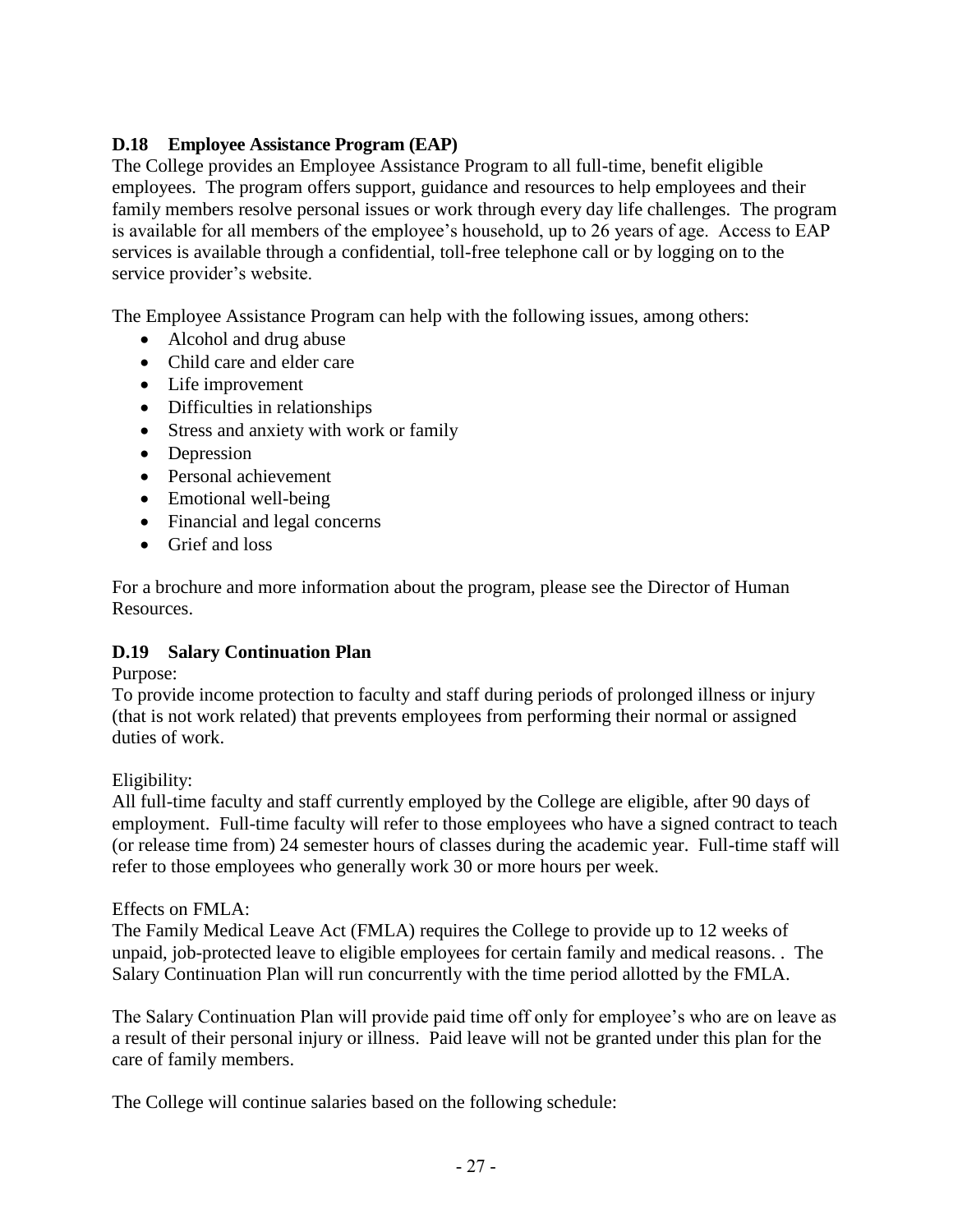### D.18 Employee Assistance Program (EAP)

The College provides an Employee Assistance Program to all full-time, benefit eligible employees. The program offers support, guidance and resources to help employees and their family members resolve personal issues or work through every day life challenges. The program is available for all members of the employee's household, up to 26 years of age. Access to EAP services is available through a confidential, toll-free telephone call or by logging on to the service provider's website.

The Employee Assistance Program can help with the following issues, among others:

- Alcohol and drug abuse
- Child care and elder care
- Life improvement
- Difficulties in relationships
- Stress and anxiety with work or family
- Depression
- Personal achievement
- Emotional well-being
- Financial and legal concerns
- Grief and loss

For a brochure and more information about the program, please see the Director of Human Resources.

### D.19 Salary Continuation Plan

Purpose:
To provide income protection to faculty and staff during periods of prolonged illness or injury (that is not work related) that prevents employees from performing their normal or assigned duties of work.

Eligibility:
All full-time faculty and staff currently employed by the College are eligible, after 90 days of employment. Full-time faculty will refer to those employees who have a signed contract to teach (or release time from) 24 semester hours of classes during the academic year. Full-time staff will refer to those employees who generally work 30 or more hours per week.

Effects on FMLA:
The Family Medical Leave Act (FMLA) requires the College to provide up to 12 weeks of unpaid, job-protected leave to eligible employees for certain family and medical reasons. . The Salary Continuation Plan will run concurrently with the time period allotted by the FMLA.

The Salary Continuation Plan will provide paid time off only for employee's who are on leave as a result of their personal injury or illness. Paid leave will not be granted under this plan for the care of family members.

The College will continue salaries based on the following schedule: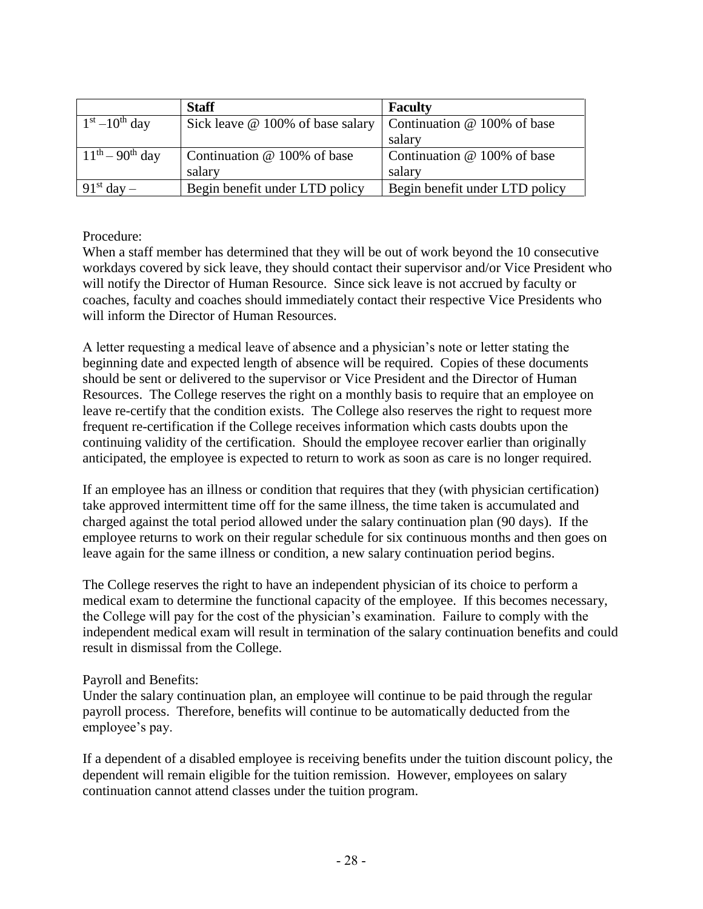| | **Staff** | **Faculty** |
|---|---|---|
| 1st – 10th day | Sick leave @ 100% of base salary | Continuation @ 100% of base salary |
| 11th – 90th day | Continuation @ 100% of base salary | Continuation @ 100% of base salary |
| 91st day – | Begin benefit under LTD policy | Begin benefit under LTD policy |

Procedure:
When a staff member has determined that they will be out of work beyond the 10 consecutive workdays covered by sick leave, they should contact their supervisor and/or Vice President who will notify the Director of Human Resource. Since sick leave is not accrued by faculty or coaches, faculty and coaches should immediately contact their respective Vice Presidents who will inform the Director of Human Resources.

A letter requesting a medical leave of absence and a physician's note or letter stating the beginning date and expected length of absence will be required. Copies of these documents should be sent or delivered to the supervisor or Vice President and the Director of Human Resources. The College reserves the right on a monthly basis to require that an employee on leave re-certify that the condition exists. The College also reserves the right to request more frequent re-certification if the College receives information which casts doubts upon the continuing validity of the certification. Should the employee recover earlier than originally anticipated, the employee is expected to return to work as soon as care is no longer required.

If an employee has an illness or condition that requires that they (with physician certification) take approved intermittent time off for the same illness, the time taken is accumulated and charged against the total period allowed under the salary continuation plan (90 days). If the employee returns to work on their regular schedule for six continuous months and then goes on leave again for the same illness or condition, a new salary continuation period begins.

The College reserves the right to have an independent physician of its choice to perform a medical exam to determine the functional capacity of the employee. If this becomes necessary, the College will pay for the cost of the physician's examination. Failure to comply with the independent medical exam will result in termination of the salary continuation benefits and could result in dismissal from the College.

Payroll and Benefits:
Under the salary continuation plan, an employee will continue to be paid through the regular payroll process. Therefore, benefits will continue to be automatically deducted from the employee's pay.

If a dependent of a disabled employee is receiving benefits under the tuition discount policy, the dependent will remain eligible for the tuition remission. However, employees on salary continuation cannot attend classes under the tuition program.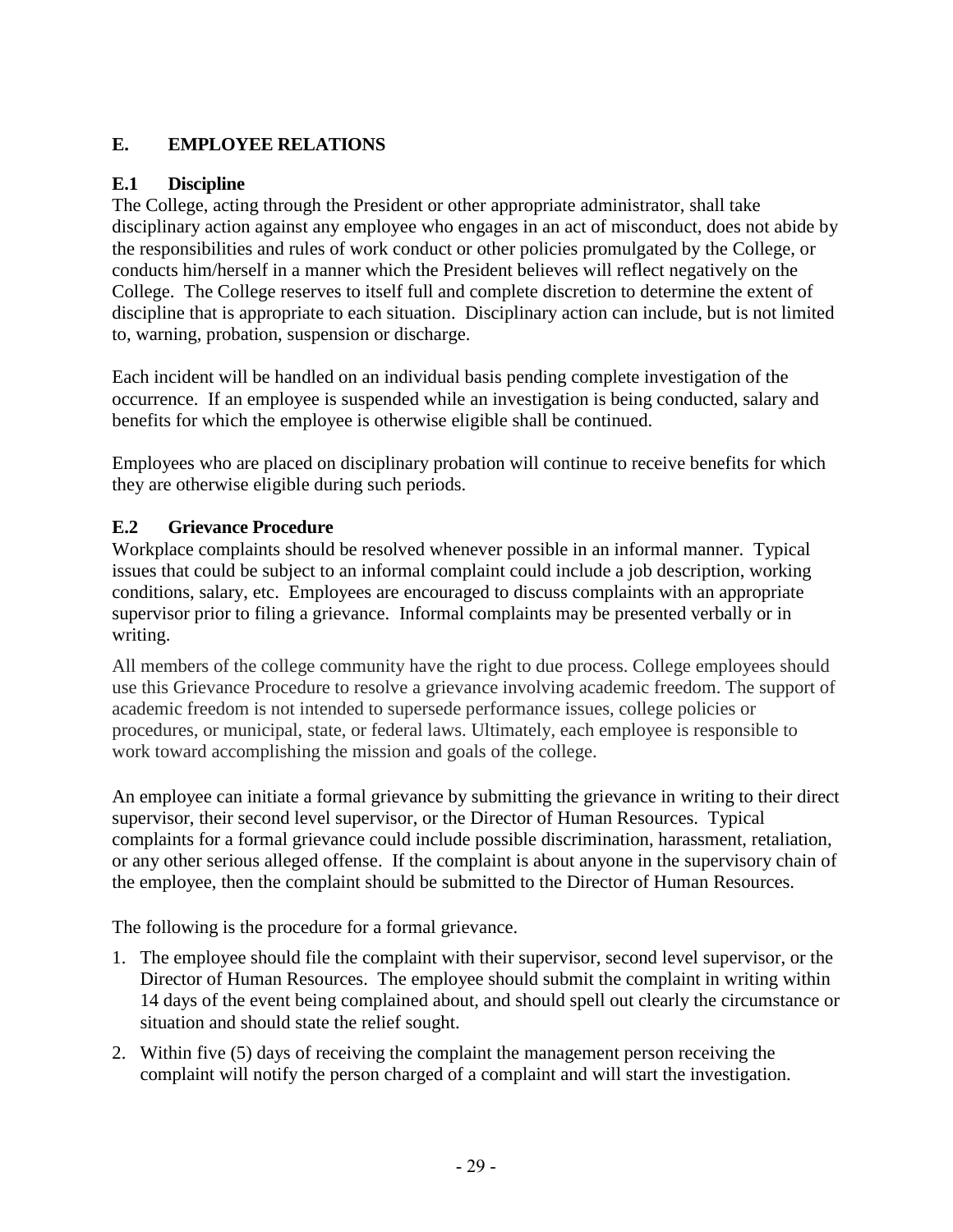## E. EMPLOYEE RELATIONS

### E.1 Discipline

The College, acting through the President or other appropriate administrator, shall take disciplinary action against any employee who engages in an act of misconduct, does not abide by the responsibilities and rules of work conduct or other policies promulgated by the College, or conducts him/herself in a manner which the President believes will reflect negatively on the College. The College reserves to itself full and complete discretion to determine the extent of discipline that is appropriate to each situation. Disciplinary action can include, but is not limited to, warning, probation, suspension or discharge.

Each incident will be handled on an individual basis pending complete investigation of the occurrence. If an employee is suspended while an investigation is being conducted, salary and benefits for which the employee is otherwise eligible shall be continued.

Employees who are placed on disciplinary probation will continue to receive benefits for which they are otherwise eligible during such periods.

### E.2 Grievance Procedure

Workplace complaints should be resolved whenever possible in an informal manner. Typical issues that could be subject to an informal complaint could include a job description, working conditions, salary, etc. Employees are encouraged to discuss complaints with an appropriate supervisor prior to filing a grievance. Informal complaints may be presented verbally or in writing.

All members of the college community have the right to due process. College employees should use this Grievance Procedure to resolve a grievance involving academic freedom. The support of academic freedom is not intended to supersede performance issues, college policies or procedures, or municipal, state, or federal laws. Ultimately, each employee is responsible to work toward accomplishing the mission and goals of the college.

An employee can initiate a formal grievance by submitting the grievance in writing to their direct supervisor, their second level supervisor, or the Director of Human Resources. Typical complaints for a formal grievance could include possible discrimination, harassment, retaliation, or any other serious alleged offense. If the complaint is about anyone in the supervisory chain of the employee, then the complaint should be submitted to the Director of Human Resources.

The following is the procedure for a formal grievance.

1. The employee should file the complaint with their supervisor, second level supervisor, or the Director of Human Resources. The employee should submit the complaint in writing within 14 days of the event being complained about, and should spell out clearly the circumstance or situation and should state the relief sought.
2. Within five (5) days of receiving the complaint the management person receiving the complaint will notify the person charged of a complaint and will start the investigation.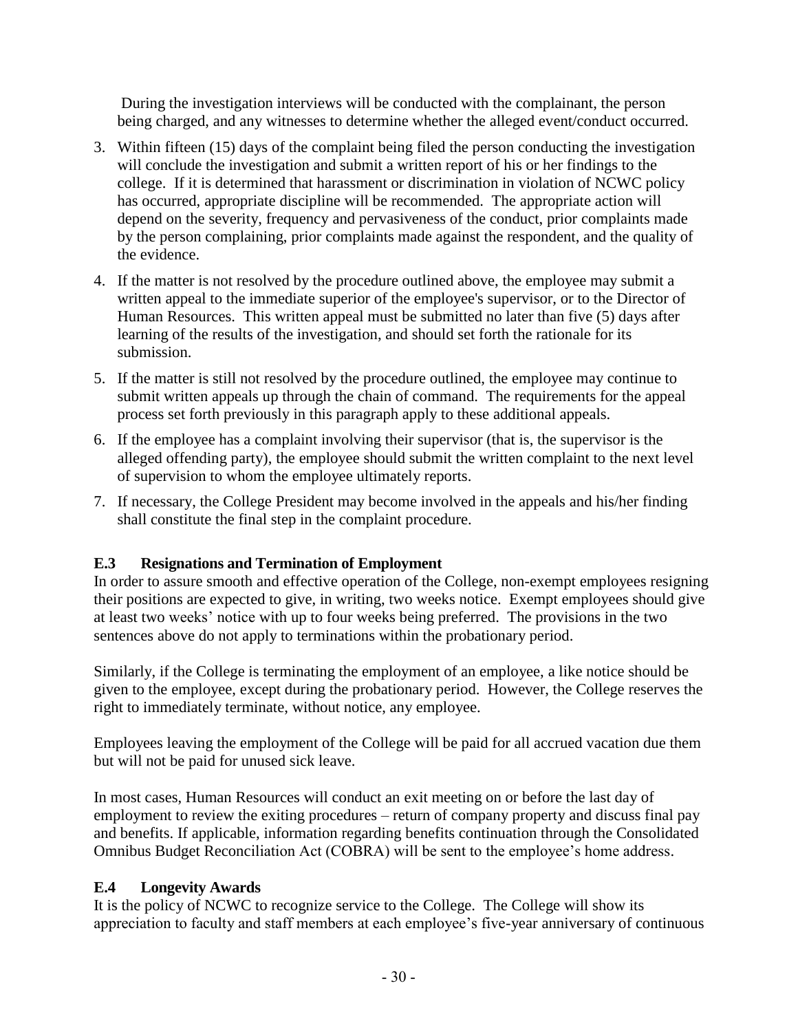During the investigation interviews will be conducted with the complainant, the person being charged, and any witnesses to determine whether the alleged event/conduct occurred.

3. Within fifteen (15) days of the complaint being filed the person conducting the investigation will conclude the investigation and submit a written report of his or her findings to the college. If it is determined that harassment or discrimination in violation of NCWC policy has occurred, appropriate discipline will be recommended. The appropriate action will depend on the severity, frequency and pervasiveness of the conduct, prior complaints made by the person complaining, prior complaints made against the respondent, and the quality of the evidence.
4. If the matter is not resolved by the procedure outlined above, the employee may submit a written appeal to the immediate superior of the employee's supervisor, or to the Director of Human Resources. This written appeal must be submitted no later than five (5) days after learning of the results of the investigation, and should set forth the rationale for its submission.
5. If the matter is still not resolved by the procedure outlined, the employee may continue to submit written appeals up through the chain of command. The requirements for the appeal process set forth previously in this paragraph apply to these additional appeals.
6. If the employee has a complaint involving their supervisor (that is, the supervisor is the alleged offending party), the employee should submit the written complaint to the next level of supervision to whom the employee ultimately reports.
7. If necessary, the College President may become involved in the appeals and his/her finding shall constitute the final step in the complaint procedure.

### E.3 Resignations and Termination of Employment

In order to assure smooth and effective operation of the College, non-exempt employees resigning their positions are expected to give, in writing, two weeks notice. Exempt employees should give at least two weeks' notice with up to four weeks being preferred. The provisions in the two sentences above do not apply to terminations within the probationary period.

Similarly, if the College is terminating the employment of an employee, a like notice should be given to the employee, except during the probationary period. However, the College reserves the right to immediately terminate, without notice, any employee.

Employees leaving the employment of the College will be paid for all accrued vacation due them but will not be paid for unused sick leave.

In most cases, Human Resources will conduct an exit meeting on or before the last day of employment to review the exiting procedures – return of company property and discuss final pay and benefits. If applicable, information regarding benefits continuation through the Consolidated Omnibus Budget Reconciliation Act (COBRA) will be sent to the employee's home address.

### E.4 Longevity Awards

It is the policy of NCWC to recognize service to the College. The College will show its appreciation to faculty and staff members at each employee's five-year anniversary of continuous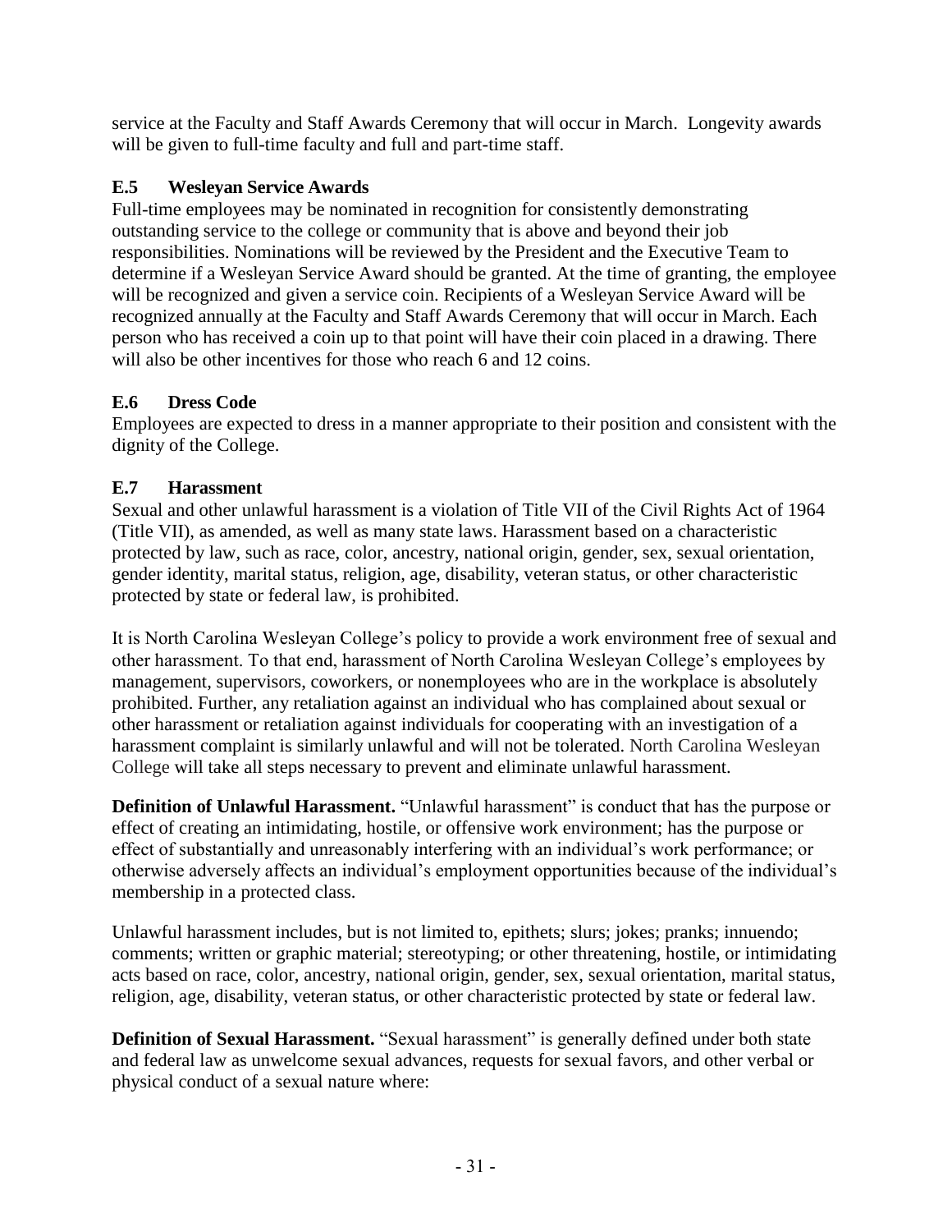service at the Faculty and Staff Awards Ceremony that will occur in March. Longevity awards will be given to full-time faculty and full and part-time staff.

### E.5 Wesleyan Service Awards

Full-time employees may be nominated in recognition for consistently demonstrating outstanding service to the college or community that is above and beyond their job responsibilities. Nominations will be reviewed by the President and the Executive Team to determine if a Wesleyan Service Award should be granted. At the time of granting, the employee will be recognized and given a service coin. Recipients of a Wesleyan Service Award will be recognized annually at the Faculty and Staff Awards Ceremony that will occur in March. Each person who has received a coin up to that point will have their coin placed in a drawing. There will also be other incentives for those who reach 6 and 12 coins.

### E.6 Dress Code

Employees are expected to dress in a manner appropriate to their position and consistent with the dignity of the College.

### E.7 Harassment

Sexual and other unlawful harassment is a violation of Title VII of the Civil Rights Act of 1964 (Title VII), as amended, as well as many state laws. Harassment based on a characteristic protected by law, such as race, color, ancestry, national origin, gender, sex, sexual orientation, gender identity, marital status, religion, age, disability, veteran status, or other characteristic protected by state or federal law, is prohibited.

It is North Carolina Wesleyan College's policy to provide a work environment free of sexual and other harassment. To that end, harassment of North Carolina Wesleyan College's employees by management, supervisors, coworkers, or nonemployees who are in the workplace is absolutely prohibited. Further, any retaliation against an individual who has complained about sexual or other harassment or retaliation against individuals for cooperating with an investigation of a harassment complaint is similarly unlawful and will not be tolerated. North Carolina Wesleyan College will take all steps necessary to prevent and eliminate unlawful harassment.

**Definition of Unlawful Harassment.** "Unlawful harassment" is conduct that has the purpose or effect of creating an intimidating, hostile, or offensive work environment; has the purpose or effect of substantially and unreasonably interfering with an individual's work performance; or otherwise adversely affects an individual's employment opportunities because of the individual's membership in a protected class.

Unlawful harassment includes, but is not limited to, epithets; slurs; jokes; pranks; innuendo; comments; written or graphic material; stereotyping; or other threatening, hostile, or intimidating acts based on race, color, ancestry, national origin, gender, sex, sexual orientation, marital status, religion, age, disability, veteran status, or other characteristic protected by state or federal law.

**Definition of Sexual Harassment.** "Sexual harassment" is generally defined under both state and federal law as unwelcome sexual advances, requests for sexual favors, and other verbal or physical conduct of a sexual nature where: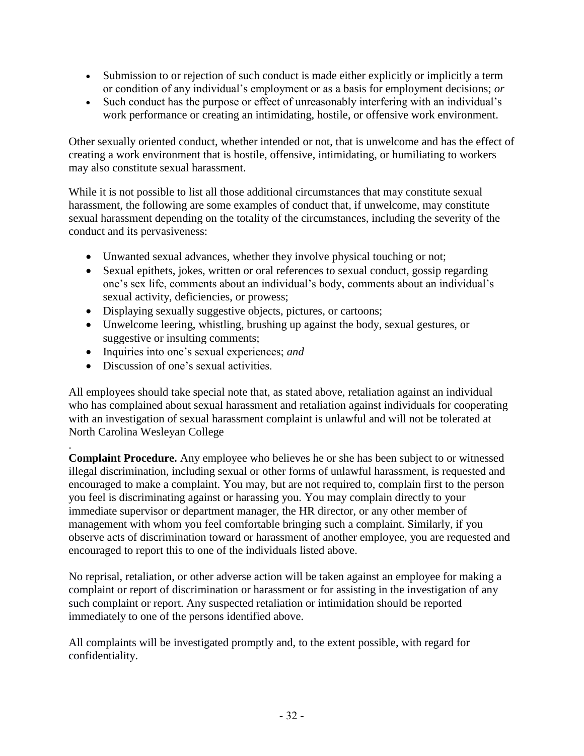- Submission to or rejection of such conduct is made either explicitly or implicitly a term or condition of any individual's employment or as a basis for employment decisions; *or*
- Such conduct has the purpose or effect of unreasonably interfering with an individual's work performance or creating an intimidating, hostile, or offensive work environment.

Other sexually oriented conduct, whether intended or not, that is unwelcome and has the effect of creating a work environment that is hostile, offensive, intimidating, or humiliating to workers may also constitute sexual harassment.

While it is not possible to list all those additional circumstances that may constitute sexual harassment, the following are some examples of conduct that, if unwelcome, may constitute sexual harassment depending on the totality of the circumstances, including the severity of the conduct and its pervasiveness:

- Unwanted sexual advances, whether they involve physical touching or not;
- Sexual epithets, jokes, written or oral references to sexual conduct, gossip regarding one's sex life, comments about an individual's body, comments about an individual's sexual activity, deficiencies, or prowess;
- Displaying sexually suggestive objects, pictures, or cartoons;
- Unwelcome leering, whistling, brushing up against the body, sexual gestures, or suggestive or insulting comments;
- Inquiries into one's sexual experiences; *and*
- Discussion of one's sexual activities.

All employees should take special note that, as stated above, retaliation against an individual who has complained about sexual harassment and retaliation against individuals for cooperating with an investigation of sexual harassment complaint is unlawful and will not be tolerated at North Carolina Wesleyan College

.

**Complaint Procedure.** Any employee who believes he or she has been subject to or witnessed illegal discrimination, including sexual or other forms of unlawful harassment, is requested and encouraged to make a complaint. You may, but are not required to, complain first to the person you feel is discriminating against or harassing you. You may complain directly to your immediate supervisor or department manager, the HR director, or any other member of management with whom you feel comfortable bringing such a complaint. Similarly, if you observe acts of discrimination toward or harassment of another employee, you are requested and encouraged to report this to one of the individuals listed above.

No reprisal, retaliation, or other adverse action will be taken against an employee for making a complaint or report of discrimination or harassment or for assisting in the investigation of any such complaint or report. Any suspected retaliation or intimidation should be reported immediately to one of the persons identified above.

All complaints will be investigated promptly and, to the extent possible, with regard for confidentiality.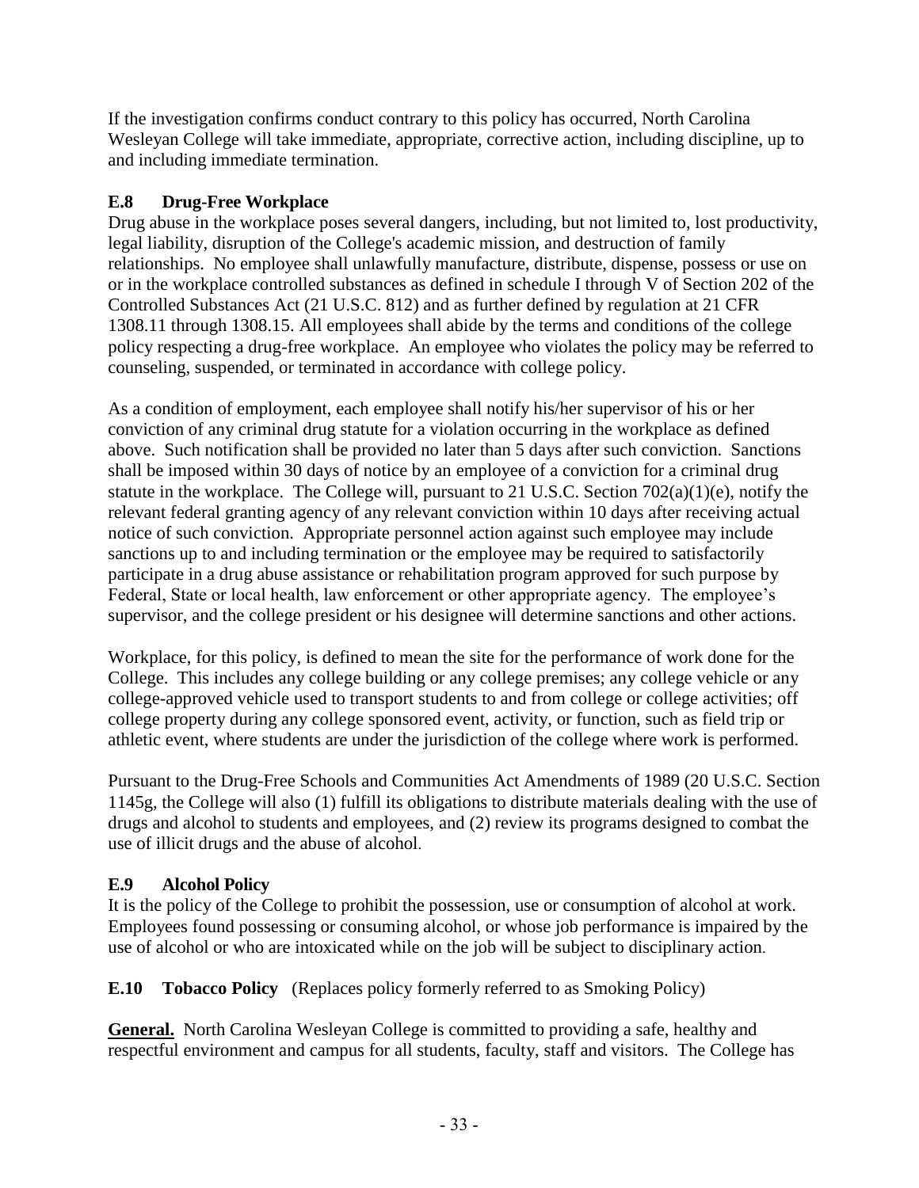If the investigation confirms conduct contrary to this policy has occurred, North Carolina Wesleyan College will take immediate, appropriate, corrective action, including discipline, up to and including immediate termination.

### E.8 Drug-Free Workplace

Drug abuse in the workplace poses several dangers, including, but not limited to, lost productivity, legal liability, disruption of the College's academic mission, and destruction of family relationships. No employee shall unlawfully manufacture, distribute, dispense, possess or use on or in the workplace controlled substances as defined in schedule I through V of Section 202 of the Controlled Substances Act (21 U.S.C. 812) and as further defined by regulation at 21 CFR 1308.11 through 1308.15. All employees shall abide by the terms and conditions of the college policy respecting a drug-free workplace. An employee who violates the policy may be referred to counseling, suspended, or terminated in accordance with college policy.

As a condition of employment, each employee shall notify his/her supervisor of his or her conviction of any criminal drug statute for a violation occurring in the workplace as defined above. Such notification shall be provided no later than 5 days after such conviction. Sanctions shall be imposed within 30 days of notice by an employee of a conviction for a criminal drug statute in the workplace. The College will, pursuant to 21 U.S.C. Section 702(a)(1)(e), notify the relevant federal granting agency of any relevant conviction within 10 days after receiving actual notice of such conviction. Appropriate personnel action against such employee may include sanctions up to and including termination or the employee may be required to satisfactorily participate in a drug abuse assistance or rehabilitation program approved for such purpose by Federal, State or local health, law enforcement or other appropriate agency. The employee's supervisor, and the college president or his designee will determine sanctions and other actions.

Workplace, for this policy, is defined to mean the site for the performance of work done for the College. This includes any college building or any college premises; any college vehicle or any college-approved vehicle used to transport students to and from college or college activities; off college property during any college sponsored event, activity, or function, such as field trip or athletic event, where students are under the jurisdiction of the college where work is performed.

Pursuant to the Drug-Free Schools and Communities Act Amendments of 1989 (20 U.S.C. Section 1145g, the College will also (1) fulfill its obligations to distribute materials dealing with the use of drugs and alcohol to students and employees, and (2) review its programs designed to combat the use of illicit drugs and the abuse of alcohol.

### E.9 Alcohol Policy

It is the policy of the College to prohibit the possession, use or consumption of alcohol at work. Employees found possessing or consuming alcohol, or whose job performance is impaired by the use of alcohol or who are intoxicated while on the job will be subject to disciplinary action.

### E.10 Tobacco Policy (Replaces policy formerly referred to as Smoking Policy)

**General.** North Carolina Wesleyan College is committed to providing a safe, healthy and respectful environment and campus for all students, faculty, staff and visitors. The College has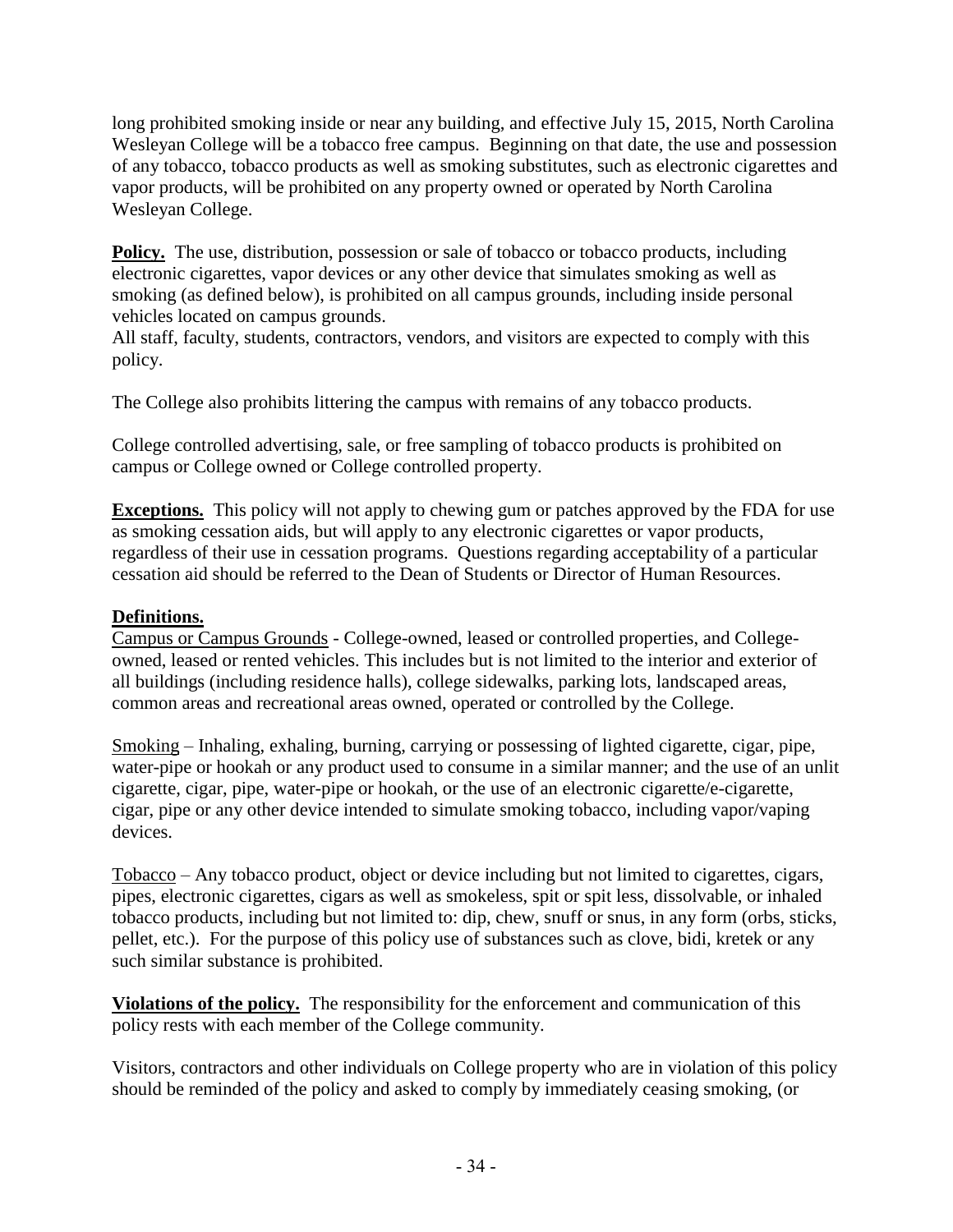long prohibited smoking inside or near any building, and effective July 15, 2015, North Carolina Wesleyan College will be a tobacco free campus. Beginning on that date, the use and possession of any tobacco, tobacco products as well as smoking substitutes, such as electronic cigarettes and vapor products, will be prohibited on any property owned or operated by North Carolina Wesleyan College.

**Policy.** The use, distribution, possession or sale of tobacco or tobacco products, including electronic cigarettes, vapor devices or any other device that simulates smoking as well as smoking (as defined below), is prohibited on all campus grounds, including inside personal vehicles located on campus grounds.
All staff, faculty, students, contractors, vendors, and visitors are expected to comply with this policy.

The College also prohibits littering the campus with remains of any tobacco products.

College controlled advertising, sale, or free sampling of tobacco products is prohibited on campus or College owned or College controlled property.

**Exceptions.** This policy will not apply to chewing gum or patches approved by the FDA for use as smoking cessation aids, but will apply to any electronic cigarettes or vapor products, regardless of their use in cessation programs. Questions regarding acceptability of a particular cessation aid should be referred to the Dean of Students or Director of Human Resources.

**Definitions.**

Campus or Campus Grounds - College-owned, leased or controlled properties, and College-owned, leased or rented vehicles. This includes but is not limited to the interior and exterior of all buildings (including residence halls), college sidewalks, parking lots, landscaped areas, common areas and recreational areas owned, operated or controlled by the College.

Smoking – Inhaling, exhaling, burning, carrying or possessing of lighted cigarette, cigar, pipe, water-pipe or hookah or any product used to consume in a similar manner; and the use of an unlit cigarette, cigar, pipe, water-pipe or hookah, or the use of an electronic cigarette/e-cigarette, cigar, pipe or any other device intended to simulate smoking tobacco, including vapor/vaping devices.

Tobacco – Any tobacco product, object or device including but not limited to cigarettes, cigars, pipes, electronic cigarettes, cigars as well as smokeless, spit or spit less, dissolvable, or inhaled tobacco products, including but not limited to: dip, chew, snuff or snus, in any form (orbs, sticks, pellet, etc.). For the purpose of this policy use of substances such as clove, bidi, kretek or any such similar substance is prohibited.

**Violations of the policy.** The responsibility for the enforcement and communication of this policy rests with each member of the College community.

Visitors, contractors and other individuals on College property who are in violation of this policy should be reminded of the policy and asked to comply by immediately ceasing smoking, (or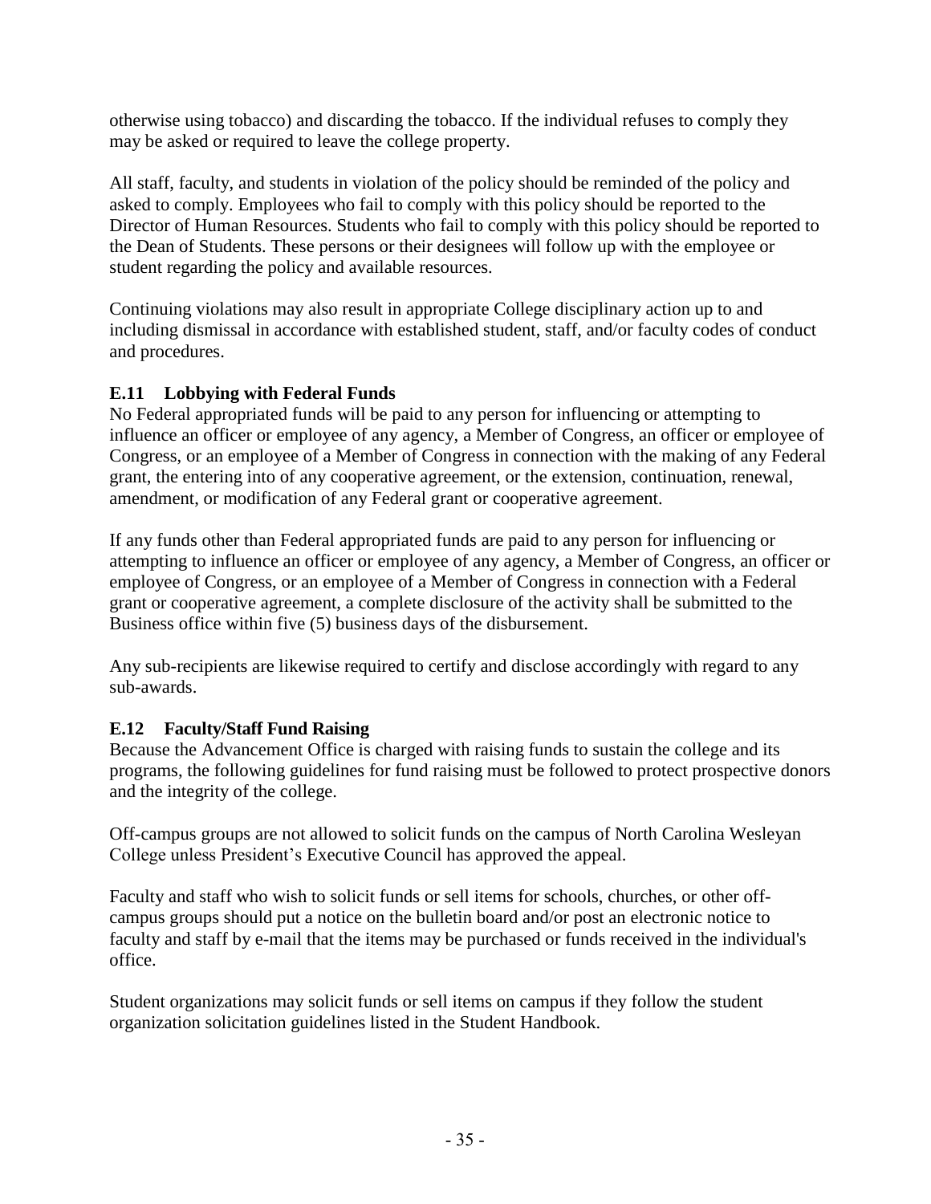otherwise using tobacco) and discarding the tobacco. If the individual refuses to comply they may be asked or required to leave the college property.

All staff, faculty, and students in violation of the policy should be reminded of the policy and asked to comply. Employees who fail to comply with this policy should be reported to the Director of Human Resources. Students who fail to comply with this policy should be reported to the Dean of Students. These persons or their designees will follow up with the employee or student regarding the policy and available resources.

Continuing violations may also result in appropriate College disciplinary action up to and including dismissal in accordance with established student, staff, and/or faculty codes of conduct and procedures.

### E.11 Lobbying with Federal Funds

No Federal appropriated funds will be paid to any person for influencing or attempting to influence an officer or employee of any agency, a Member of Congress, an officer or employee of Congress, or an employee of a Member of Congress in connection with the making of any Federal grant, the entering into of any cooperative agreement, or the extension, continuation, renewal, amendment, or modification of any Federal grant or cooperative agreement.

If any funds other than Federal appropriated funds are paid to any person for influencing or attempting to influence an officer or employee of any agency, a Member of Congress, an officer or employee of Congress, or an employee of a Member of Congress in connection with a Federal grant or cooperative agreement, a complete disclosure of the activity shall be submitted to the Business office within five (5) business days of the disbursement.

Any sub-recipients are likewise required to certify and disclose accordingly with regard to any sub-awards.

### E.12 Faculty/Staff Fund Raising

Because the Advancement Office is charged with raising funds to sustain the college and its programs, the following guidelines for fund raising must be followed to protect prospective donors and the integrity of the college.

Off-campus groups are not allowed to solicit funds on the campus of North Carolina Wesleyan College unless President's Executive Council has approved the appeal.

Faculty and staff who wish to solicit funds or sell items for schools, churches, or other off-campus groups should put a notice on the bulletin board and/or post an electronic notice to faculty and staff by e-mail that the items may be purchased or funds received in the individual's office.

Student organizations may solicit funds or sell items on campus if they follow the student organization solicitation guidelines listed in the Student Handbook.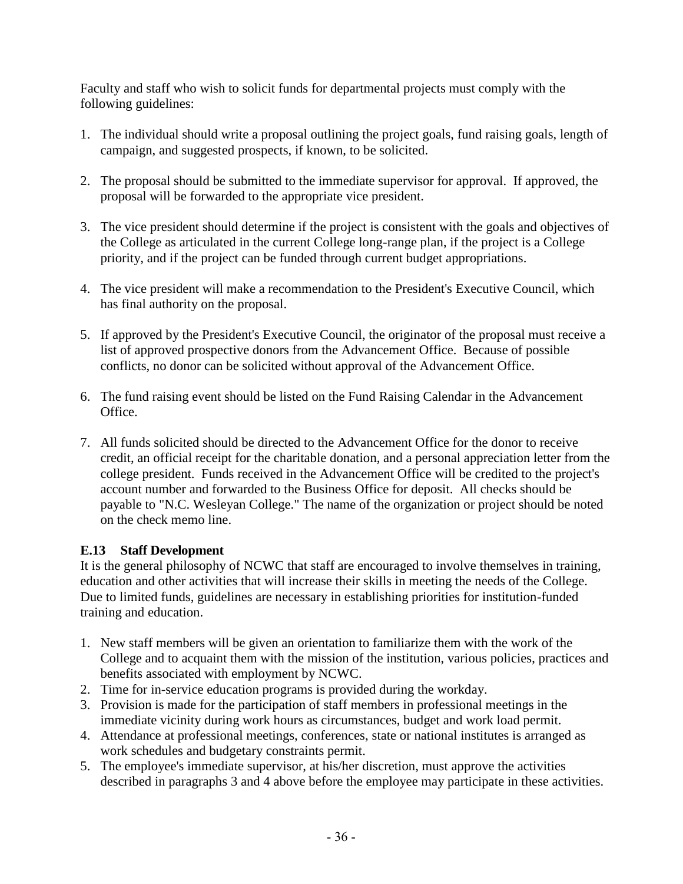Faculty and staff who wish to solicit funds for departmental projects must comply with the following guidelines:

1. The individual should write a proposal outlining the project goals, fund raising goals, length of campaign, and suggested prospects, if known, to be solicited.

2. The proposal should be submitted to the immediate supervisor for approval. If approved, the proposal will be forwarded to the appropriate vice president.

3. The vice president should determine if the project is consistent with the goals and objectives of the College as articulated in the current College long-range plan, if the project is a College priority, and if the project can be funded through current budget appropriations.

4. The vice president will make a recommendation to the President's Executive Council, which has final authority on the proposal.

5. If approved by the President's Executive Council, the originator of the proposal must receive a list of approved prospective donors from the Advancement Office. Because of possible conflicts, no donor can be solicited without approval of the Advancement Office.

6. The fund raising event should be listed on the Fund Raising Calendar in the Advancement Office.

7. All funds solicited should be directed to the Advancement Office for the donor to receive credit, an official receipt for the charitable donation, and a personal appreciation letter from the college president. Funds received in the Advancement Office will be credited to the project's account number and forwarded to the Business Office for deposit. All checks should be payable to "N.C. Wesleyan College." The name of the organization or project should be noted on the check memo line.

### E.13 Staff Development

It is the general philosophy of NCWC that staff are encouraged to involve themselves in training, education and other activities that will increase their skills in meeting the needs of the College. Due to limited funds, guidelines are necessary in establishing priorities for institution-funded training and education.

1. New staff members will be given an orientation to familiarize them with the work of the College and to acquaint them with the mission of the institution, various policies, practices and benefits associated with employment by NCWC.
2. Time for in-service education programs is provided during the workday.
3. Provision is made for the participation of staff members in professional meetings in the immediate vicinity during work hours as circumstances, budget and work load permit.
4. Attendance at professional meetings, conferences, state or national institutes is arranged as work schedules and budgetary constraints permit.
5. The employee's immediate supervisor, at his/her discretion, must approve the activities described in paragraphs 3 and 4 above before the employee may participate in these activities.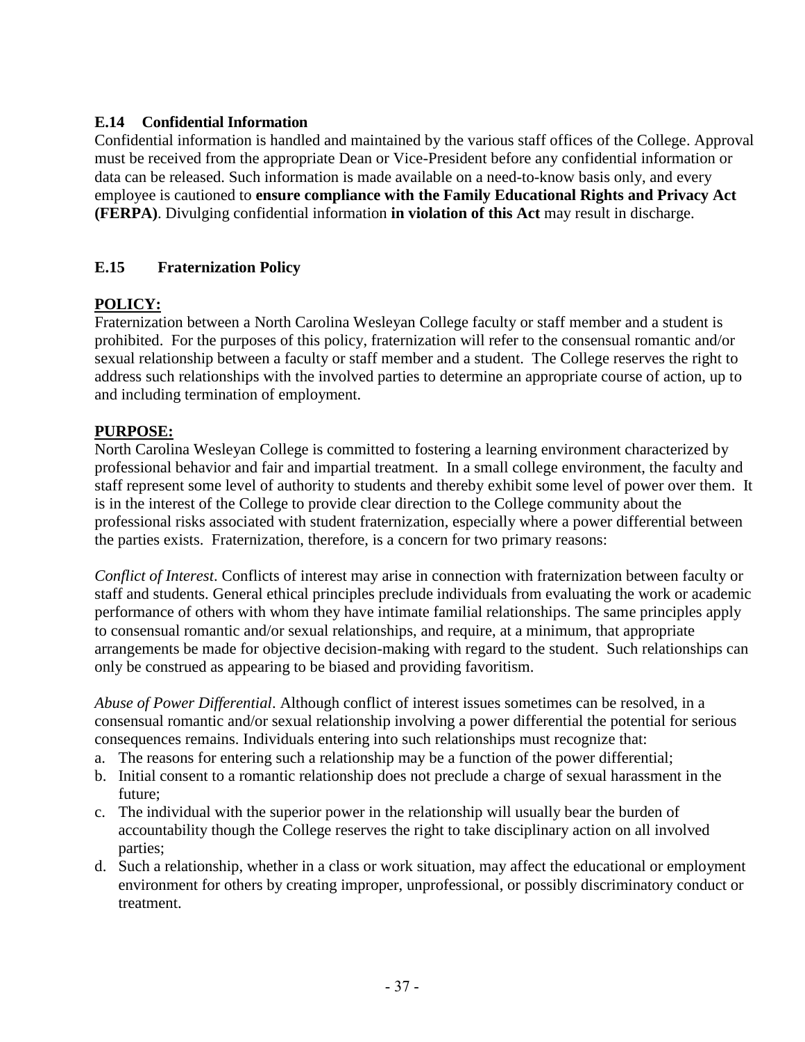### E.14 Confidential Information

Confidential information is handled and maintained by the various staff offices of the College. Approval must be received from the appropriate Dean or Vice-President before any confidential information or data can be released. Such information is made available on a need-to-know basis only, and every employee is cautioned to **ensure compliance with the Family Educational Rights and Privacy Act (FERPA)**. Divulging confidential information **in violation of this Act** may result in discharge.

### E.15 Fraternization Policy

**POLICY:**

Fraternization between a North Carolina Wesleyan College faculty or staff member and a student is prohibited. For the purposes of this policy, fraternization will refer to the consensual romantic and/or sexual relationship between a faculty or staff member and a student. The College reserves the right to address such relationships with the involved parties to determine an appropriate course of action, up to and including termination of employment.

**PURPOSE:**

North Carolina Wesleyan College is committed to fostering a learning environment characterized by professional behavior and fair and impartial treatment. In a small college environment, the faculty and staff represent some level of authority to students and thereby exhibit some level of power over them. It is in the interest of the College to provide clear direction to the College community about the professional risks associated with student fraternization, especially where a power differential between the parties exists. Fraternization, therefore, is a concern for two primary reasons:

*Conflict of Interest*. Conflicts of interest may arise in connection with fraternization between faculty or staff and students. General ethical principles preclude individuals from evaluating the work or academic performance of others with whom they have intimate familial relationships. The same principles apply to consensual romantic and/or sexual relationships, and require, at a minimum, that appropriate arrangements be made for objective decision-making with regard to the student. Such relationships can only be construed as appearing to be biased and providing favoritism.

*Abuse of Power Differential*. Although conflict of interest issues sometimes can be resolved, in a consensual romantic and/or sexual relationship involving a power differential the potential for serious consequences remains. Individuals entering into such relationships must recognize that:

a. The reasons for entering such a relationship may be a function of the power differential;
b. Initial consent to a romantic relationship does not preclude a charge of sexual harassment in the future;
c. The individual with the superior power in the relationship will usually bear the burden of accountability though the College reserves the right to take disciplinary action on all involved parties;
d. Such a relationship, whether in a class or work situation, may affect the educational or employment environment for others by creating improper, unprofessional, or possibly discriminatory conduct or treatment.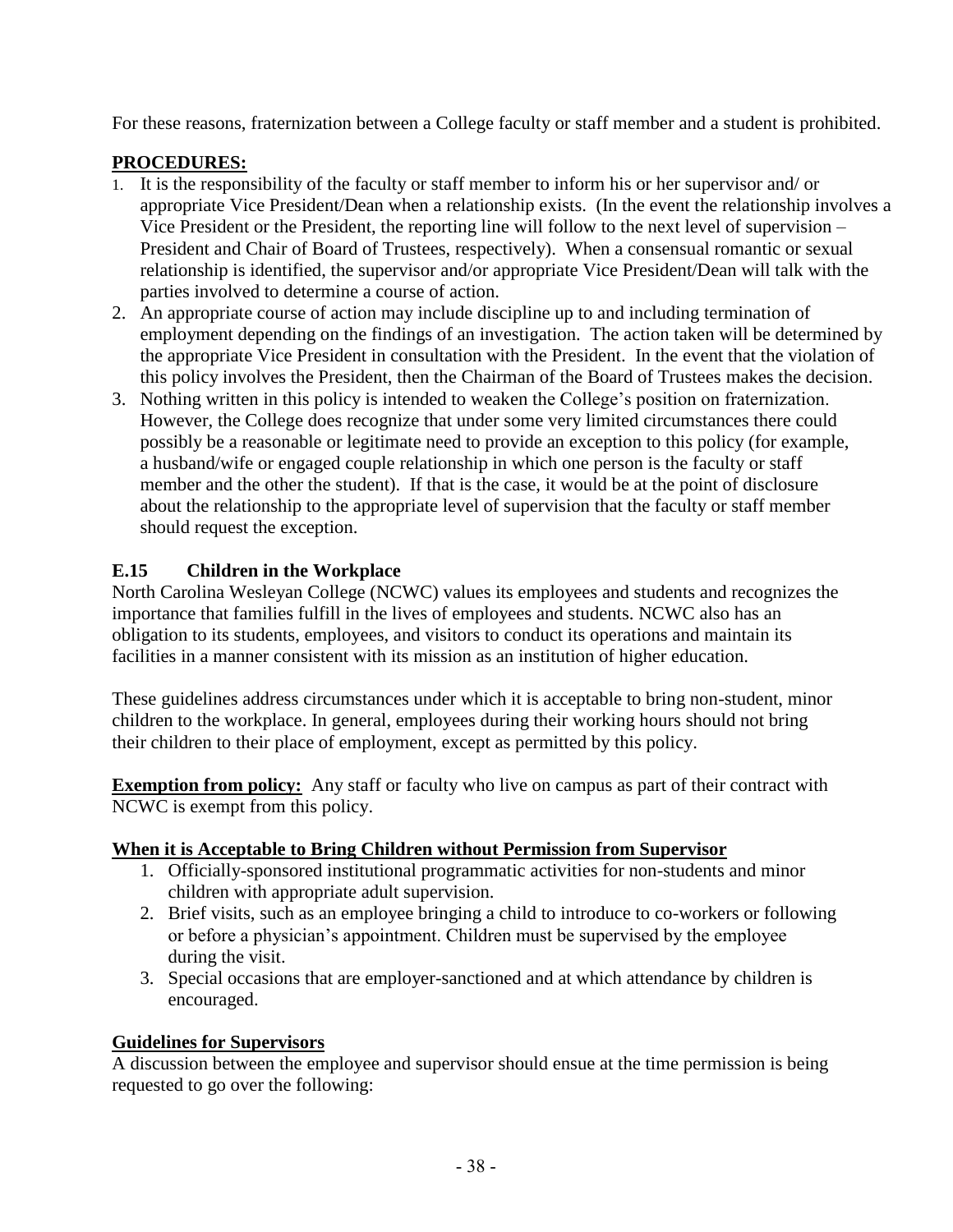For these reasons, fraternization between a College faculty or staff member and a student is prohibited.

**PROCEDURES:**

1. It is the responsibility of the faculty or staff member to inform his or her supervisor and/ or appropriate Vice President/Dean when a relationship exists. (In the event the relationship involves a Vice President or the President, the reporting line will follow to the next level of supervision – President and Chair of Board of Trustees, respectively). When a consensual romantic or sexual relationship is identified, the supervisor and/or appropriate Vice President/Dean will talk with the parties involved to determine a course of action.
2. An appropriate course of action may include discipline up to and including termination of employment depending on the findings of an investigation. The action taken will be determined by the appropriate Vice President in consultation with the President. In the event that the violation of this policy involves the President, then the Chairman of the Board of Trustees makes the decision.
3. Nothing written in this policy is intended to weaken the College's position on fraternization. However, the College does recognize that under some very limited circumstances there could possibly be a reasonable or legitimate need to provide an exception to this policy (for example, a husband/wife or engaged couple relationship in which one person is the faculty or staff member and the other the student). If that is the case, it would be at the point of disclosure about the relationship to the appropriate level of supervision that the faculty or staff member should request the exception.

### E.15 Children in the Workplace

North Carolina Wesleyan College (NCWC) values its employees and students and recognizes the importance that families fulfill in the lives of employees and students. NCWC also has an obligation to its students, employees, and visitors to conduct its operations and maintain its facilities in a manner consistent with its mission as an institution of higher education.

These guidelines address circumstances under which it is acceptable to bring non-student, minor children to the workplace. In general, employees during their working hours should not bring their children to their place of employment, except as permitted by this policy.

**Exemption from policy:** Any staff or faculty who live on campus as part of their contract with NCWC is exempt from this policy.

**When it is Acceptable to Bring Children without Permission from Supervisor**

1. Officially-sponsored institutional programmatic activities for non-students and minor children with appropriate adult supervision.
2. Brief visits, such as an employee bringing a child to introduce to co-workers or following or before a physician's appointment. Children must be supervised by the employee during the visit.
3. Special occasions that are employer-sanctioned and at which attendance by children is encouraged.

**Guidelines for Supervisors**

A discussion between the employee and supervisor should ensue at the time permission is being requested to go over the following: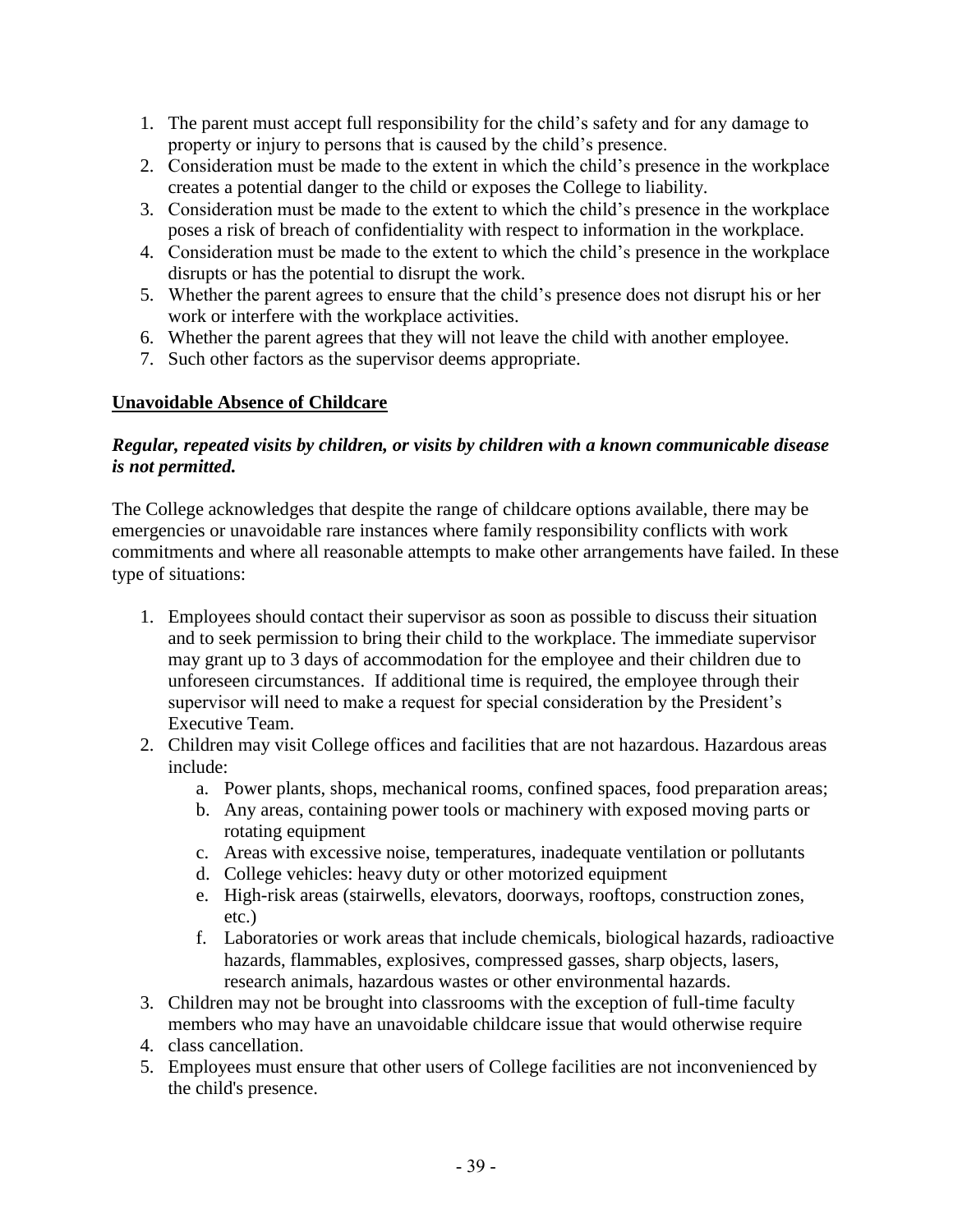1. The parent must accept full responsibility for the child's safety and for any damage to property or injury to persons that is caused by the child's presence.
2. Consideration must be made to the extent in which the child's presence in the workplace creates a potential danger to the child or exposes the College to liability.
3. Consideration must be made to the extent to which the child's presence in the workplace poses a risk of breach of confidentiality with respect to information in the workplace.
4. Consideration must be made to the extent to which the child's presence in the workplace disrupts or has the potential to disrupt the work.
5. Whether the parent agrees to ensure that the child's presence does not disrupt his or her work or interfere with the workplace activities.
6. Whether the parent agrees that they will not leave the child with another employee.
7. Such other factors as the supervisor deems appropriate.

**Unavoidable Absence of Childcare**

***Regular, repeated visits by children, or visits by children with a known communicable disease is not permitted.***

The College acknowledges that despite the range of childcare options available, there may be emergencies or unavoidable rare instances where family responsibility conflicts with work commitments and where all reasonable attempts to make other arrangements have failed. In these type of situations:

1. Employees should contact their supervisor as soon as possible to discuss their situation and to seek permission to bring their child to the workplace. The immediate supervisor may grant up to 3 days of accommodation for the employee and their children due to unforeseen circumstances. If additional time is required, the employee through their supervisor will need to make a request for special consideration by the President's Executive Team.
2. Children may visit College offices and facilities that are not hazardous. Hazardous areas include:
   a. Power plants, shops, mechanical rooms, confined spaces, food preparation areas;
   b. Any areas, containing power tools or machinery with exposed moving parts or rotating equipment
   c. Areas with excessive noise, temperatures, inadequate ventilation or pollutants
   d. College vehicles: heavy duty or other motorized equipment
   e. High-risk areas (stairwells, elevators, doorways, rooftops, construction zones, etc.)
   f. Laboratories or work areas that include chemicals, biological hazards, radioactive hazards, flammables, explosives, compressed gasses, sharp objects, lasers, research animals, hazardous wastes or other environmental hazards.
3. Children may not be brought into classrooms with the exception of full-time faculty members who may have an unavoidable childcare issue that would otherwise require
4. class cancellation.
5. Employees must ensure that other users of College facilities are not inconvenienced by the child's presence.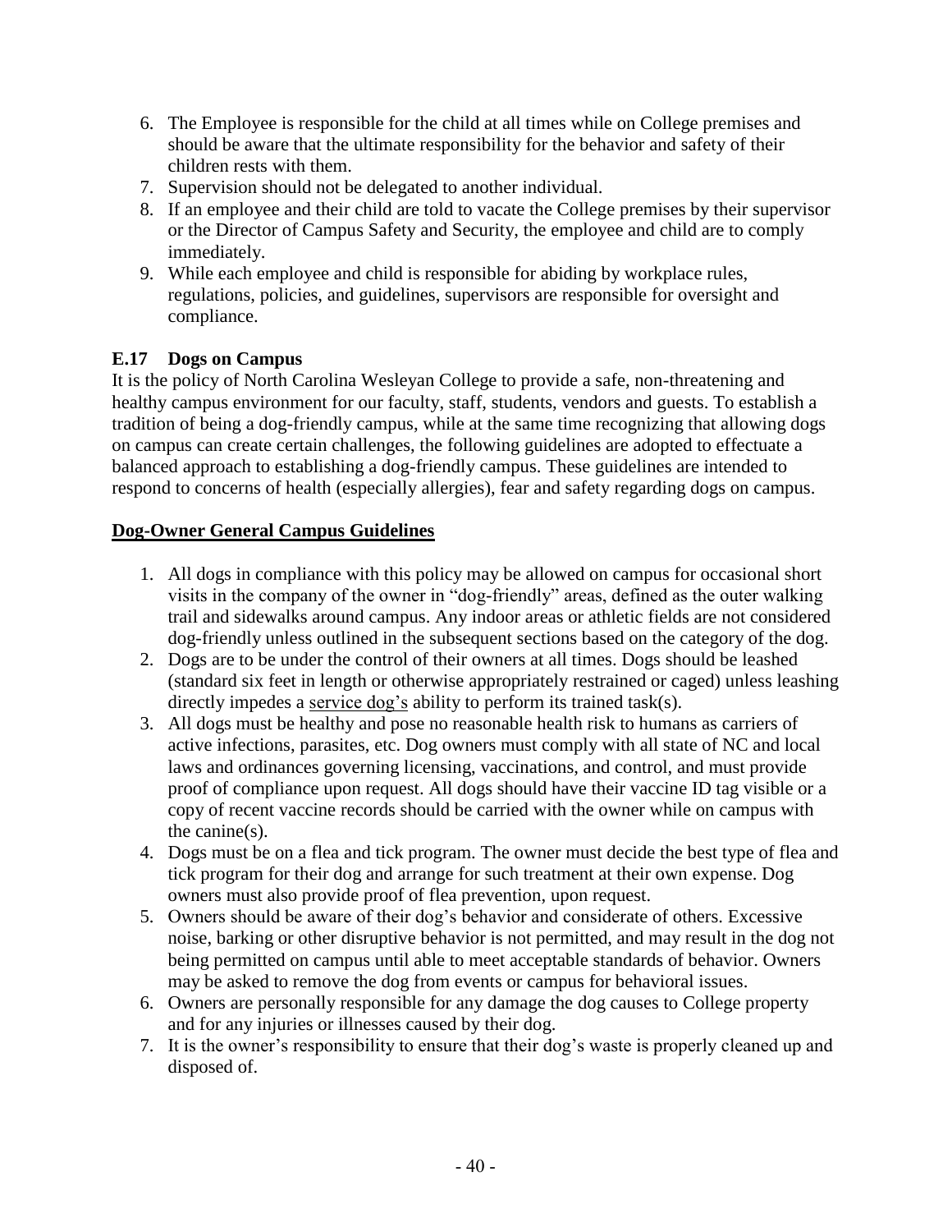6. The Employee is responsible for the child at all times while on College premises and should be aware that the ultimate responsibility for the behavior and safety of their children rests with them.
7. Supervision should not be delegated to another individual.
8. If an employee and their child are told to vacate the College premises by their supervisor or the Director of Campus Safety and Security, the employee and child are to comply immediately.
9. While each employee and child is responsible for abiding by workplace rules, regulations, policies, and guidelines, supervisors are responsible for oversight and compliance.

### E.17 Dogs on Campus

It is the policy of North Carolina Wesleyan College to provide a safe, non-threatening and healthy campus environment for our faculty, staff, students, vendors and guests. To establish a tradition of being a dog-friendly campus, while at the same time recognizing that allowing dogs on campus can create certain challenges, the following guidelines are adopted to effectuate a balanced approach to establishing a dog-friendly campus. These guidelines are intended to respond to concerns of health (especially allergies), fear and safety regarding dogs on campus.

**Dog-Owner General Campus Guidelines**

1. All dogs in compliance with this policy may be allowed on campus for occasional short visits in the company of the owner in "dog-friendly" areas, defined as the outer walking trail and sidewalks around campus. Any indoor areas or athletic fields are not considered dog-friendly unless outlined in the subsequent sections based on the category of the dog.
2. Dogs are to be under the control of their owners at all times. Dogs should be leashed (standard six feet in length or otherwise appropriately restrained or caged) unless leashing directly impedes a service dog's ability to perform its trained task(s).
3. All dogs must be healthy and pose no reasonable health risk to humans as carriers of active infections, parasites, etc. Dog owners must comply with all state of NC and local laws and ordinances governing licensing, vaccinations, and control, and must provide proof of compliance upon request. All dogs should have their vaccine ID tag visible or a copy of recent vaccine records should be carried with the owner while on campus with the canine(s).
4. Dogs must be on a flea and tick program. The owner must decide the best type of flea and tick program for their dog and arrange for such treatment at their own expense. Dog owners must also provide proof of flea prevention, upon request.
5. Owners should be aware of their dog's behavior and considerate of others. Excessive noise, barking or other disruptive behavior is not permitted, and may result in the dog not being permitted on campus until able to meet acceptable standards of behavior. Owners may be asked to remove the dog from events or campus for behavioral issues.
6. Owners are personally responsible for any damage the dog causes to College property and for any injuries or illnesses caused by their dog.
7. It is the owner's responsibility to ensure that their dog's waste is properly cleaned up and disposed of.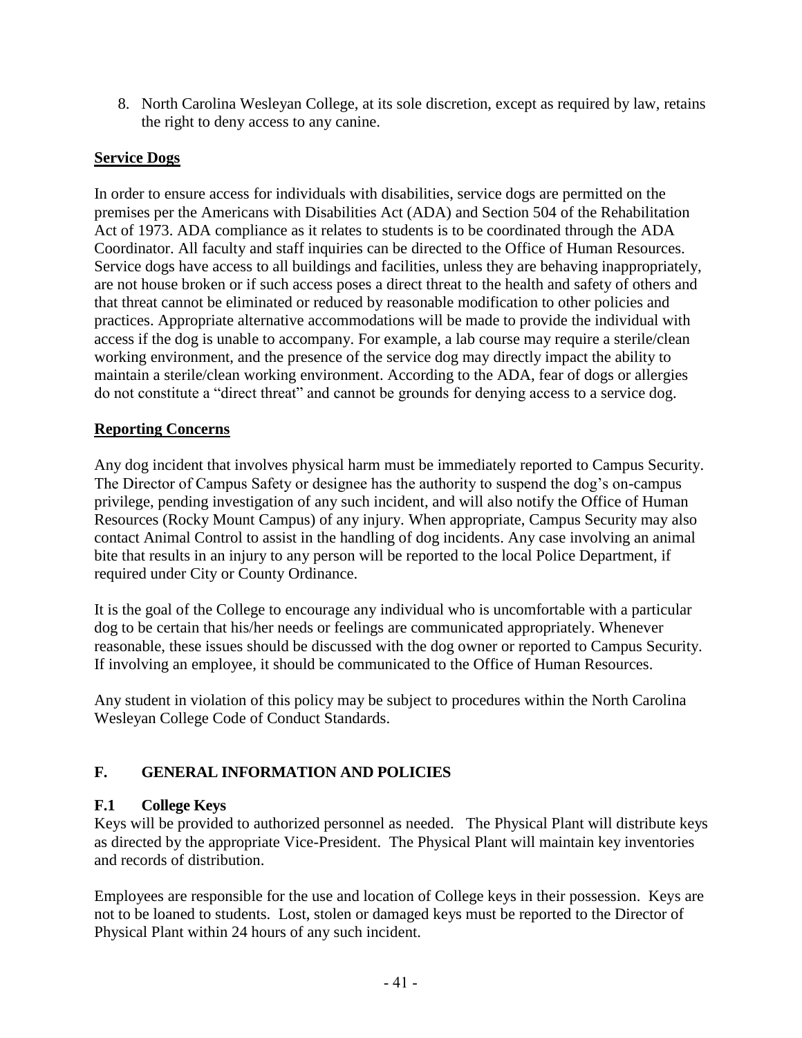8. North Carolina Wesleyan College, at its sole discretion, except as required by law, retains the right to deny access to any canine.

**Service Dogs**

In order to ensure access for individuals with disabilities, service dogs are permitted on the premises per the Americans with Disabilities Act (ADA) and Section 504 of the Rehabilitation Act of 1973. ADA compliance as it relates to students is to be coordinated through the ADA Coordinator. All faculty and staff inquiries can be directed to the Office of Human Resources. Service dogs have access to all buildings and facilities, unless they are behaving inappropriately, are not house broken or if such access poses a direct threat to the health and safety of others and that threat cannot be eliminated or reduced by reasonable modification to other policies and practices. Appropriate alternative accommodations will be made to provide the individual with access if the dog is unable to accompany. For example, a lab course may require a sterile/clean working environment, and the presence of the service dog may directly impact the ability to maintain a sterile/clean working environment. According to the ADA, fear of dogs or allergies do not constitute a "direct threat" and cannot be grounds for denying access to a service dog.

**Reporting Concerns**

Any dog incident that involves physical harm must be immediately reported to Campus Security. The Director of Campus Safety or designee has the authority to suspend the dog's on-campus privilege, pending investigation of any such incident, and will also notify the Office of Human Resources (Rocky Mount Campus) of any injury. When appropriate, Campus Security may also contact Animal Control to assist in the handling of dog incidents. Any case involving an animal bite that results in an injury to any person will be reported to the local Police Department, if required under City or County Ordinance.

It is the goal of the College to encourage any individual who is uncomfortable with a particular dog to be certain that his/her needs or feelings are communicated appropriately. Whenever reasonable, these issues should be discussed with the dog owner or reported to Campus Security. If involving an employee, it should be communicated to the Office of Human Resources.

Any student in violation of this policy may be subject to procedures within the North Carolina Wesleyan College Code of Conduct Standards.

## F. GENERAL INFORMATION AND POLICIES

### F.1 College Keys

Keys will be provided to authorized personnel as needed. The Physical Plant will distribute keys as directed by the appropriate Vice-President. The Physical Plant will maintain key inventories and records of distribution.

Employees are responsible for the use and location of College keys in their possession. Keys are not to be loaned to students. Lost, stolen or damaged keys must be reported to the Director of Physical Plant within 24 hours of any such incident.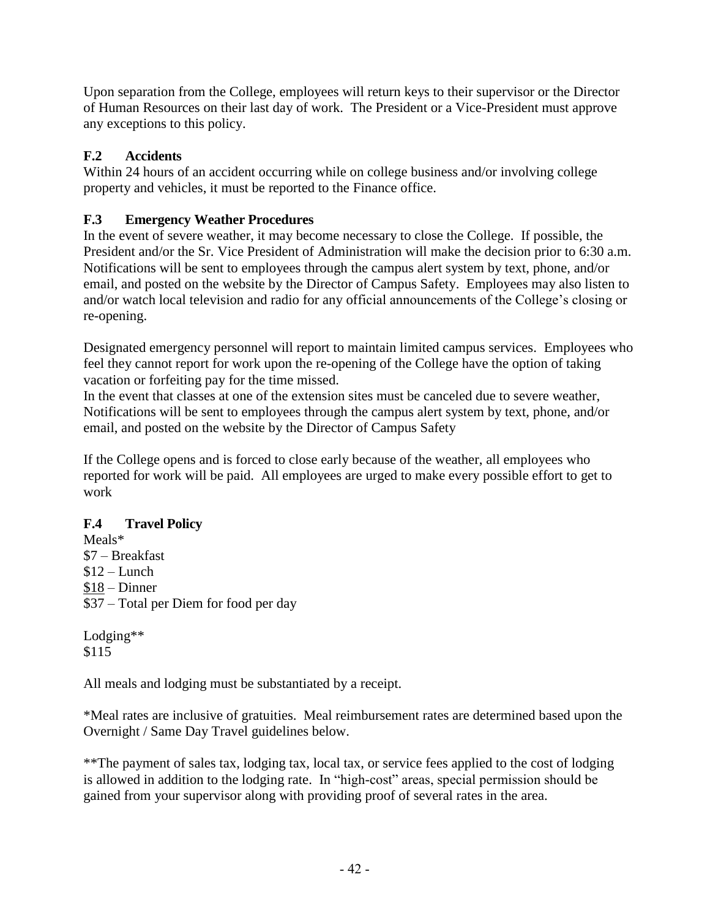Upon separation from the College, employees will return keys to their supervisor or the Director of Human Resources on their last day of work. The President or a Vice-President must approve any exceptions to this policy.

### F.2 Accidents

Within 24 hours of an accident occurring while on college business and/or involving college property and vehicles, it must be reported to the Finance office.

### F.3 Emergency Weather Procedures

In the event of severe weather, it may become necessary to close the College. If possible, the President and/or the Sr. Vice President of Administration will make the decision prior to 6:30 a.m. Notifications will be sent to employees through the campus alert system by text, phone, and/or email, and posted on the website by the Director of Campus Safety. Employees may also listen to and/or watch local television and radio for any official announcements of the College's closing or re-opening.

Designated emergency personnel will report to maintain limited campus services. Employees who feel they cannot report for work upon the re-opening of the College have the option of taking vacation or forfeiting pay for the time missed.
In the event that classes at one of the extension sites must be canceled due to severe weather, Notifications will be sent to employees through the campus alert system by text, phone, and/or email, and posted on the website by the Director of Campus Safety

If the College opens and is forced to close early because of the weather, all employees who reported for work will be paid. All employees are urged to make every possible effort to get to work

### F.4 Travel Policy

Meals*
$7 – Breakfast
$12 – Lunch
<u>$18</u> – Dinner
$37 – Total per Diem for food per day

Lodging**
$115

All meals and lodging must be substantiated by a receipt.

*Meal rates are inclusive of gratuities. Meal reimbursement rates are determined based upon the Overnight / Same Day Travel guidelines below.

**The payment of sales tax, lodging tax, local tax, or service fees applied to the cost of lodging is allowed in addition to the lodging rate. In "high-cost" areas, special permission should be gained from your supervisor along with providing proof of several rates in the area.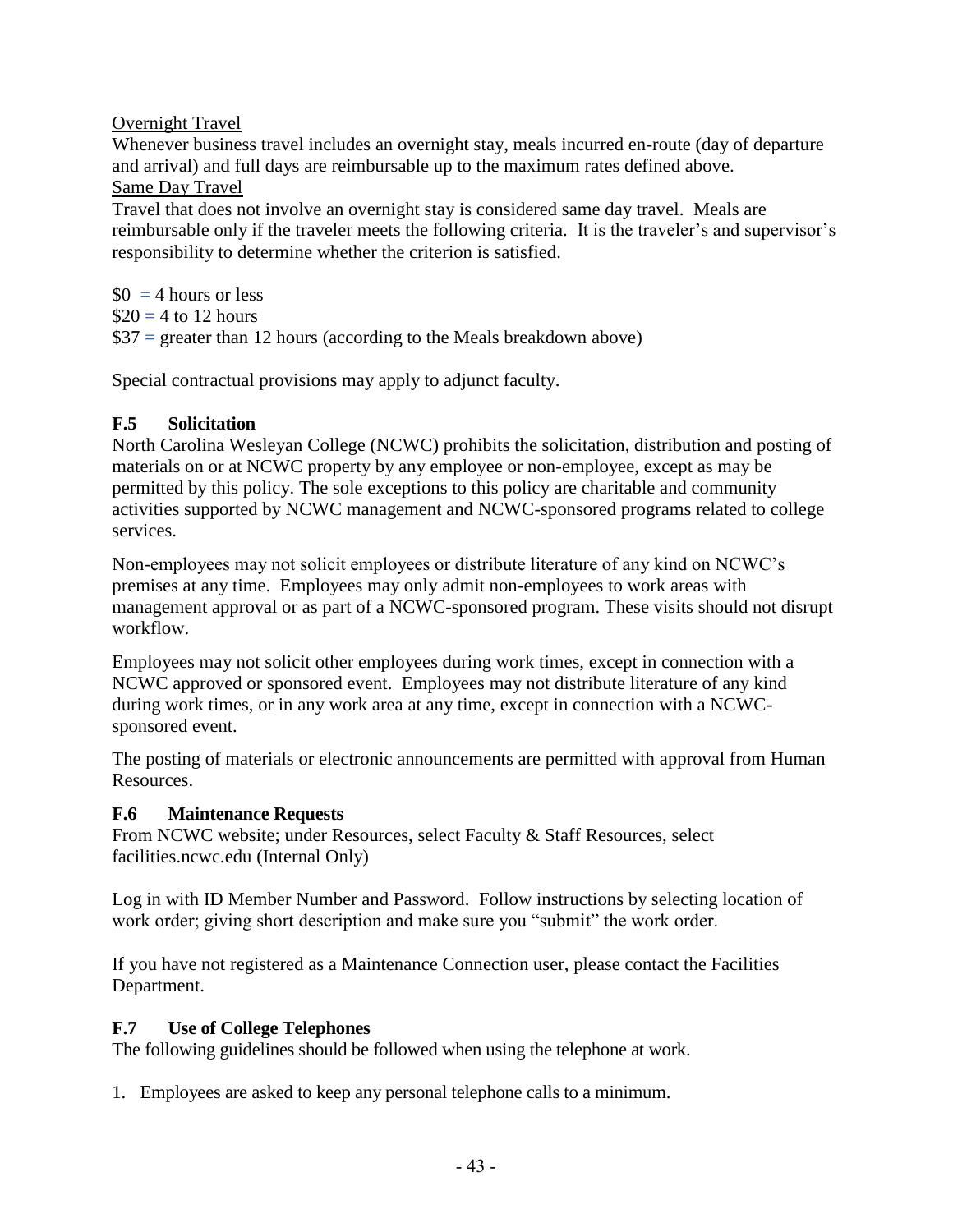Overnight Travel

Whenever business travel includes an overnight stay, meals incurred en-route (day of departure and arrival) and full days are reimbursable up to the maximum rates defined above.

Same Day Travel

Travel that does not involve an overnight stay is considered same day travel. Meals are reimbursable only if the traveler meets the following criteria. It is the traveler's and supervisor's responsibility to determine whether the criterion is satisfied.

$0 = 4 hours or less
$20 = 4 to 12 hours
$37 = greater than 12 hours (according to the Meals breakdown above)

Special contractual provisions may apply to adjunct faculty.

### F.5 Solicitation

North Carolina Wesleyan College (NCWC) prohibits the solicitation, distribution and posting of materials on or at NCWC property by any employee or non-employee, except as may be permitted by this policy. The sole exceptions to this policy are charitable and community activities supported by NCWC management and NCWC-sponsored programs related to college services.

Non-employees may not solicit employees or distribute literature of any kind on NCWC's premises at any time. Employees may only admit non-employees to work areas with management approval or as part of a NCWC-sponsored program. These visits should not disrupt workflow.

Employees may not solicit other employees during work times, except in connection with a NCWC approved or sponsored event. Employees may not distribute literature of any kind during work times, or in any work area at any time, except in connection with a NCWC-sponsored event.

The posting of materials or electronic announcements are permitted with approval from Human Resources.

### F.6 Maintenance Requests

From NCWC website; under Resources, select Faculty & Staff Resources, select facilities.ncwc.edu (Internal Only)

Log in with ID Member Number and Password. Follow instructions by selecting location of work order; giving short description and make sure you "submit" the work order.

If you have not registered as a Maintenance Connection user, please contact the Facilities Department.

### F.7 Use of College Telephones

The following guidelines should be followed when using the telephone at work.

1. Employees are asked to keep any personal telephone calls to a minimum.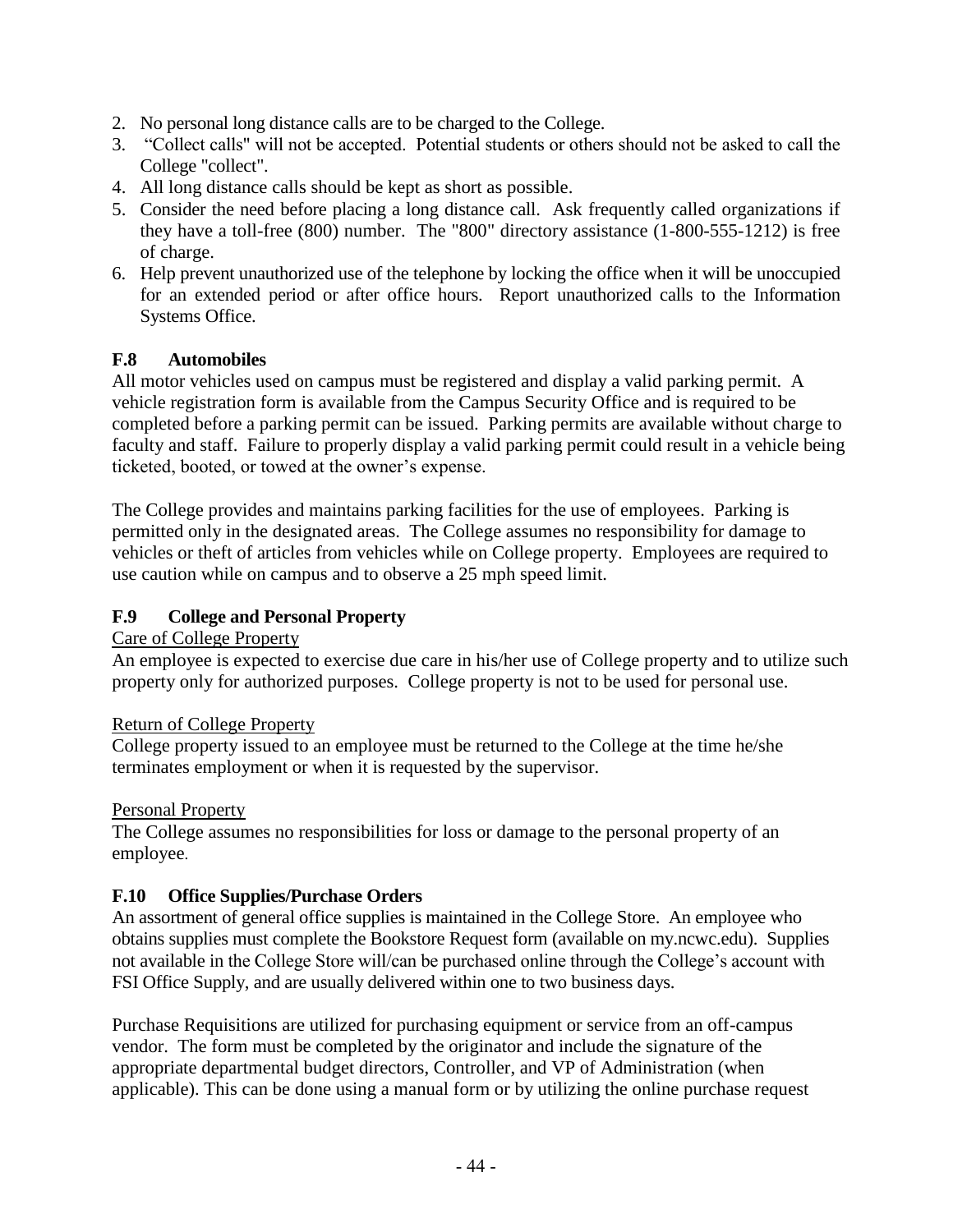2. No personal long distance calls are to be charged to the College.
3. "Collect calls" will not be accepted. Potential students or others should not be asked to call the College "collect".
4. All long distance calls should be kept as short as possible.
5. Consider the need before placing a long distance call. Ask frequently called organizations if they have a toll-free (800) number. The "800" directory assistance (1-800-555-1212) is free of charge.
6. Help prevent unauthorized use of the telephone by locking the office when it will be unoccupied for an extended period or after office hours. Report unauthorized calls to the Information Systems Office.

### F.8 Automobiles

All motor vehicles used on campus must be registered and display a valid parking permit. A vehicle registration form is available from the Campus Security Office and is required to be completed before a parking permit can be issued. Parking permits are available without charge to faculty and staff. Failure to properly display a valid parking permit could result in a vehicle being ticketed, booted, or towed at the owner's expense.

The College provides and maintains parking facilities for the use of employees. Parking is permitted only in the designated areas. The College assumes no responsibility for damage to vehicles or theft of articles from vehicles while on College property. Employees are required to use caution while on campus and to observe a 25 mph speed limit.

### F.9 College and Personal Property

<u>Care of College Property</u>

An employee is expected to exercise due care in his/her use of College property and to utilize such property only for authorized purposes. College property is not to be used for personal use.

<u>Return of College Property</u>

College property issued to an employee must be returned to the College at the time he/she terminates employment or when it is requested by the supervisor.

<u>Personal Property</u>

The College assumes no responsibilities for loss or damage to the personal property of an employee.

### F.10 Office Supplies/Purchase Orders

An assortment of general office supplies is maintained in the College Store. An employee who obtains supplies must complete the Bookstore Request form (available on my.ncwc.edu). Supplies not available in the College Store will/can be purchased online through the College's account with FSI Office Supply, and are usually delivered within one to two business days.

Purchase Requisitions are utilized for purchasing equipment or service from an off-campus vendor. The form must be completed by the originator and include the signature of the appropriate departmental budget directors, Controller, and VP of Administration (when applicable). This can be done using a manual form or by utilizing the online purchase request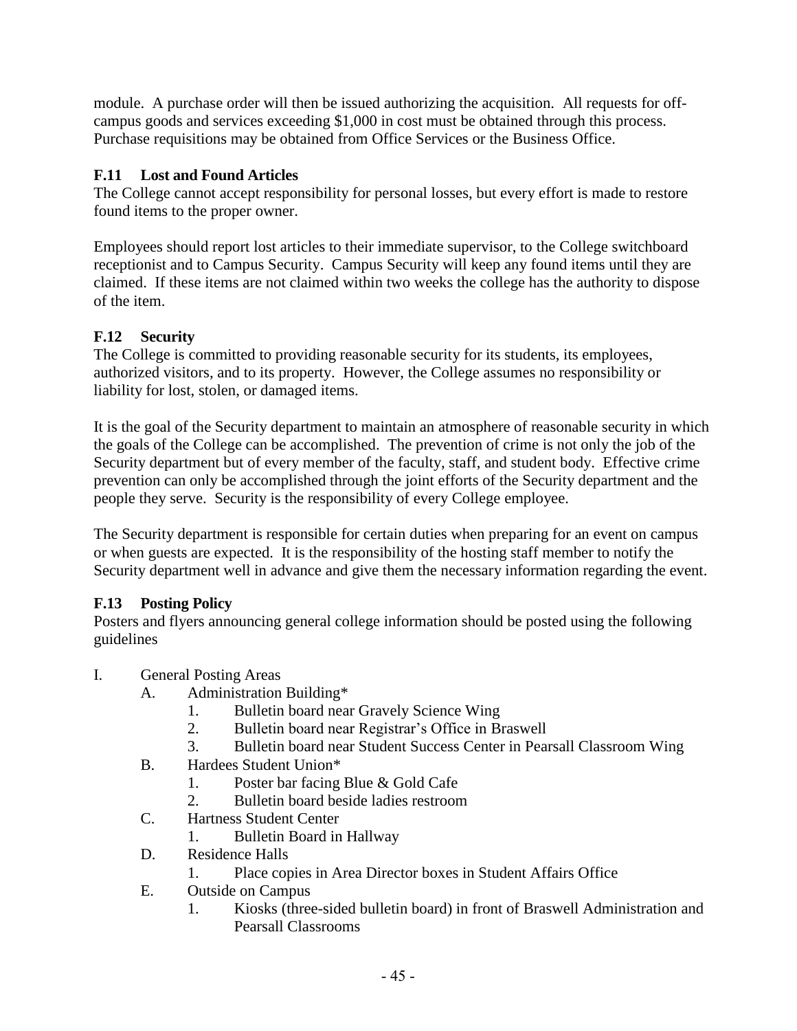module. A purchase order will then be issued authorizing the acquisition. All requests for off-campus goods and services exceeding $1,000 in cost must be obtained through this process. Purchase requisitions may be obtained from Office Services or the Business Office.

### F.11 Lost and Found Articles

The College cannot accept responsibility for personal losses, but every effort is made to restore found items to the proper owner.

Employees should report lost articles to their immediate supervisor, to the College switchboard receptionist and to Campus Security. Campus Security will keep any found items until they are claimed. If these items are not claimed within two weeks the college has the authority to dispose of the item.

### F.12 Security

The College is committed to providing reasonable security for its students, its employees, authorized visitors, and to its property. However, the College assumes no responsibility or liability for lost, stolen, or damaged items.

It is the goal of the Security department to maintain an atmosphere of reasonable security in which the goals of the College can be accomplished. The prevention of crime is not only the job of the Security department but of every member of the faculty, staff, and student body. Effective crime prevention can only be accomplished through the joint efforts of the Security department and the people they serve. Security is the responsibility of every College employee.

The Security department is responsible for certain duties when preparing for an event on campus or when guests are expected. It is the responsibility of the hosting staff member to notify the Security department well in advance and give them the necessary information regarding the event.

### F.13 Posting Policy

Posters and flyers announcing general college information should be posted using the following guidelines

I. General Posting Areas
   - A. Administration Building*
     1. Bulletin board near Gravely Science Wing
     2. Bulletin board near Registrar's Office in Braswell
     3. Bulletin board near Student Success Center in Pearsall Classroom Wing
   - B. Hardees Student Union*
     1. Poster bar facing Blue & Gold Cafe
     2. Bulletin board beside ladies restroom
   - C. Hartness Student Center
     1. Bulletin Board in Hallway
   - D. Residence Halls
     1. Place copies in Area Director boxes in Student Affairs Office
   - E. Outside on Campus
     1. Kiosks (three-sided bulletin board) in front of Braswell Administration and Pearsall Classrooms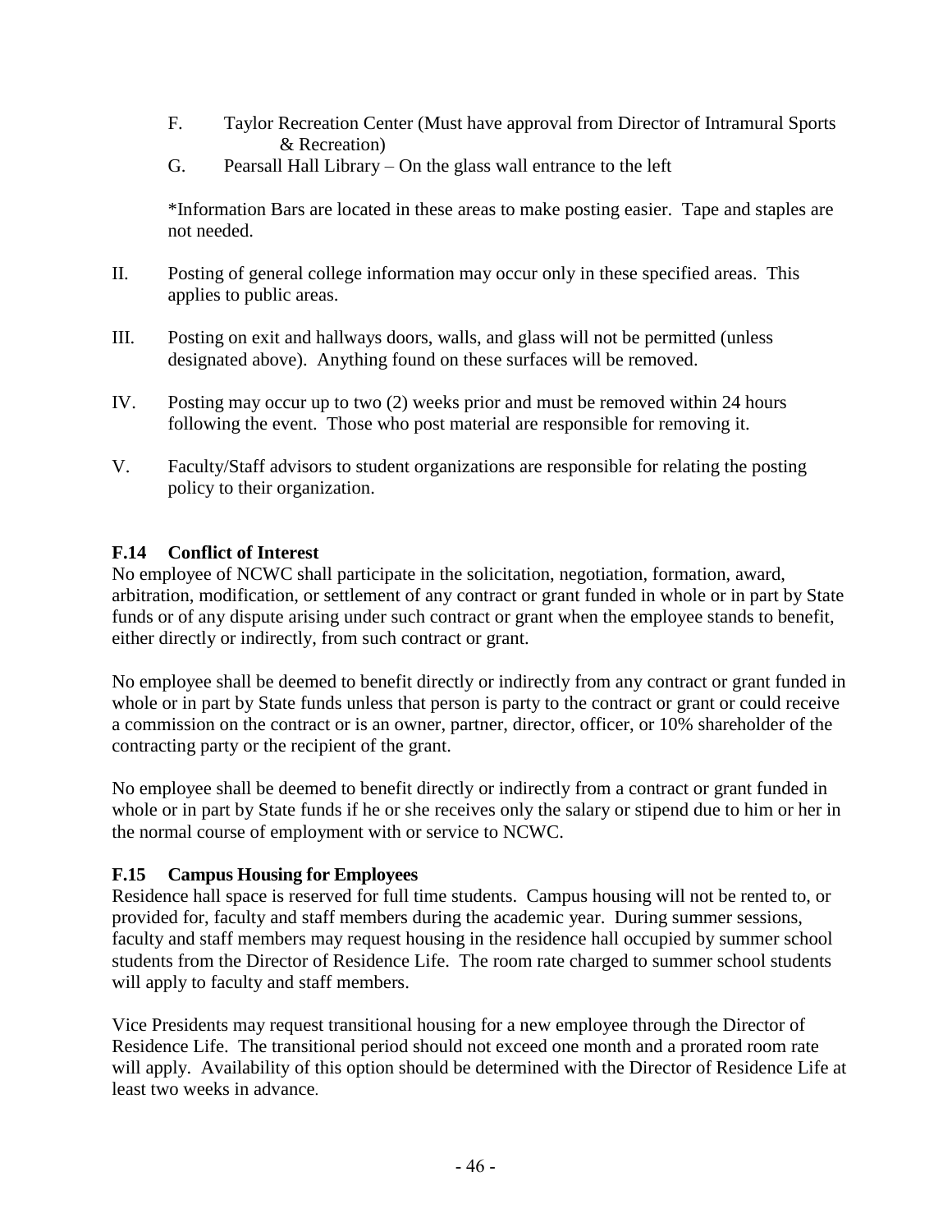F. Taylor Recreation Center (Must have approval from Director of Intramural Sports & Recreation)

G. Pearsall Hall Library – On the glass wall entrance to the left

*Information Bars are located in these areas to make posting easier. Tape and staples are not needed.

II. Posting of general college information may occur only in these specified areas. This applies to public areas.

III. Posting on exit and hallways doors, walls, and glass will not be permitted (unless designated above). Anything found on these surfaces will be removed.

IV. Posting may occur up to two (2) weeks prior and must be removed within 24 hours following the event. Those who post material are responsible for removing it.

V. Faculty/Staff advisors to student organizations are responsible for relating the posting policy to their organization.

### F.14 Conflict of Interest

No employee of NCWC shall participate in the solicitation, negotiation, formation, award, arbitration, modification, or settlement of any contract or grant funded in whole or in part by State funds or of any dispute arising under such contract or grant when the employee stands to benefit, either directly or indirectly, from such contract or grant.

No employee shall be deemed to benefit directly or indirectly from any contract or grant funded in whole or in part by State funds unless that person is party to the contract or grant or could receive a commission on the contract or is an owner, partner, director, officer, or 10% shareholder of the contracting party or the recipient of the grant.

No employee shall be deemed to benefit directly or indirectly from a contract or grant funded in whole or in part by State funds if he or she receives only the salary or stipend due to him or her in the normal course of employment with or service to NCWC.

### F.15 Campus Housing for Employees

Residence hall space is reserved for full time students. Campus housing will not be rented to, or provided for, faculty and staff members during the academic year. During summer sessions, faculty and staff members may request housing in the residence hall occupied by summer school students from the Director of Residence Life. The room rate charged to summer school students will apply to faculty and staff members.

Vice Presidents may request transitional housing for a new employee through the Director of Residence Life. The transitional period should not exceed one month and a prorated room rate will apply. Availability of this option should be determined with the Director of Residence Life at least two weeks in advance.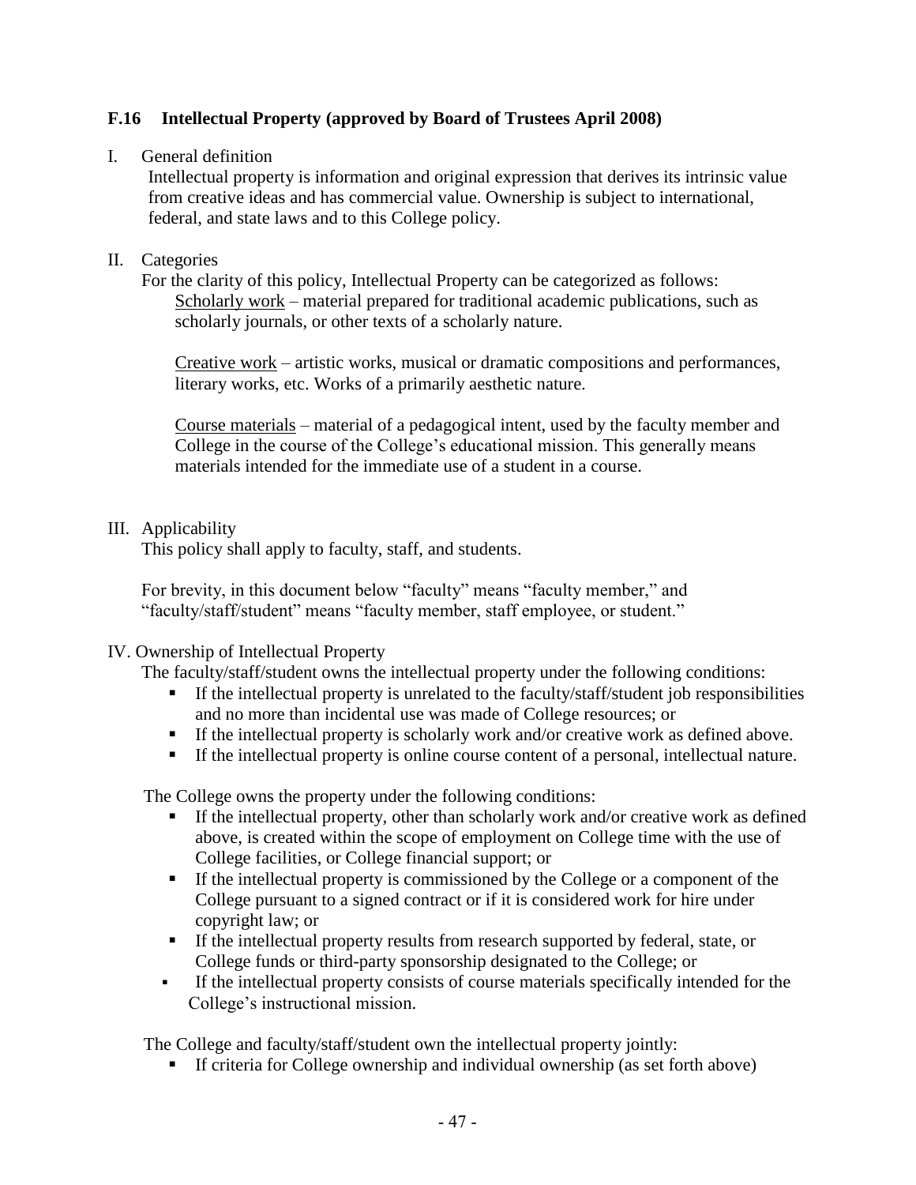### F.16 Intellectual Property (approved by Board of Trustees April 2008)

I. General definition

Intellectual property is information and original expression that derives its intrinsic value from creative ideas and has commercial value. Ownership is subject to international, federal, and state laws and to this College policy.

II. Categories

For the clarity of this policy, Intellectual Property can be categorized as follows:

<u>Scholarly work</u> – material prepared for traditional academic publications, such as scholarly journals, or other texts of a scholarly nature.

<u>Creative work</u> – artistic works, musical or dramatic compositions and performances, literary works, etc. Works of a primarily aesthetic nature.

<u>Course materials</u> – material of a pedagogical intent, used by the faculty member and College in the course of the College's educational mission. This generally means materials intended for the immediate use of a student in a course.

III. Applicability

This policy shall apply to faculty, staff, and students.

For brevity, in this document below "faculty" means "faculty member," and "faculty/staff/student" means "faculty member, staff employee, or student."

IV. Ownership of Intellectual Property

The faculty/staff/student owns the intellectual property under the following conditions:

- If the intellectual property is unrelated to the faculty/staff/student job responsibilities and no more than incidental use was made of College resources; or
- If the intellectual property is scholarly work and/or creative work as defined above.
- If the intellectual property is online course content of a personal, intellectual nature.

The College owns the property under the following conditions:

- If the intellectual property, other than scholarly work and/or creative work as defined above, is created within the scope of employment on College time with the use of College facilities, or College financial support; or
- If the intellectual property is commissioned by the College or a component of the College pursuant to a signed contract or if it is considered work for hire under copyright law; or
- If the intellectual property results from research supported by federal, state, or College funds or third-party sponsorship designated to the College; or
- If the intellectual property consists of course materials specifically intended for the College's instructional mission.

The College and faculty/staff/student own the intellectual property jointly:

- If criteria for College ownership and individual ownership (as set forth above)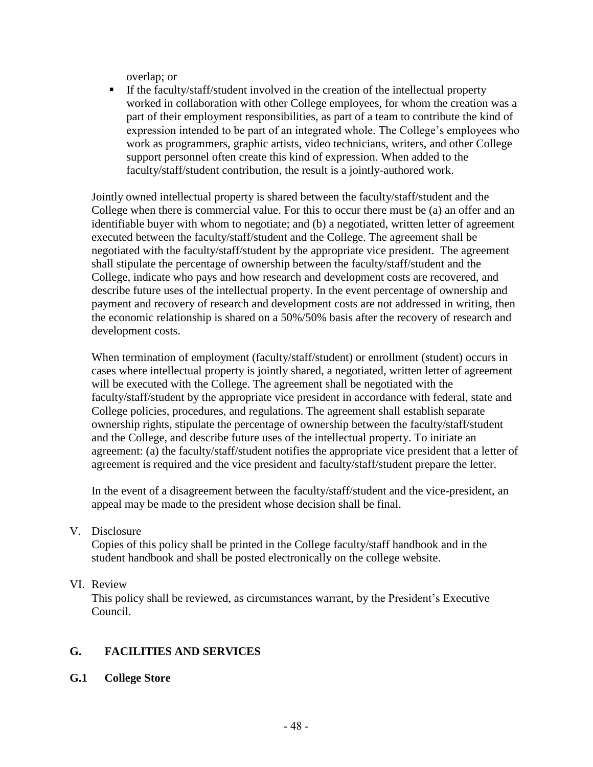overlap; or

- If the faculty/staff/student involved in the creation of the intellectual property worked in collaboration with other College employees, for whom the creation was a part of their employment responsibilities, as part of a team to contribute the kind of expression intended to be part of an integrated whole. The College's employees who work as programmers, graphic artists, video technicians, writers, and other College support personnel often create this kind of expression. When added to the faculty/staff/student contribution, the result is a jointly-authored work.

Jointly owned intellectual property is shared between the faculty/staff/student and the College when there is commercial value. For this to occur there must be (a) an offer and an identifiable buyer with whom to negotiate; and (b) a negotiated, written letter of agreement executed between the faculty/staff/student and the College. The agreement shall be negotiated with the faculty/staff/student by the appropriate vice president. The agreement shall stipulate the percentage of ownership between the faculty/staff/student and the College, indicate who pays and how research and development costs are recovered, and describe future uses of the intellectual property. In the event percentage of ownership and payment and recovery of research and development costs are not addressed in writing, then the economic relationship is shared on a 50%/50% basis after the recovery of research and development costs.

When termination of employment (faculty/staff/student) or enrollment (student) occurs in cases where intellectual property is jointly shared, a negotiated, written letter of agreement will be executed with the College. The agreement shall be negotiated with the faculty/staff/student by the appropriate vice president in accordance with federal, state and College policies, procedures, and regulations. The agreement shall establish separate ownership rights, stipulate the percentage of ownership between the faculty/staff/student and the College, and describe future uses of the intellectual property. To initiate an agreement: (a) the faculty/staff/student notifies the appropriate vice president that a letter of agreement is required and the vice president and faculty/staff/student prepare the letter.

In the event of a disagreement between the faculty/staff/student and the vice-president, an appeal may be made to the president whose decision shall be final.

V. Disclosure

Copies of this policy shall be printed in the College faculty/staff handbook and in the student handbook and shall be posted electronically on the college website.

VI. Review

This policy shall be reviewed, as circumstances warrant, by the President's Executive Council.

## G. FACILITIES AND SERVICES

### G.1 College Store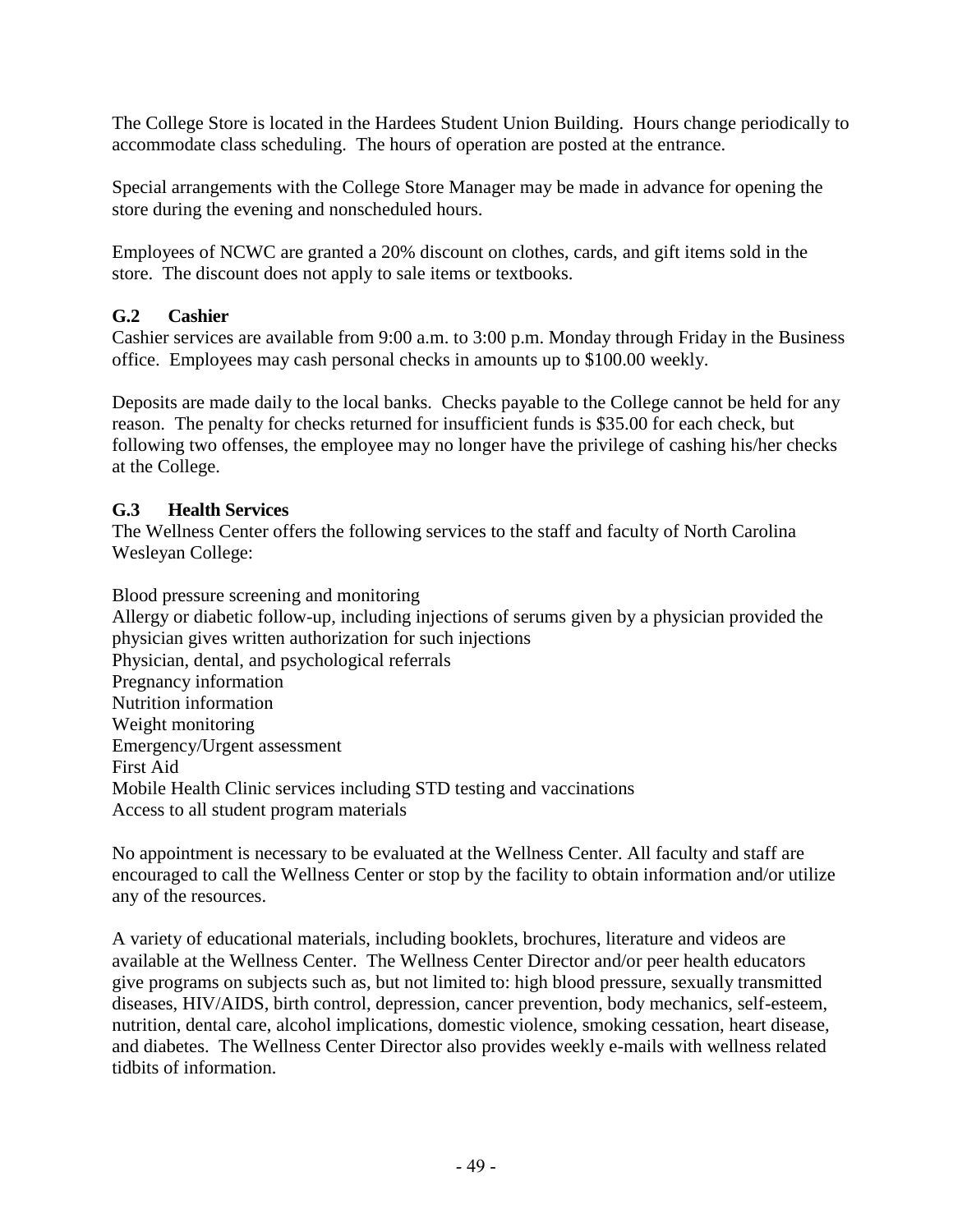The College Store is located in the Hardees Student Union Building. Hours change periodically to accommodate class scheduling. The hours of operation are posted at the entrance.

Special arrangements with the College Store Manager may be made in advance for opening the store during the evening and nonscheduled hours.

Employees of NCWC are granted a 20% discount on clothes, cards, and gift items sold in the store. The discount does not apply to sale items or textbooks.

### G.2 Cashier

Cashier services are available from 9:00 a.m. to 3:00 p.m. Monday through Friday in the Business office. Employees may cash personal checks in amounts up to $100.00 weekly.

Deposits are made daily to the local banks. Checks payable to the College cannot be held for any reason. The penalty for checks returned for insufficient funds is $35.00 for each check, but following two offenses, the employee may no longer have the privilege of cashing his/her checks at the College.

### G.3 Health Services

The Wellness Center offers the following services to the staff and faculty of North Carolina Wesleyan College:

Blood pressure screening and monitoring
Allergy or diabetic follow-up, including injections of serums given by a physician provided the physician gives written authorization for such injections
Physician, dental, and psychological referrals
Pregnancy information
Nutrition information
Weight monitoring
Emergency/Urgent assessment
First Aid
Mobile Health Clinic services including STD testing and vaccinations
Access to all student program materials

No appointment is necessary to be evaluated at the Wellness Center. All faculty and staff are encouraged to call the Wellness Center or stop by the facility to obtain information and/or utilize any of the resources.

A variety of educational materials, including booklets, brochures, literature and videos are available at the Wellness Center. The Wellness Center Director and/or peer health educators give programs on subjects such as, but not limited to: high blood pressure, sexually transmitted diseases, HIV/AIDS, birth control, depression, cancer prevention, body mechanics, self-esteem, nutrition, dental care, alcohol implications, domestic violence, smoking cessation, heart disease, and diabetes. The Wellness Center Director also provides weekly e-mails with wellness related tidbits of information.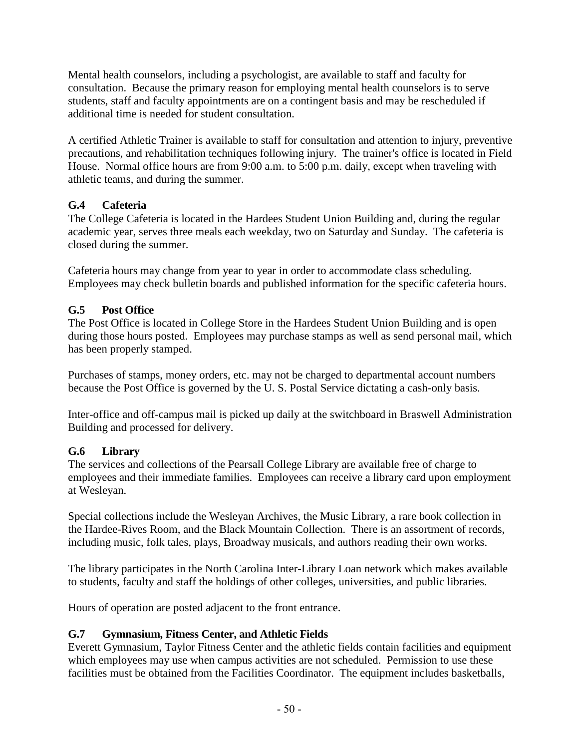Mental health counselors, including a psychologist, are available to staff and faculty for consultation. Because the primary reason for employing mental health counselors is to serve students, staff and faculty appointments are on a contingent basis and may be rescheduled if additional time is needed for student consultation.

A certified Athletic Trainer is available to staff for consultation and attention to injury, preventive precautions, and rehabilitation techniques following injury. The trainer's office is located in Field House. Normal office hours are from 9:00 a.m. to 5:00 p.m. daily, except when traveling with athletic teams, and during the summer.

### G.4 Cafeteria

The College Cafeteria is located in the Hardees Student Union Building and, during the regular academic year, serves three meals each weekday, two on Saturday and Sunday. The cafeteria is closed during the summer.

Cafeteria hours may change from year to year in order to accommodate class scheduling. Employees may check bulletin boards and published information for the specific cafeteria hours.

### G.5 Post Office

The Post Office is located in College Store in the Hardees Student Union Building and is open during those hours posted. Employees may purchase stamps as well as send personal mail, which has been properly stamped.

Purchases of stamps, money orders, etc. may not be charged to departmental account numbers because the Post Office is governed by the U. S. Postal Service dictating a cash-only basis.

Inter-office and off-campus mail is picked up daily at the switchboard in Braswell Administration Building and processed for delivery.

### G.6 Library

The services and collections of the Pearsall College Library are available free of charge to employees and their immediate families. Employees can receive a library card upon employment at Wesleyan.

Special collections include the Wesleyan Archives, the Music Library, a rare book collection in the Hardee-Rives Room, and the Black Mountain Collection. There is an assortment of records, including music, folk tales, plays, Broadway musicals, and authors reading their own works.

The library participates in the North Carolina Inter-Library Loan network which makes available to students, faculty and staff the holdings of other colleges, universities, and public libraries.

Hours of operation are posted adjacent to the front entrance.

### G.7 Gymnasium, Fitness Center, and Athletic Fields

Everett Gymnasium, Taylor Fitness Center and the athletic fields contain facilities and equipment which employees may use when campus activities are not scheduled. Permission to use these facilities must be obtained from the Facilities Coordinator. The equipment includes basketballs,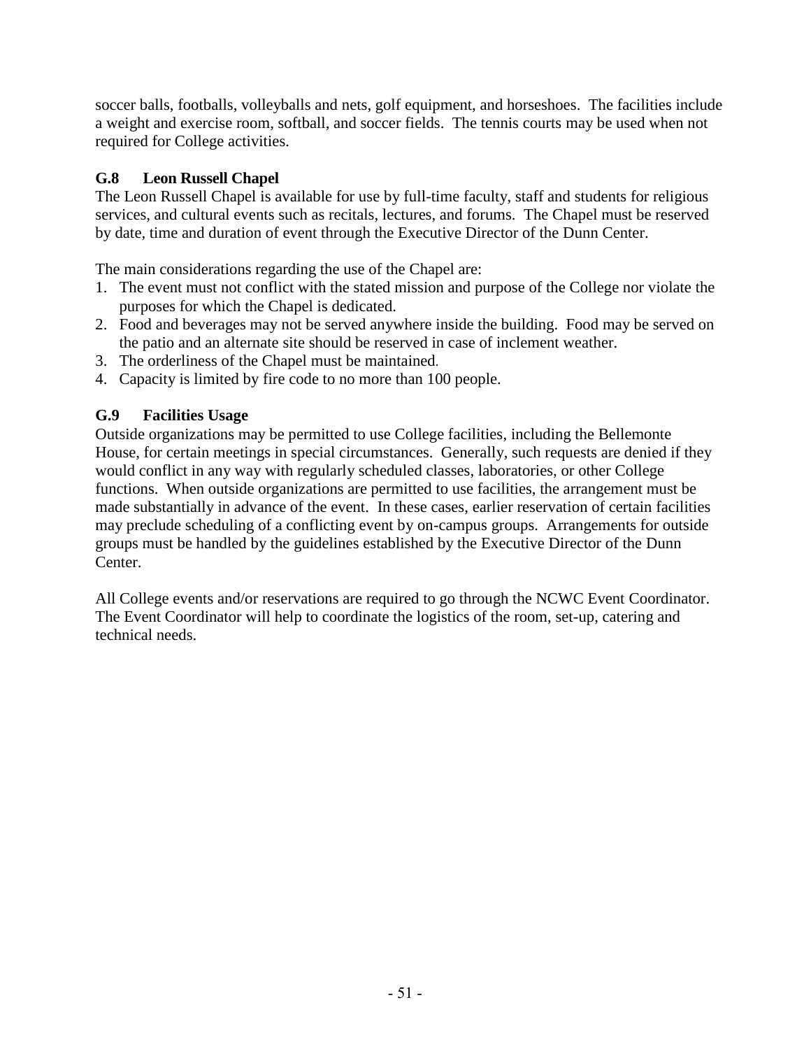soccer balls, footballs, volleyballs and nets, golf equipment, and horseshoes. The facilities include a weight and exercise room, softball, and soccer fields. The tennis courts may be used when not required for College activities.

### G.8 Leon Russell Chapel

The Leon Russell Chapel is available for use by full-time faculty, staff and students for religious services, and cultural events such as recitals, lectures, and forums. The Chapel must be reserved by date, time and duration of event through the Executive Director of the Dunn Center.

The main considerations regarding the use of the Chapel are:

1. The event must not conflict with the stated mission and purpose of the College nor violate the purposes for which the Chapel is dedicated.
2. Food and beverages may not be served anywhere inside the building. Food may be served on the patio and an alternate site should be reserved in case of inclement weather.
3. The orderliness of the Chapel must be maintained.
4. Capacity is limited by fire code to no more than 100 people.

### G.9 Facilities Usage

Outside organizations may be permitted to use College facilities, including the Bellemonte House, for certain meetings in special circumstances. Generally, such requests are denied if they would conflict in any way with regularly scheduled classes, laboratories, or other College functions. When outside organizations are permitted to use facilities, the arrangement must be made substantially in advance of the event. In these cases, earlier reservation of certain facilities may preclude scheduling of a conflicting event by on-campus groups. Arrangements for outside groups must be handled by the guidelines established by the Executive Director of the Dunn Center.

All College events and/or reservations are required to go through the NCWC Event Coordinator. The Event Coordinator will help to coordinate the logistics of the room, set-up, catering and technical needs.